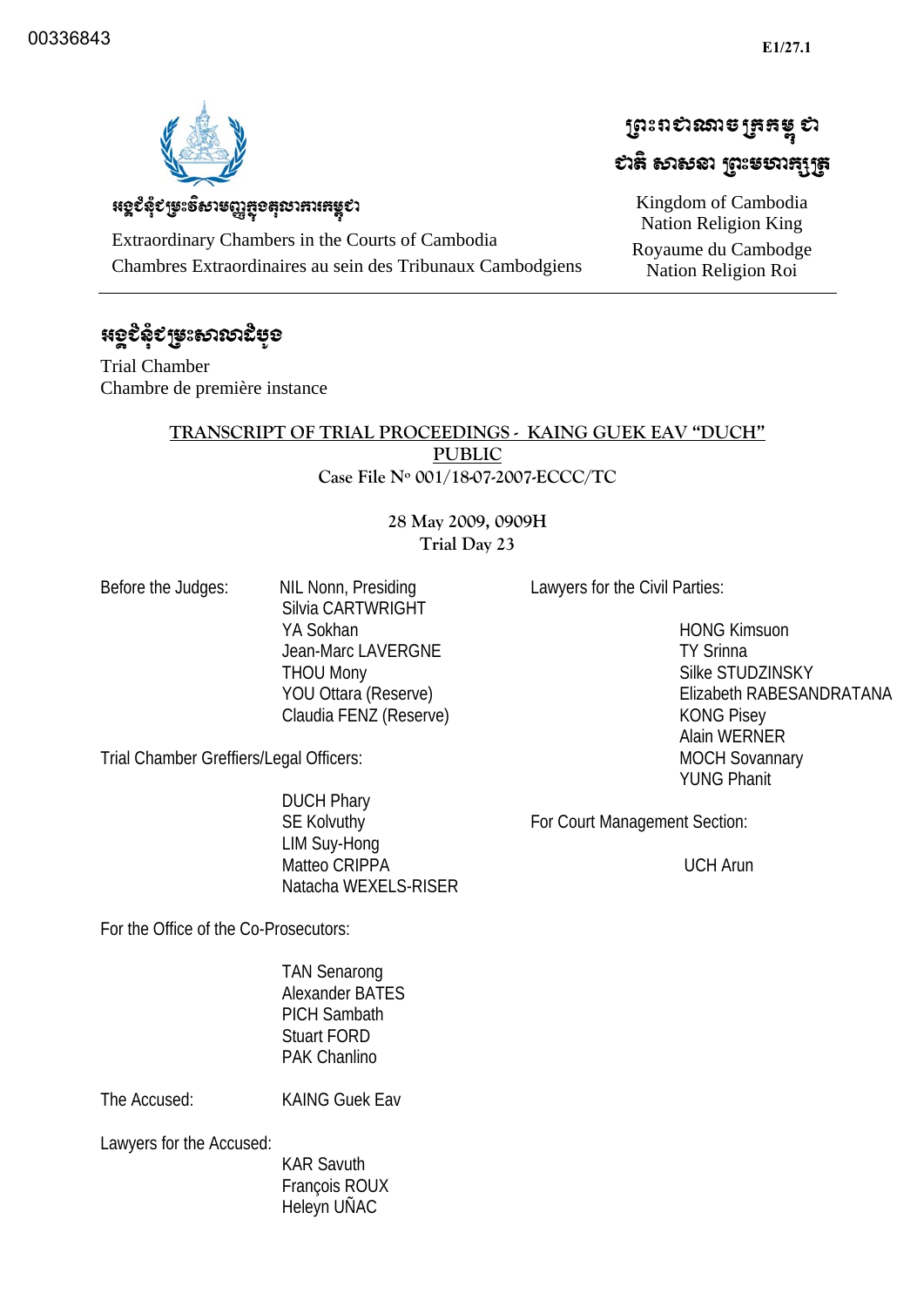00336843

E1/27.1

អង្គជំនុំជម្រះវិសាមញ្ញក្នុងតុលាការកម្ពុជា

Extraordinary Chambers in the Courts of Cambodia
Chambres Extraordinaires au sein des Tribunaux Cambodgiens

ព្រះរាជាណាចក្រកម្ពុជា
ជាតិ សាសនា ព្រះមហាក្សត្រ

Kingdom of Cambodia
Nation Religion King
Royaume du Cambodge
Nation Religion Roi

អង្គជំនុំជម្រះសាលាដំបូង

Trial Chamber
Chambre de première instance

## TRANSCRIPT OF TRIAL PROCEEDINGS - KAING GUEK EAV "DUCH"

## PUBLIC

Case File Nº 001/18-07-2007-ECCC/TC

28 May 2009, 0909H
Trial Day 23

Before the Judges:
- NIL Nonn, Presiding
- Silvia CARTWRIGHT
- YA Sokhan
- Jean-Marc LAVERGNE
- THOU Mony
- YOU Ottara (Reserve)
- Claudia FENZ (Reserve)

Trial Chamber Greffiers/Legal Officers:
- DUCH Phary
- SE Kolvuthy
- LIM Suy-Hong
- Matteo CRIPPA
- Natacha WEXELS-RISER

For the Office of the Co-Prosecutors:
- TAN Senarong
- Alexander BATES
- PICH Sambath
- Stuart FORD
- PAK Chanlino

The Accused: KAING Guek Eav

Lawyers for the Accused:
- KAR Savuth
- François ROUX
- Heleyn UÑAC

Lawyers for the Civil Parties:
- HONG Kimsuon
- TY Srinna
- Silke STUDZINSKY
- Elizabeth RABESANDRATANA
- KONG Pisey
- Alain WERNER
- MOCH Sovannary
- YUNG Phanit

For Court Management Section:
- UCH Arun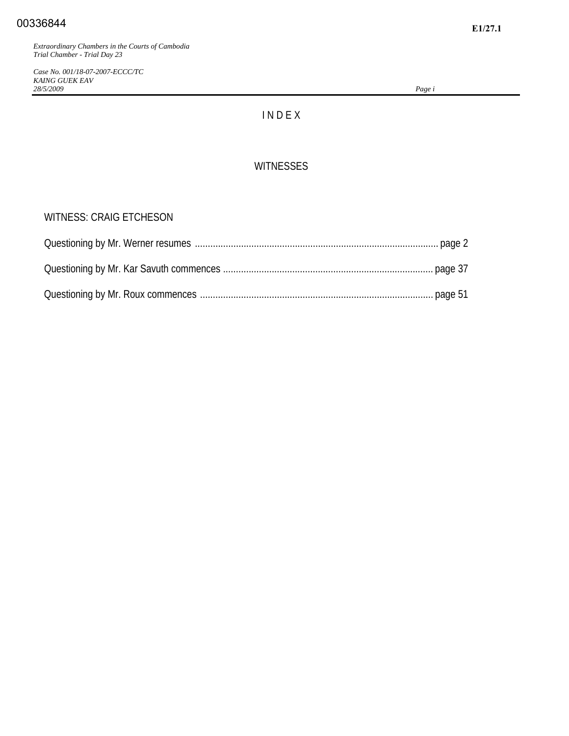# INDEX

## WITNESSES

WITNESS: CRAIG ETCHESON

Questioning by Mr. Werner resumes .............................................................................................. page 2

Questioning by Mr. Kar Savuth commences ................................................................................. page 37

Questioning by Mr. Roux commences .......................................................................................... page 51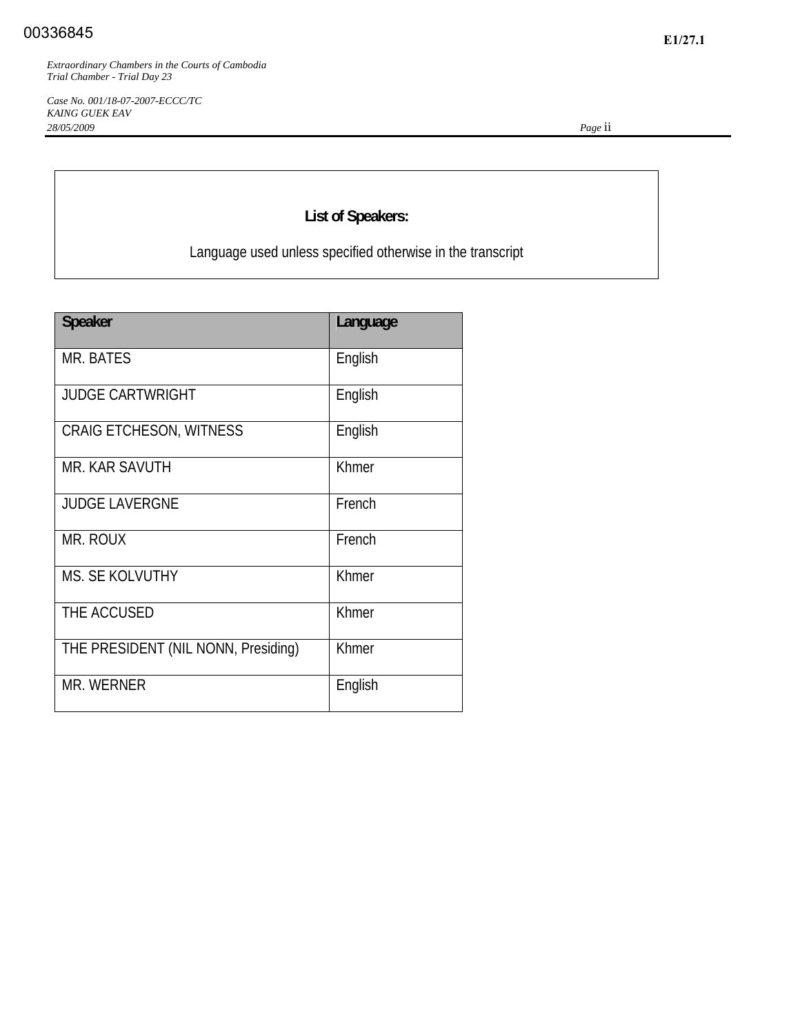**List of Speakers:**

Language used unless specified otherwise in the transcript

| Speaker | Language |
|---|---|
| MR. BATES | English |
| JUDGE CARTWRIGHT | English |
| CRAIG ETCHESON, WITNESS | English |
| MR. KAR SAVUTH | Khmer |
| JUDGE LAVERGNE | French |
| MR. ROUX | French |
| MS. SE KOLVUTHY | Khmer |
| THE ACCUSED | Khmer |
| THE PRESIDENT (NIL NONN, Presiding) | Khmer |
| MR. WERNER | English |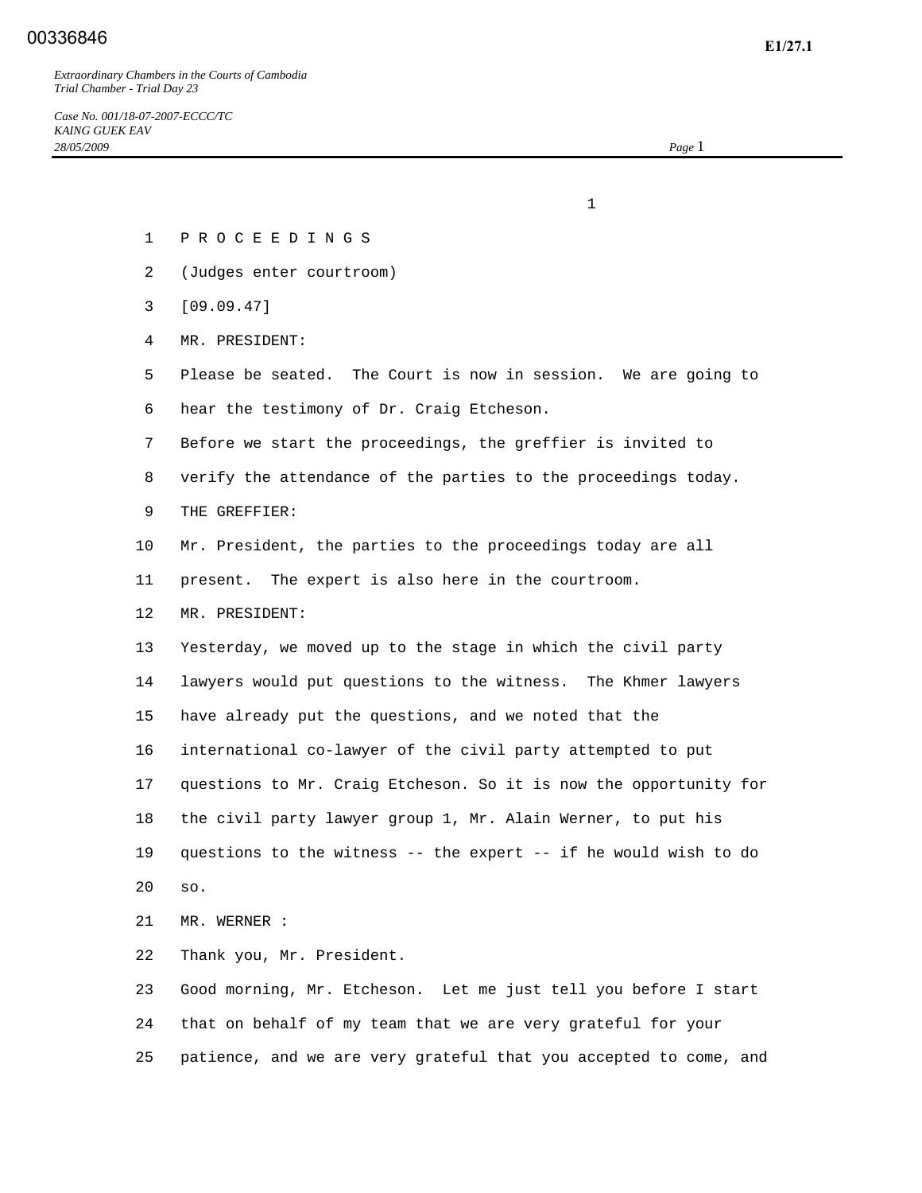P R O C E E D I N G S

(Judges enter courtroom)

[09.09.47]

MR. PRESIDENT:

Please be seated. The Court is now in session. We are going to hear the testimony of Dr. Craig Etcheson.

Before we start the proceedings, the greffier is invited to verify the attendance of the parties to the proceedings today.

THE GREFFIER:

Mr. President, the parties to the proceedings today are all present. The expert is also here in the courtroom.

MR. PRESIDENT:

Yesterday, we moved up to the stage in which the civil party lawyers would put questions to the witness. The Khmer lawyers have already put the questions, and we noted that the international co-lawyer of the civil party attempted to put questions to Mr. Craig Etcheson. So it is now the opportunity for the civil party lawyer group 1, Mr. Alain Werner, to put his questions to the witness -- the expert -- if he would wish to do so.

MR. WERNER :

Thank you, Mr. President.

Good morning, Mr. Etcheson. Let me just tell you before I start that on behalf of my team that we are very grateful for your patience, and we are very grateful that you accepted to come, and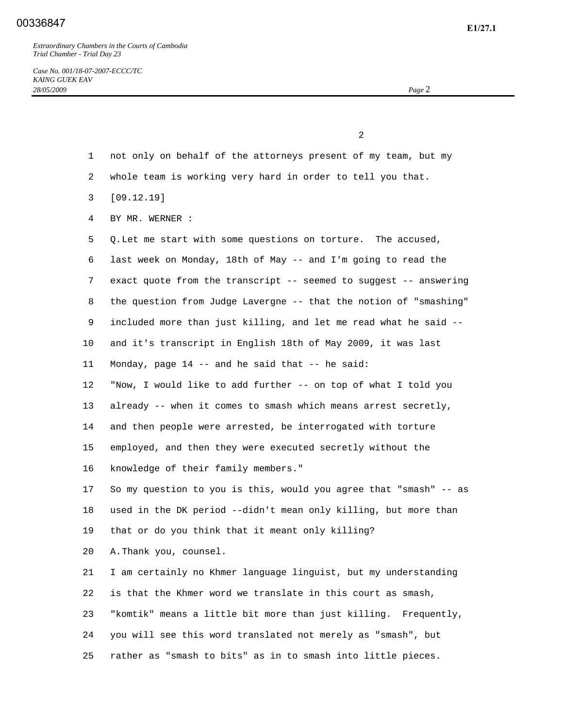not only on behalf of the attorneys present of my team, but my whole team is working very hard in order to tell you that.

[09.12.19]

BY MR. WERNER :

Q. Let me start with some questions on torture. The accused, last week on Monday, 18th of May -- and I'm going to read the exact quote from the transcript -- seemed to suggest -- answering the question from Judge Lavergne -- that the notion of "smashing" included more than just killing, and let me read what he said -- and it's transcript in English 18th of May 2009, it was last Monday, page 14 -- and he said that -- he said:

"Now, I would like to add further -- on top of what I told you already -- when it comes to smash which means arrest secretly, and then people were arrested, be interrogated with torture employed, and then they were executed secretly without the knowledge of their family members."

So my question to you is this, would you agree that "smash" -- as used in the DK period --didn't mean only killing, but more than that or do you think that it meant only killing?

A. Thank you, counsel.

I am certainly no Khmer language linguist, but my understanding is that the Khmer word we translate in this court as smash, "komtik" means a little bit more than just killing. Frequently, you will see this word translated not merely as "smash", but rather as "smash to bits" as in to smash into little pieces.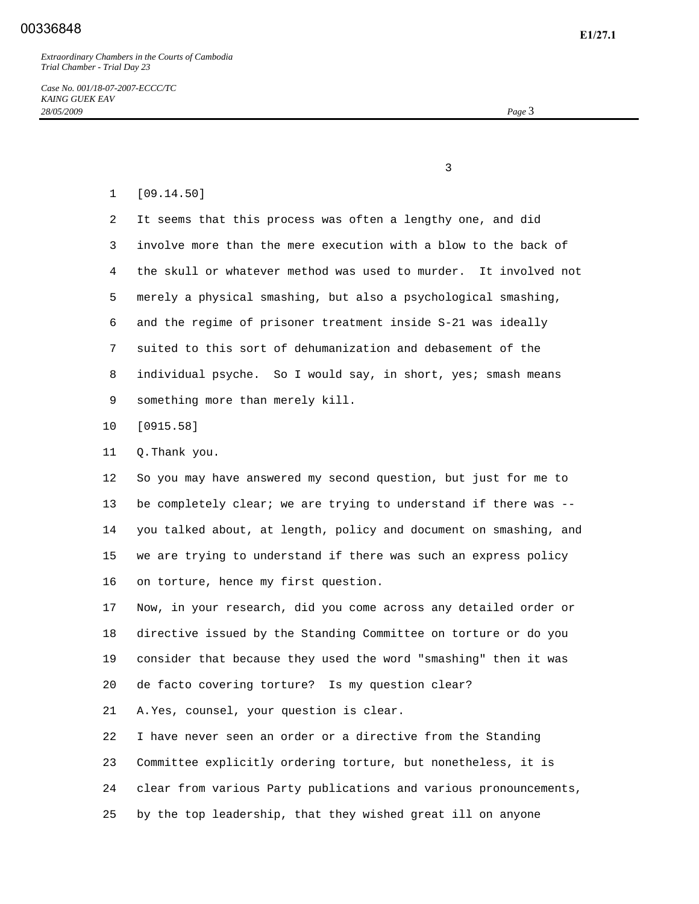[09.14.50]

It seems that this process was often a lengthy one, and did involve more than the mere execution with a blow to the back of the skull or whatever method was used to murder. It involved not merely a physical smashing, but also a psychological smashing, and the regime of prisoner treatment inside S-21 was ideally suited to this sort of dehumanization and debasement of the individual psyche. So I would say, in short, yes; smash means something more than merely kill.

[0915.58]

Q. Thank you.

So you may have answered my second question, but just for me to be completely clear; we are trying to understand if there was -- you talked about, at length, policy and document on smashing, and we are trying to understand if there was such an express policy on torture, hence my first question.

Now, in your research, did you come across any detailed order or directive issued by the Standing Committee on torture or do you consider that because they used the word "smashing" then it was de facto covering torture? Is my question clear?

A. Yes, counsel, your question is clear.

I have never seen an order or a directive from the Standing Committee explicitly ordering torture, but nonetheless, it is clear from various Party publications and various pronouncements, by the top leadership, that they wished great ill on anyone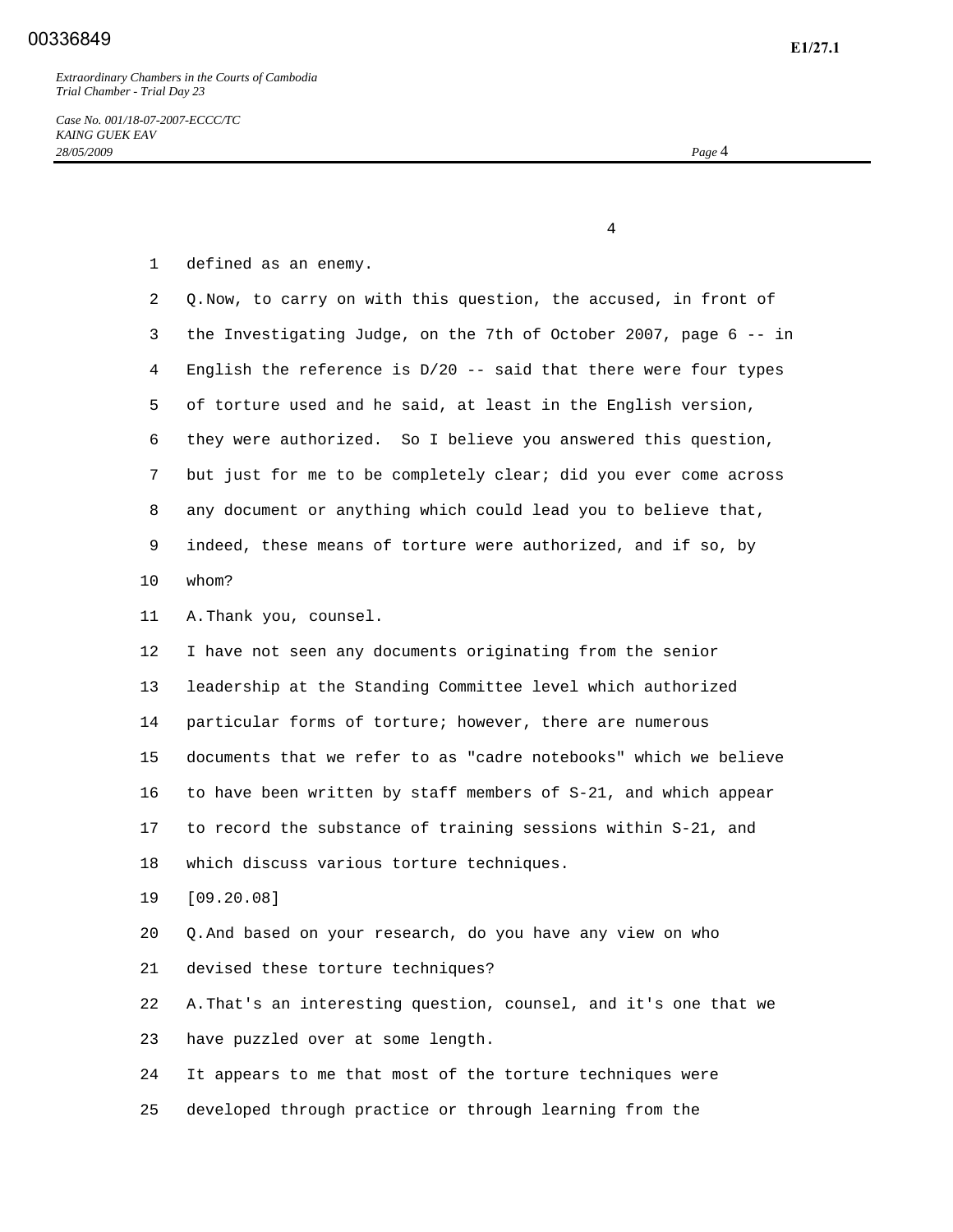defined as an enemy.

Q. Now, to carry on with this question, the accused, in front of the Investigating Judge, on the 7th of October 2007, page 6 -- in English the reference is D/20 -- said that there were four types of torture used and he said, at least in the English version, they were authorized. So I believe you answered this question, but just for me to be completely clear; did you ever come across any document or anything which could lead you to believe that, indeed, these means of torture were authorized, and if so, by whom?

A. Thank you, counsel.

I have not seen any documents originating from the senior leadership at the Standing Committee level which authorized particular forms of torture; however, there are numerous documents that we refer to as "cadre notebooks" which we believe to have been written by staff members of S-21, and which appear to record the substance of training sessions within S-21, and which discuss various torture techniques.

[09.20.08]

Q. And based on your research, do you have any view on who devised these torture techniques?

A. That's an interesting question, counsel, and it's one that we have puzzled over at some length.

It appears to me that most of the torture techniques were developed through practice or through learning from the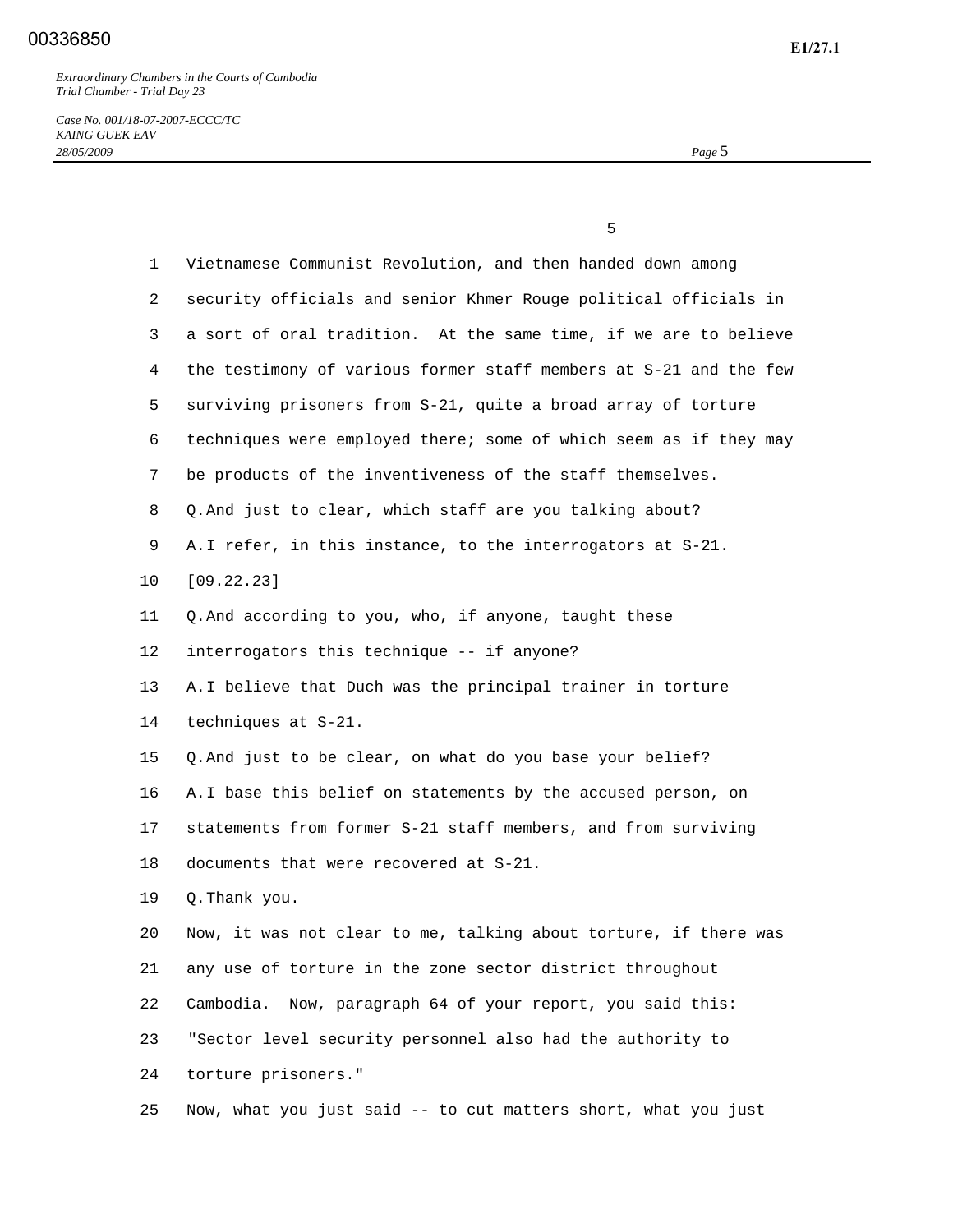Vietnamese Communist Revolution, and then handed down among security officials and senior Khmer Rouge political officials in a sort of oral tradition. At the same time, if we are to believe the testimony of various former staff members at S-21 and the few surviving prisoners from S-21, quite a broad array of torture techniques were employed there; some of which seem as if they may be products of the inventiveness of the staff themselves.

Q. And just to clear, which staff are you talking about?

A. I refer, in this instance, to the interrogators at S-21.

[09.22.23]

Q. And according to you, who, if anyone, taught these interrogators this technique -- if anyone?

A. I believe that Duch was the principal trainer in torture techniques at S-21.

Q. And just to be clear, on what do you base your belief?

A. I base this belief on statements by the accused person, on statements from former S-21 staff members, and from surviving documents that were recovered at S-21.

Q. Thank you.

Now, it was not clear to me, talking about torture, if there was any use of torture in the zone sector district throughout Cambodia. Now, paragraph 64 of your report, you said this: "Sector level security personnel also had the authority to torture prisoners."

Now, what you just said -- to cut matters short, what you just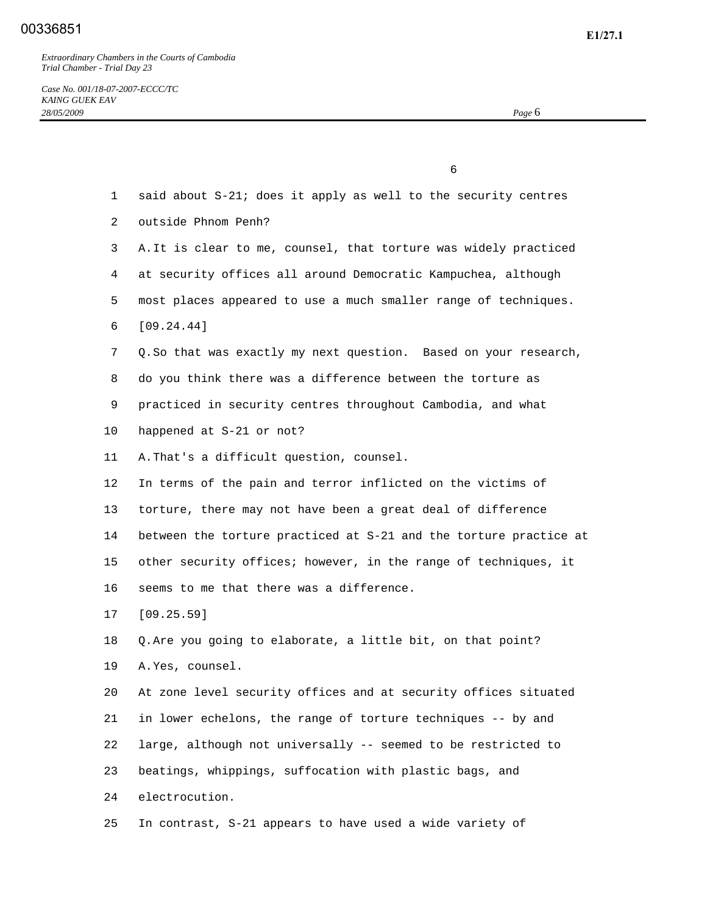said about S-21; does it apply as well to the security centres outside Phnom Penh?

A. It is clear to me, counsel, that torture was widely practiced at security offices all around Democratic Kampuchea, although most places appeared to use a much smaller range of techniques.

[09.24.44]

Q. So that was exactly my next question. Based on your research, do you think there was a difference between the torture as practiced in security centres throughout Cambodia, and what happened at S-21 or not?

A. That's a difficult question, counsel.

In terms of the pain and terror inflicted on the victims of torture, there may not have been a great deal of difference between the torture practiced at S-21 and the torture practice at other security offices; however, in the range of techniques, it seems to me that there was a difference.

[09.25.59]

Q. Are you going to elaborate, a little bit, on that point?

A. Yes, counsel.

At zone level security offices and at security offices situated in lower echelons, the range of torture techniques -- by and large, although not universally -- seemed to be restricted to beatings, whippings, suffocation with plastic bags, and electrocution.

In contrast, S-21 appears to have used a wide variety of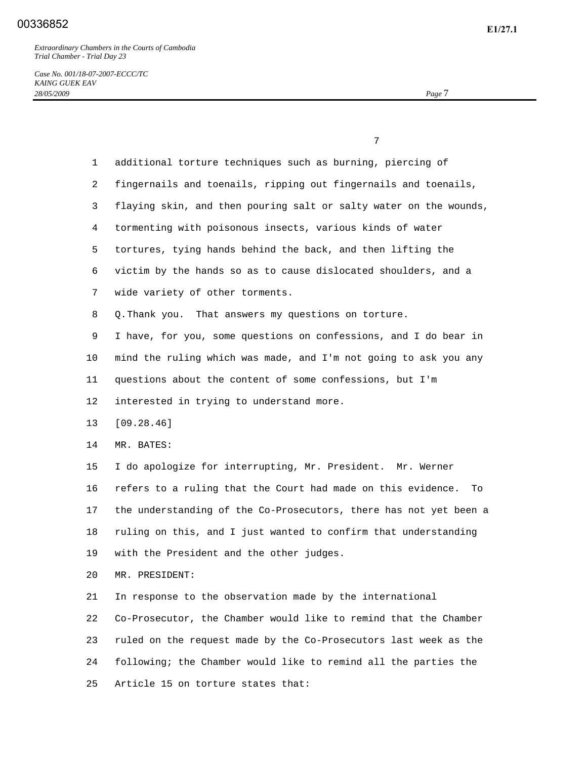additional torture techniques such as burning, piercing of fingernails and toenails, ripping out fingernails and toenails, flaying skin, and then pouring salt or salty water on the wounds, tormenting with poisonous insects, various kinds of water tortures, tying hands behind the back, and then lifting the victim by the hands so as to cause dislocated shoulders, and a wide variety of other torments.

Q. Thank you. That answers my questions on torture.

I have, for you, some questions on confessions, and I do bear in mind the ruling which was made, and I'm not going to ask you any questions about the content of some confessions, but I'm interested in trying to understand more.

[09.28.46]

MR. BATES:

I do apologize for interrupting, Mr. President. Mr. Werner refers to a ruling that the Court had made on this evidence. To the understanding of the Co-Prosecutors, there has not yet been a ruling on this, and I just wanted to confirm that understanding with the President and the other judges.

MR. PRESIDENT:

In response to the observation made by the international Co-Prosecutor, the Chamber would like to remind that the Chamber ruled on the request made by the Co-Prosecutors last week as the following; the Chamber would like to remind all the parties the Article 15 on torture states that: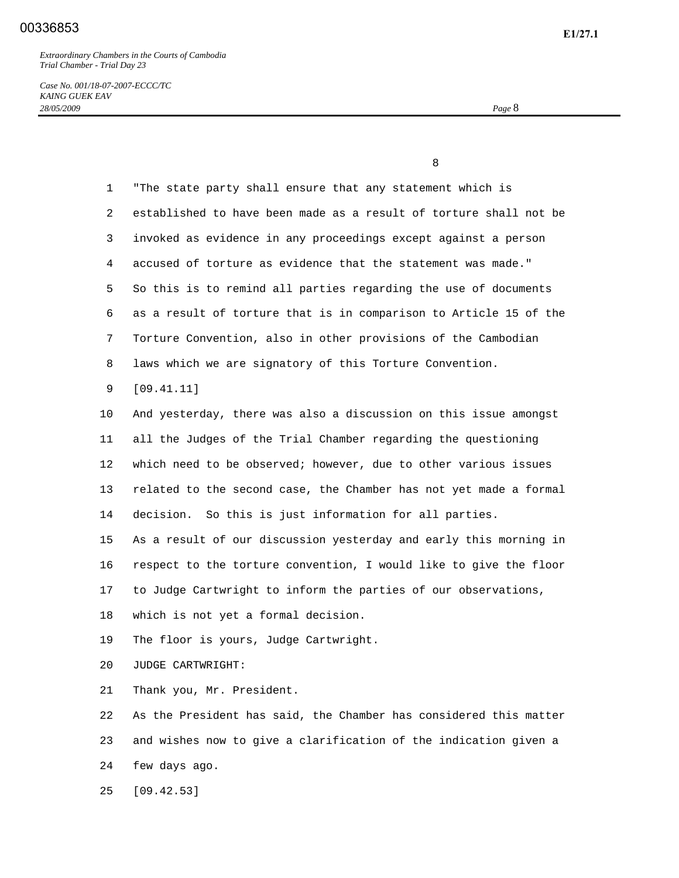"The state party shall ensure that any statement which is established to have been made as a result of torture shall not be invoked as evidence in any proceedings except against a person accused of torture as evidence that the statement was made."

So this is to remind all parties regarding the use of documents as a result of torture that is in comparison to Article 15 of the Torture Convention, also in other provisions of the Cambodian laws which we are signatory of this Torture Convention.

[09.41.11]

And yesterday, there was also a discussion on this issue amongst all the Judges of the Trial Chamber regarding the questioning which need to be observed; however, due to other various issues related to the second case, the Chamber has not yet made a formal decision. So this is just information for all parties.

As a result of our discussion yesterday and early this morning in respect to the torture convention, I would like to give the floor to Judge Cartwright to inform the parties of our observations, which is not yet a formal decision.

The floor is yours, Judge Cartwright.

JUDGE CARTWRIGHT:

Thank you, Mr. President.

As the President has said, the Chamber has considered this matter and wishes now to give a clarification of the indication given a few days ago.

[09.42.53]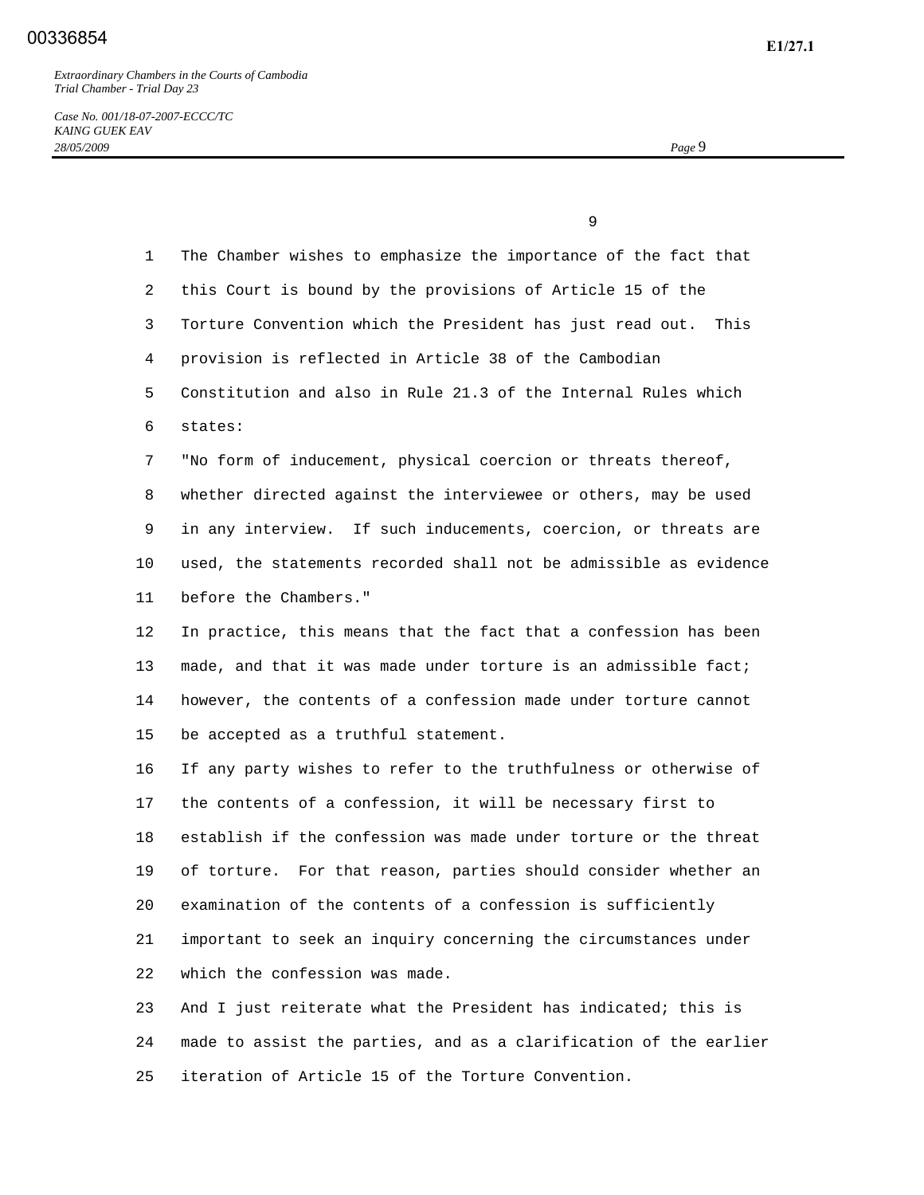The Chamber wishes to emphasize the importance of the fact that this Court is bound by the provisions of Article 15 of the Torture Convention which the President has just read out. This provision is reflected in Article 38 of the Cambodian Constitution and also in Rule 21.3 of the Internal Rules which states:

"No form of inducement, physical coercion or threats thereof, whether directed against the interviewee or others, may be used in any interview. If such inducements, coercion, or threats are used, the statements recorded shall not be admissible as evidence before the Chambers."

In practice, this means that the fact that a confession has been made, and that it was made under torture is an admissible fact; however, the contents of a confession made under torture cannot be accepted as a truthful statement.

If any party wishes to refer to the truthfulness or otherwise of the contents of a confession, it will be necessary first to establish if the confession was made under torture or the threat of torture. For that reason, parties should consider whether an examination of the contents of a confession is sufficiently important to seek an inquiry concerning the circumstances under which the confession was made.

And I just reiterate what the President has indicated; this is made to assist the parties, and as a clarification of the earlier iteration of Article 15 of the Torture Convention.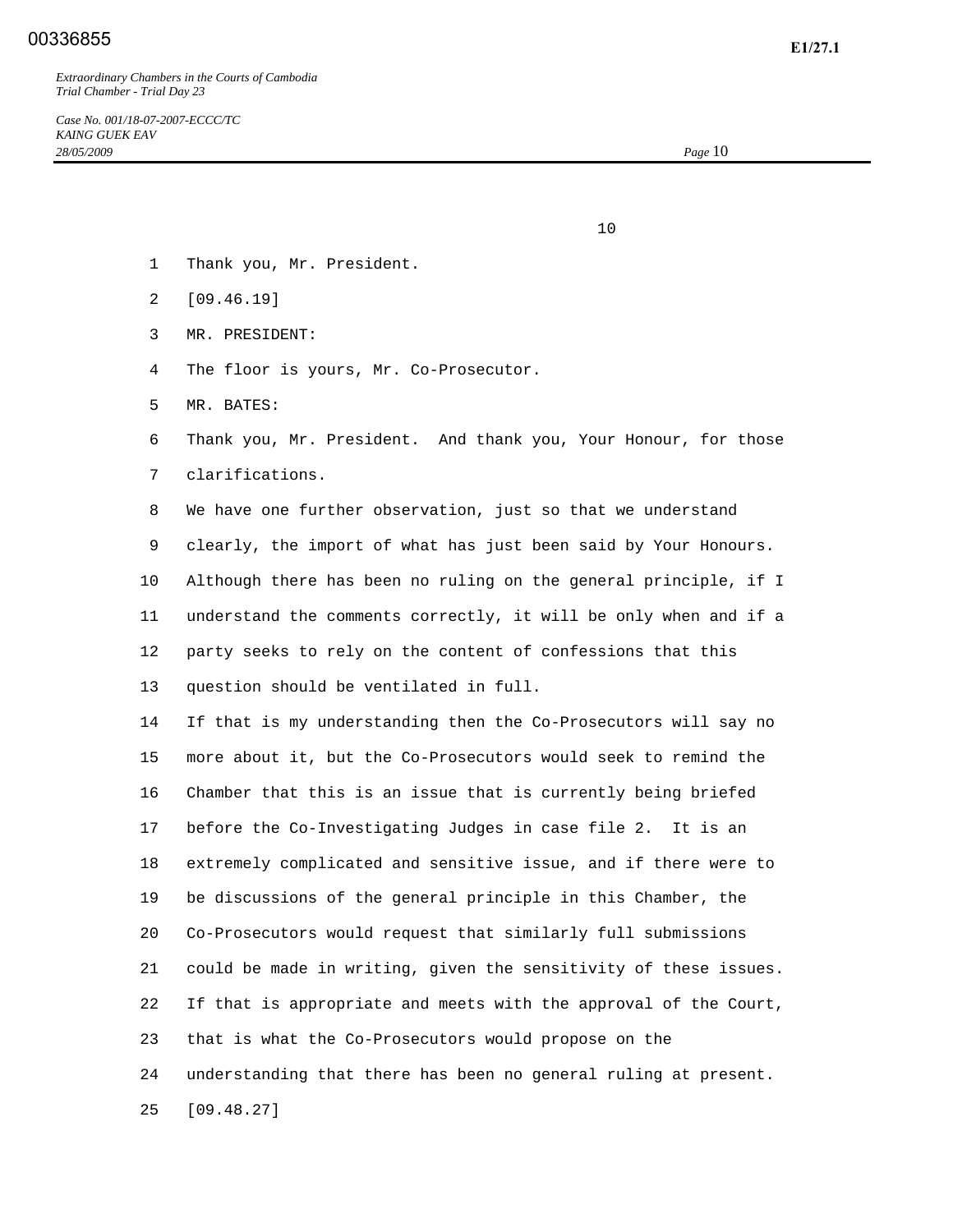Thank you, Mr. President.

[09.46.19]

MR. PRESIDENT:

The floor is yours, Mr. Co-Prosecutor.

MR. BATES:

Thank you, Mr. President. And thank you, Your Honour, for those clarifications.

We have one further observation, just so that we understand clearly, the import of what has just been said by Your Honours. Although there has been no ruling on the general principle, if I understand the comments correctly, it will be only when and if a party seeks to rely on the content of confessions that this question should be ventilated in full.

If that is my understanding then the Co-Prosecutors will say no more about it, but the Co-Prosecutors would seek to remind the Chamber that this is an issue that is currently being briefed before the Co-Investigating Judges in case file 2. It is an extremely complicated and sensitive issue, and if there were to be discussions of the general principle in this Chamber, the Co-Prosecutors would request that similarly full submissions could be made in writing, given the sensitivity of these issues. If that is appropriate and meets with the approval of the Court, that is what the Co-Prosecutors would propose on the understanding that there has been no general ruling at present.

[09.48.27]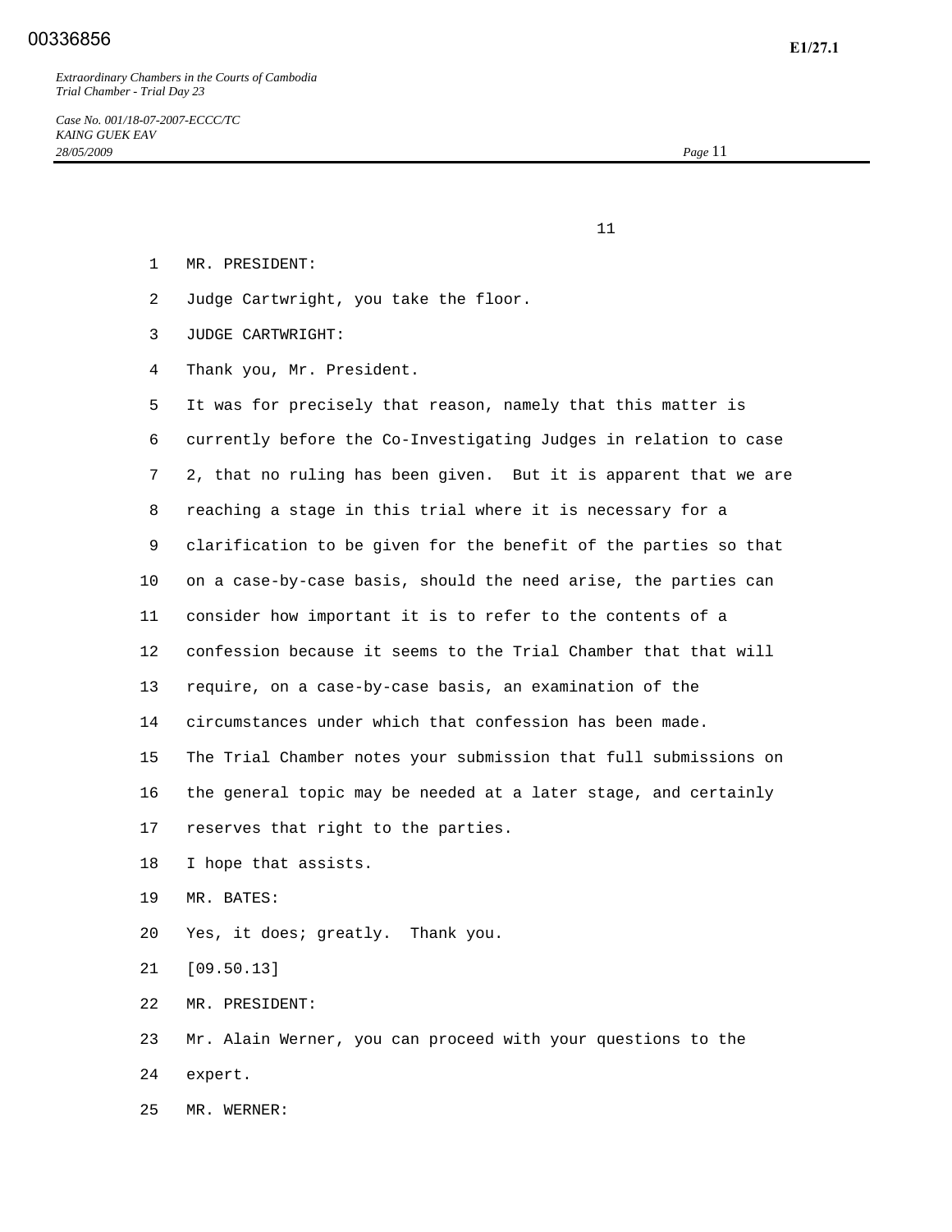MR. PRESIDENT:

Judge Cartwright, you take the floor.

JUDGE CARTWRIGHT:

Thank you, Mr. President.

It was for precisely that reason, namely that this matter is currently before the Co-Investigating Judges in relation to case 2, that no ruling has been given. But it is apparent that we are reaching a stage in this trial where it is necessary for a clarification to be given for the benefit of the parties so that on a case-by-case basis, should the need arise, the parties can consider how important it is to refer to the contents of a confession because it seems to the Trial Chamber that that will require, on a case-by-case basis, an examination of the circumstances under which that confession has been made.

The Trial Chamber notes your submission that full submissions on the general topic may be needed at a later stage, and certainly reserves that right to the parties.

I hope that assists.

MR. BATES:

Yes, it does; greatly. Thank you.

[09.50.13]

MR. PRESIDENT:

Mr. Alain Werner, you can proceed with your questions to the expert.

MR. WERNER: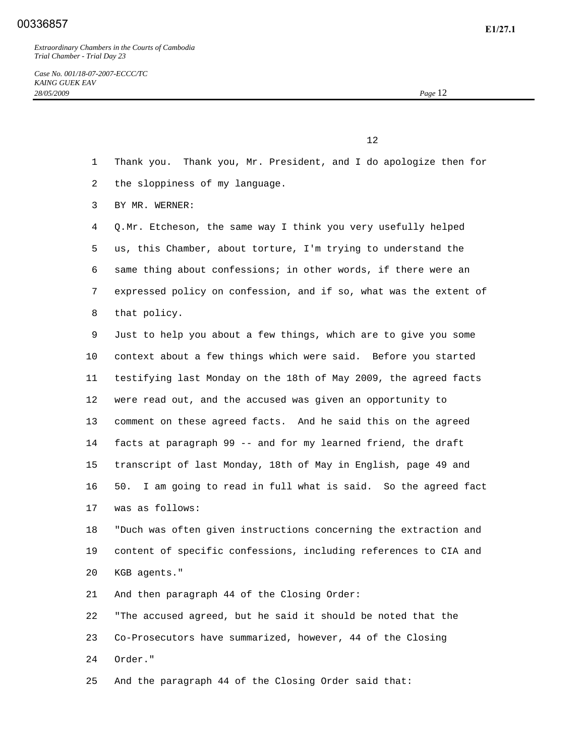Thank you. Thank you, Mr. President, and I do apologize then for the sloppiness of my language.

BY MR. WERNER:

Q.Mr. Etcheson, the same way I think you very usefully helped us, this Chamber, about torture, I'm trying to understand the same thing about confessions; in other words, if there were an expressed policy on confession, and if so, what was the extent of that policy.

Just to help you about a few things, which are to give you some context about a few things which were said. Before you started testifying last Monday on the 18th of May 2009, the agreed facts were read out, and the accused was given an opportunity to comment on these agreed facts. And he said this on the agreed facts at paragraph 99 -- and for my learned friend, the draft transcript of last Monday, 18th of May in English, page 49 and 50. I am going to read in full what is said. So the agreed fact was as follows:

"Duch was often given instructions concerning the extraction and content of specific confessions, including references to CIA and KGB agents."

And then paragraph 44 of the Closing Order:

"The accused agreed, but he said it should be noted that the Co-Prosecutors have summarized, however, 44 of the Closing Order."

And the paragraph 44 of the Closing Order said that: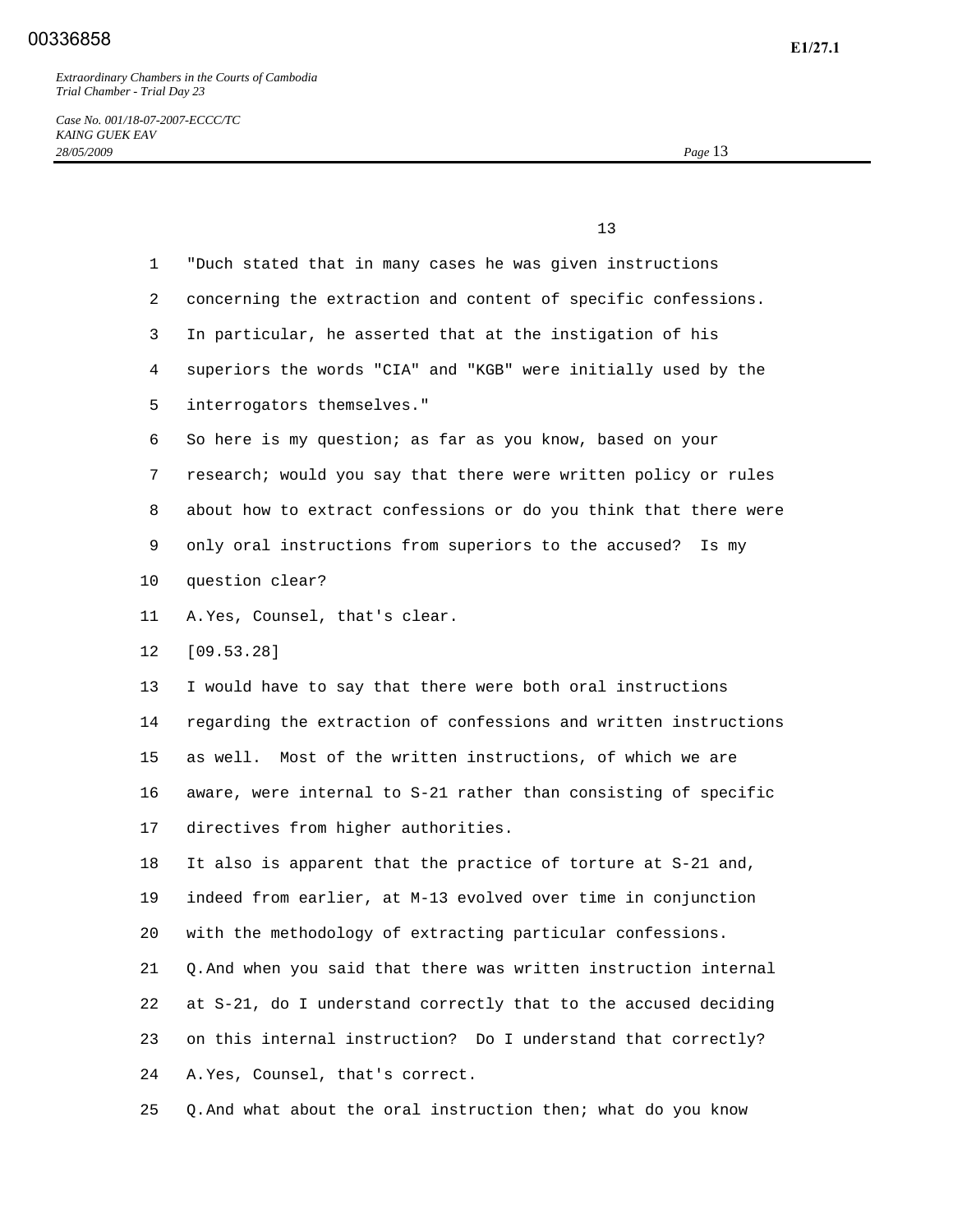"Duch stated that in many cases he was given instructions concerning the extraction and content of specific confessions. In particular, he asserted that at the instigation of his superiors the words "CIA" and "KGB" were initially used by the interrogators themselves."

So here is my question; as far as you know, based on your research; would you say that there were written policy or rules about how to extract confessions or do you think that there were only oral instructions from superiors to the accused? Is my question clear?

A. Yes, Counsel, that's clear.

[09.53.28]

I would have to say that there were both oral instructions regarding the extraction of confessions and written instructions as well. Most of the written instructions, of which we are aware, were internal to S-21 rather than consisting of specific directives from higher authorities.

It also is apparent that the practice of torture at S-21 and, indeed from earlier, at M-13 evolved over time in conjunction with the methodology of extracting particular confessions.

Q. And when you said that there was written instruction internal at S-21, do I understand correctly that to the accused deciding on this internal instruction? Do I understand that correctly?

A. Yes, Counsel, that's correct.

Q. And what about the oral instruction then; what do you know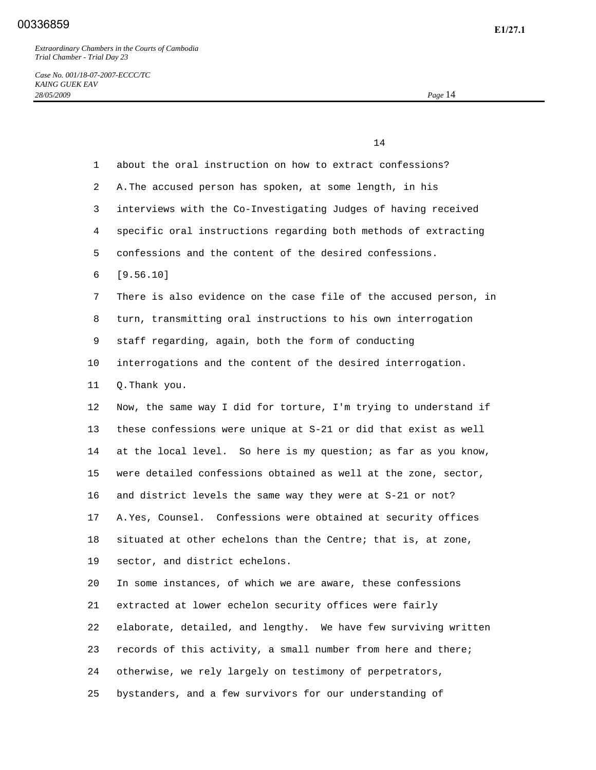about the oral instruction on how to extract confessions?

A. The accused person has spoken, at some length, in his interviews with the Co-Investigating Judges of having received specific oral instructions regarding both methods of extracting confessions and the content of the desired confessions.

[9.56.10]

There is also evidence on the case file of the accused person, in turn, transmitting oral instructions to his own interrogation staff regarding, again, both the form of conducting interrogations and the content of the desired interrogation.

Q. Thank you.

Now, the same way I did for torture, I'm trying to understand if these confessions were unique at S-21 or did that exist as well at the local level. So here is my question; as far as you know, were detailed confessions obtained as well at the zone, sector, and district levels the same way they were at S-21 or not?

A. Yes, Counsel. Confessions were obtained at security offices situated at other echelons than the Centre; that is, at zone, sector, and district echelons.

In some instances, of which we are aware, these confessions extracted at lower echelon security offices were fairly elaborate, detailed, and lengthy. We have few surviving written records of this activity, a small number from here and there; otherwise, we rely largely on testimony of perpetrators, bystanders, and a few survivors for our understanding of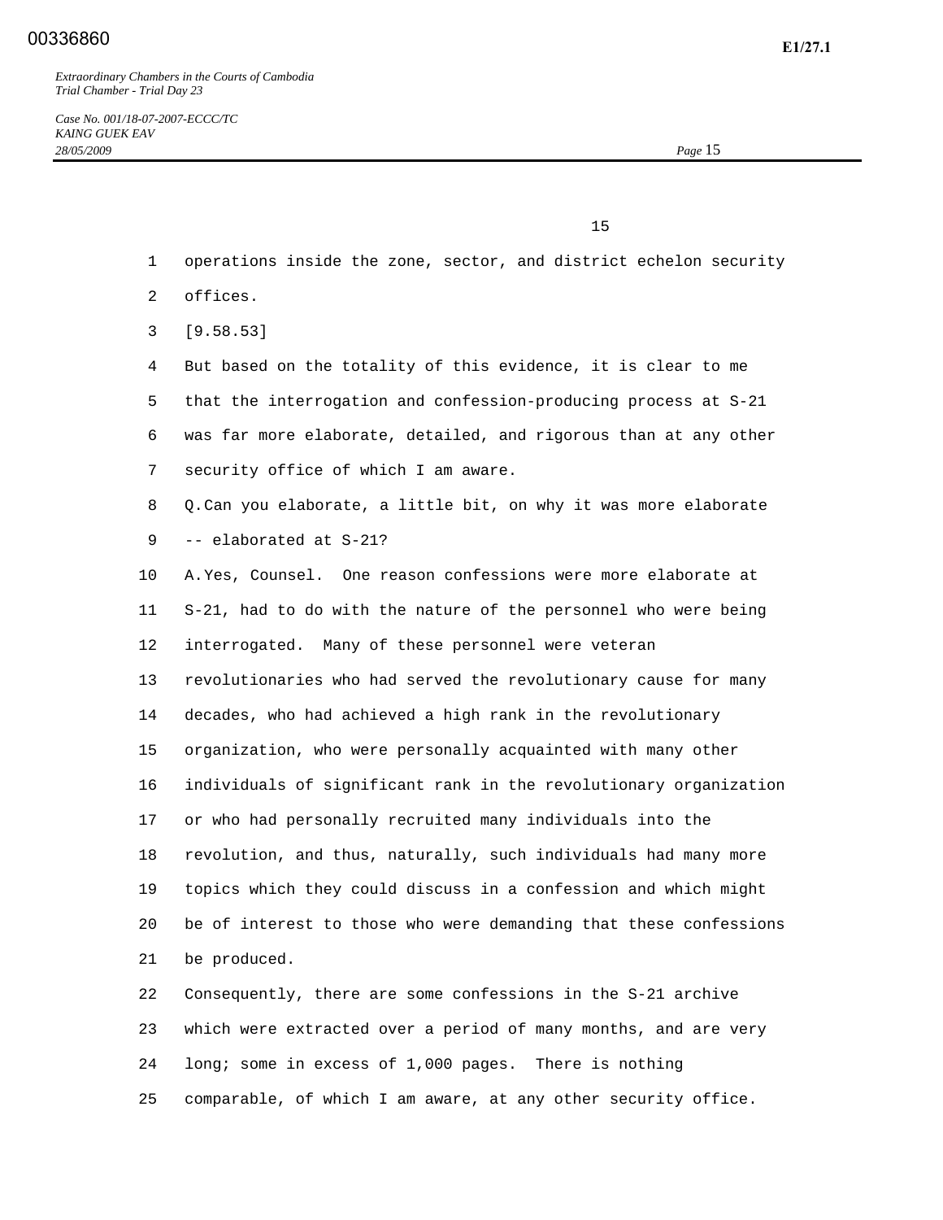operations inside the zone, sector, and district echelon security offices.

[9.58.53]

But based on the totality of this evidence, it is clear to me that the interrogation and confession-producing process at S-21 was far more elaborate, detailed, and rigorous than at any other security office of which I am aware.

Q. Can you elaborate, a little bit, on why it was more elaborate -- elaborated at S-21?

A. Yes, Counsel. One reason confessions were more elaborate at S-21, had to do with the nature of the personnel who were being interrogated. Many of these personnel were veteran revolutionaries who had served the revolutionary cause for many decades, who had achieved a high rank in the revolutionary organization, who were personally acquainted with many other individuals of significant rank in the revolutionary organization or who had personally recruited many individuals into the revolution, and thus, naturally, such individuals had many more topics which they could discuss in a confession and which might be of interest to those who were demanding that these confessions be produced.

Consequently, there are some confessions in the S-21 archive which were extracted over a period of many months, and are very long; some in excess of 1,000 pages. There is nothing comparable, of which I am aware, at any other security office.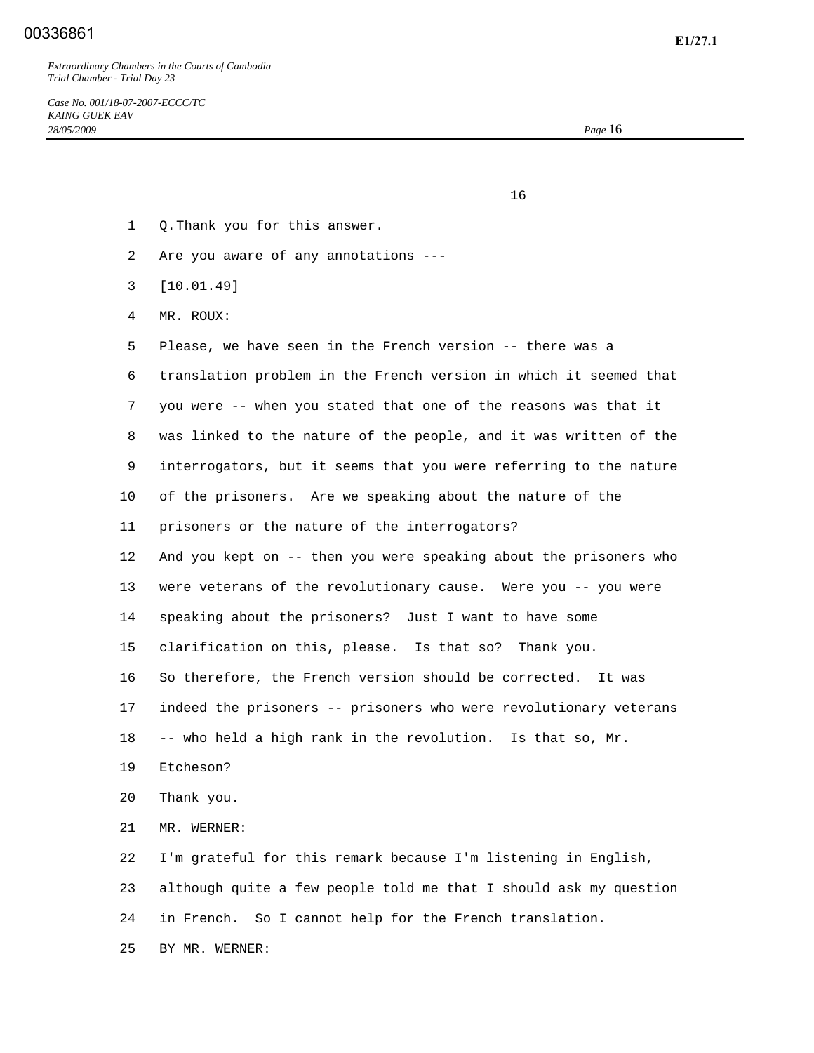1 Q. Thank you for this answer.

2 Are you aware of any annotations ---

3 [10.01.49]

4 MR. ROUX:

5 Please, we have seen in the French version -- there was a

6 translation problem in the French version in which it seemed that

7 you were -- when you stated that one of the reasons was that it

8 was linked to the nature of the people, and it was written of the

9 interrogators, but it seems that you were referring to the nature

10 of the prisoners. Are we speaking about the nature of the

11 prisoners or the nature of the interrogators?

12 And you kept on -- then you were speaking about the prisoners who

13 were veterans of the revolutionary cause. Were you -- you were

14 speaking about the prisoners? Just I want to have some

15 clarification on this, please. Is that so? Thank you.

16 So therefore, the French version should be corrected. It was

17 indeed the prisoners -- prisoners who were revolutionary veterans

18 -- who held a high rank in the revolution. Is that so, Mr.

19 Etcheson?

20 Thank you.

21 MR. WERNER:

22 I'm grateful for this remark because I'm listening in English,

23 although quite a few people told me that I should ask my question

24 in French. So I cannot help for the French translation.

25 BY MR. WERNER: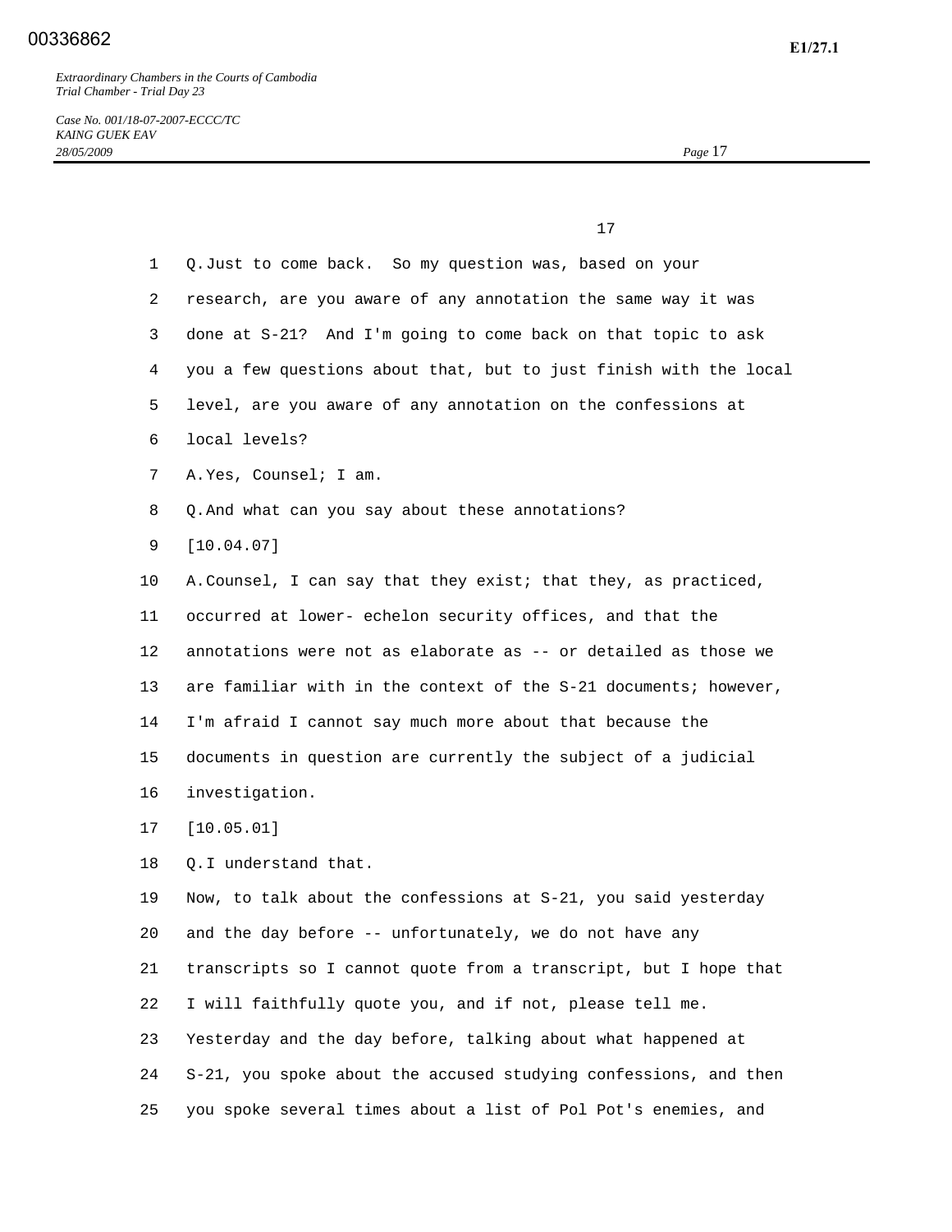Q. Just to come back. So my question was, based on your research, are you aware of any annotation the same way it was done at S-21? And I'm going to come back on that topic to ask you a few questions about that, but to just finish with the local level, are you aware of any annotation on the confessions at local levels?

A. Yes, Counsel; I am.

Q. And what can you say about these annotations?

[10.04.07]

A. Counsel, I can say that they exist; that they, as practiced, occurred at lower- echelon security offices, and that the annotations were not as elaborate as -- or detailed as those we are familiar with in the context of the S-21 documents; however, I'm afraid I cannot say much more about that because the documents in question are currently the subject of a judicial investigation.

[10.05.01]

Q. I understand that.

Now, to talk about the confessions at S-21, you said yesterday and the day before -- unfortunately, we do not have any transcripts so I cannot quote from a transcript, but I hope that I will faithfully quote you, and if not, please tell me.

Yesterday and the day before, talking about what happened at S-21, you spoke about the accused studying confessions, and then you spoke several times about a list of Pol Pot's enemies, and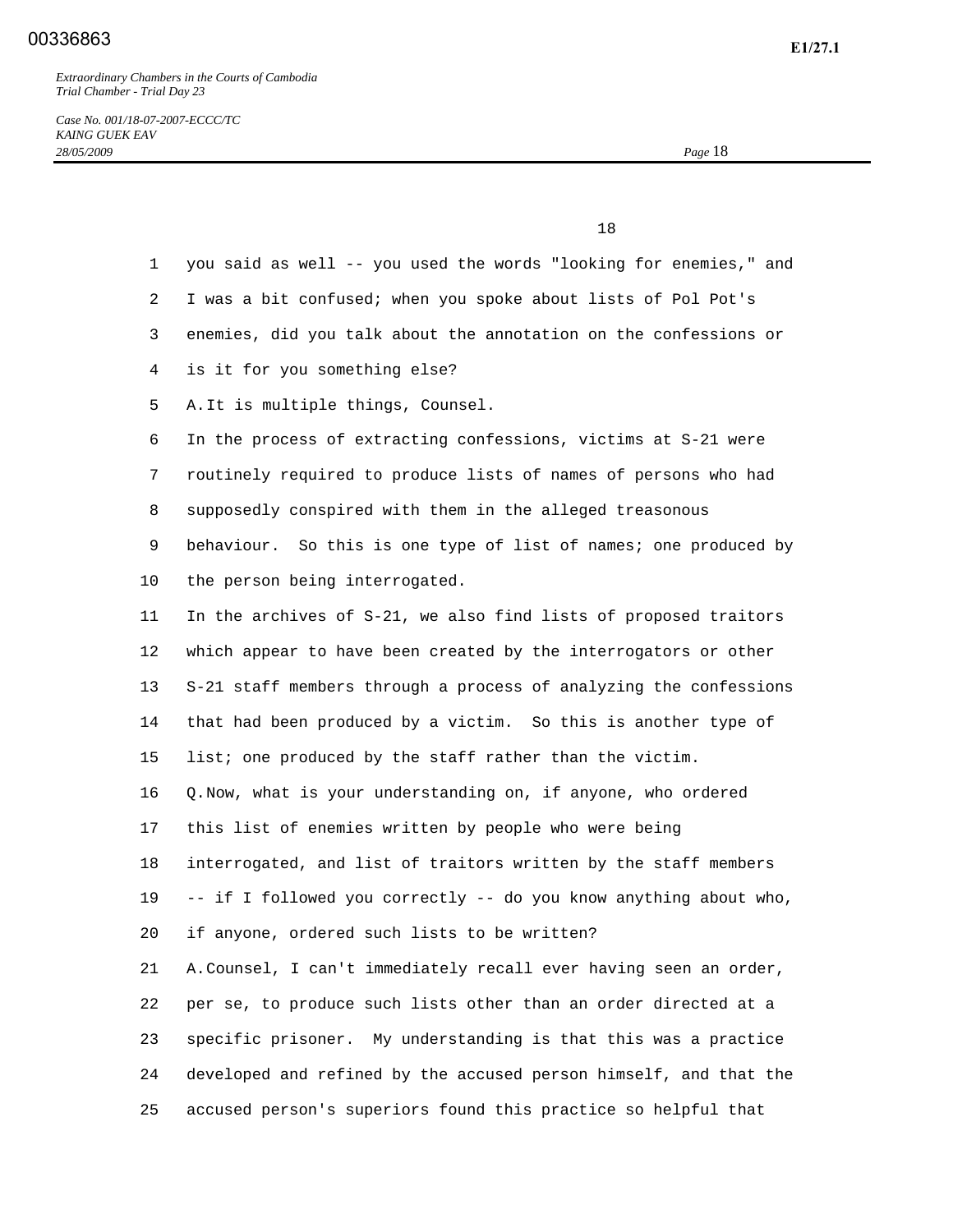you said as well -- you used the words "looking for enemies," and I was a bit confused; when you spoke about lists of Pol Pot's enemies, did you talk about the annotation on the confessions or is it for you something else?

A. It is multiple things, Counsel.

In the process of extracting confessions, victims at S-21 were routinely required to produce lists of names of persons who had supposedly conspired with them in the alleged treasonous behaviour. So this is one type of list of names; one produced by the person being interrogated.

In the archives of S-21, we also find lists of proposed traitors which appear to have been created by the interrogators or other S-21 staff members through a process of analyzing the confessions that had been produced by a victim. So this is another type of list; one produced by the staff rather than the victim.

Q. Now, what is your understanding on, if anyone, who ordered this list of enemies written by people who were being interrogated, and list of traitors written by the staff members -- if I followed you correctly -- do you know anything about who, if anyone, ordered such lists to be written?

A. Counsel, I can't immediately recall ever having seen an order, per se, to produce such lists other than an order directed at a specific prisoner. My understanding is that this was a practice developed and refined by the accused person himself, and that the accused person's superiors found this practice so helpful that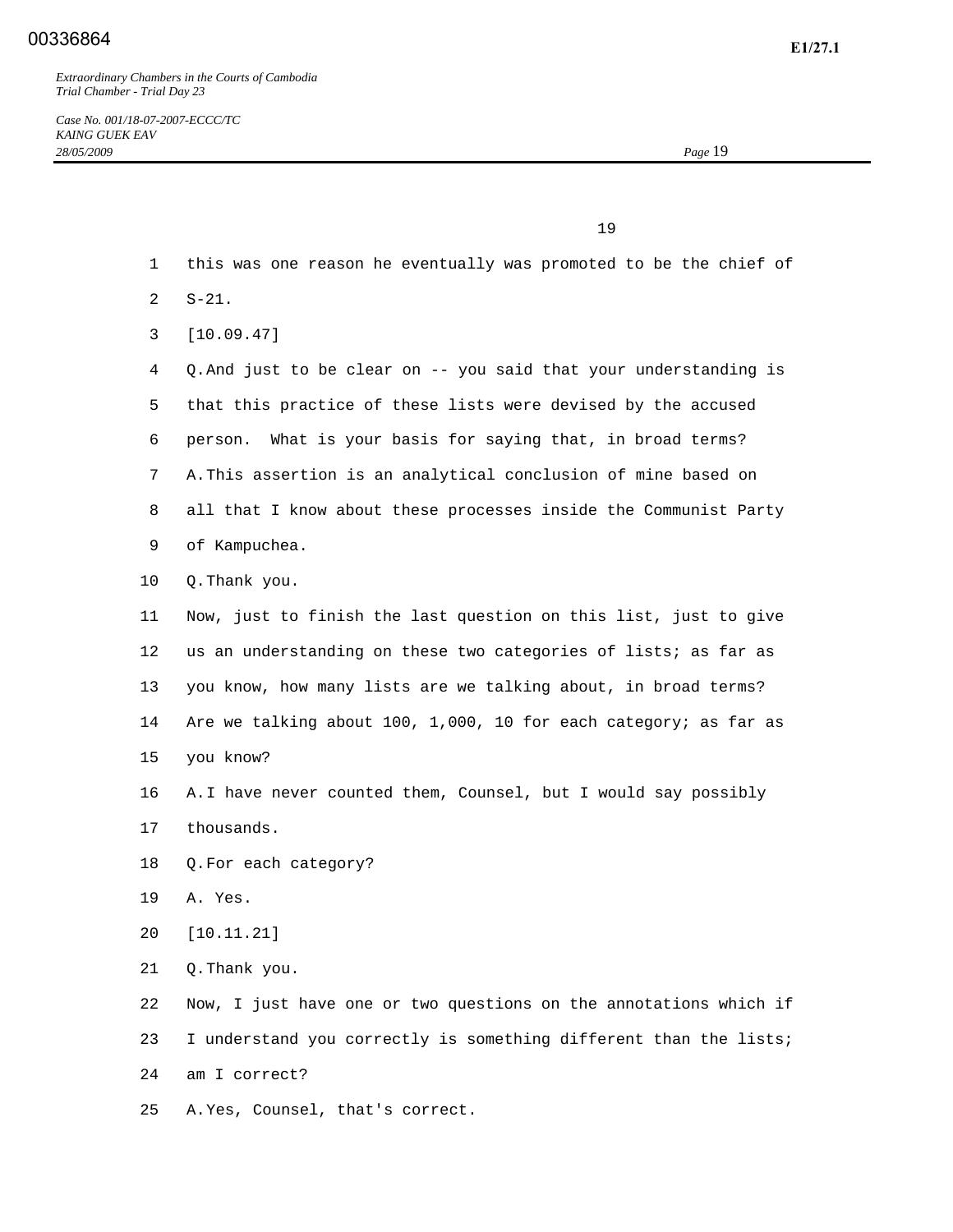this was one reason he eventually was promoted to be the chief of S-21.

[10.09.47]

Q. And just to be clear on -- you said that your understanding is that this practice of these lists were devised by the accused person. What is your basis for saying that, in broad terms?

A. This assertion is an analytical conclusion of mine based on all that I know about these processes inside the Communist Party of Kampuchea.

Q. Thank you.

Now, just to finish the last question on this list, just to give us an understanding on these two categories of lists; as far as you know, how many lists are we talking about, in broad terms? Are we talking about 100, 1,000, 10 for each category; as far as you know?

A. I have never counted them, Counsel, but I would say possibly thousands.

Q. For each category?

A. Yes.

[10.11.21]

Q. Thank you.

Now, I just have one or two questions on the annotations which if I understand you correctly is something different than the lists; am I correct?

A. Yes, Counsel, that's correct.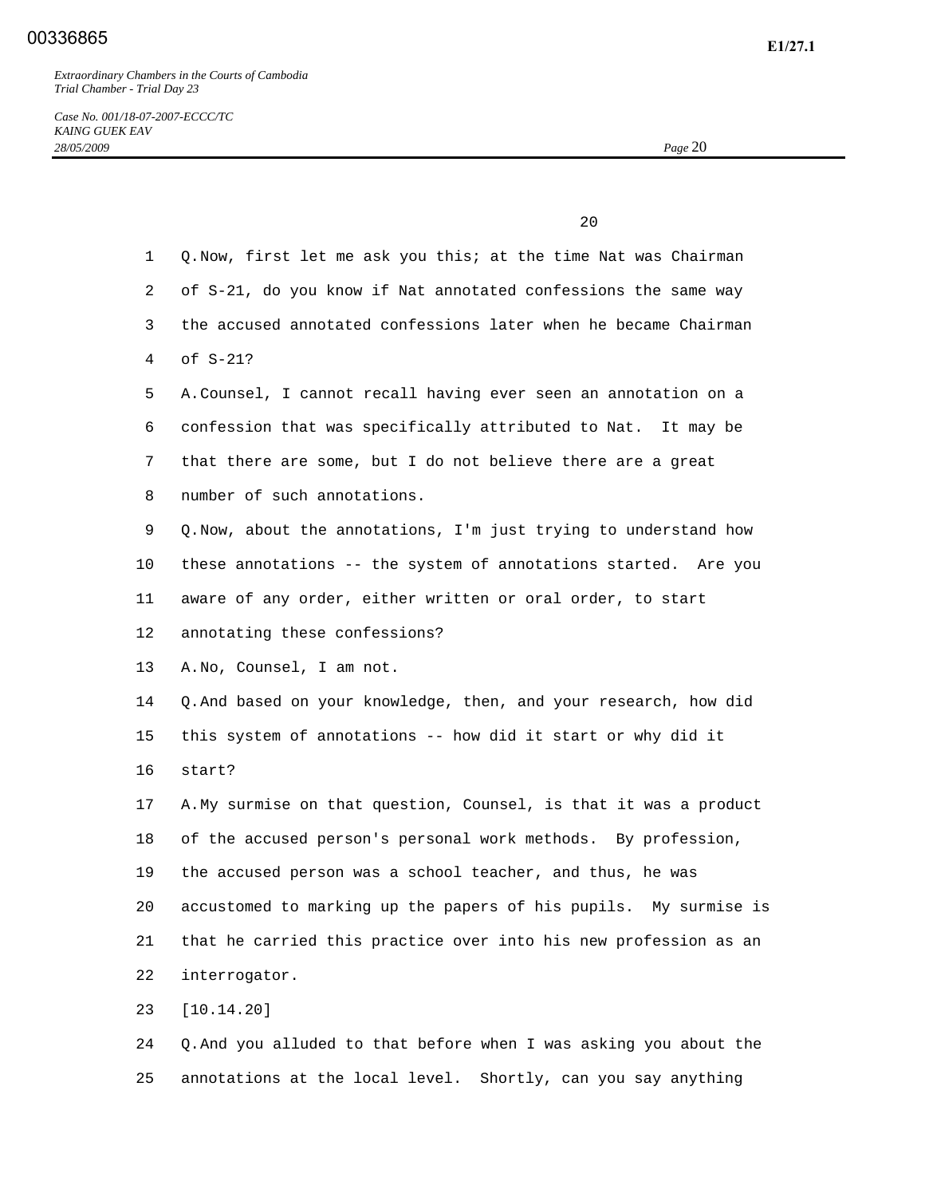Q. Now, first let me ask you this; at the time Nat was Chairman of S-21, do you know if Nat annotated confessions the same way the accused annotated confessions later when he became Chairman of S-21?

A. Counsel, I cannot recall having ever seen an annotation on a confession that was specifically attributed to Nat. It may be that there are some, but I do not believe there are a great number of such annotations.

Q. Now, about the annotations, I'm just trying to understand how these annotations -- the system of annotations started. Are you aware of any order, either written or oral order, to start annotating these confessions?

A. No, Counsel, I am not.

Q. And based on your knowledge, then, and your research, how did this system of annotations -- how did it start or why did it start?

A. My surmise on that question, Counsel, is that it was a product of the accused person's personal work methods. By profession, the accused person was a school teacher, and thus, he was accustomed to marking up the papers of his pupils. My surmise is that he carried this practice over into his new profession as an interrogator.

[10.14.20]

Q. And you alluded to that before when I was asking you about the annotations at the local level. Shortly, can you say anything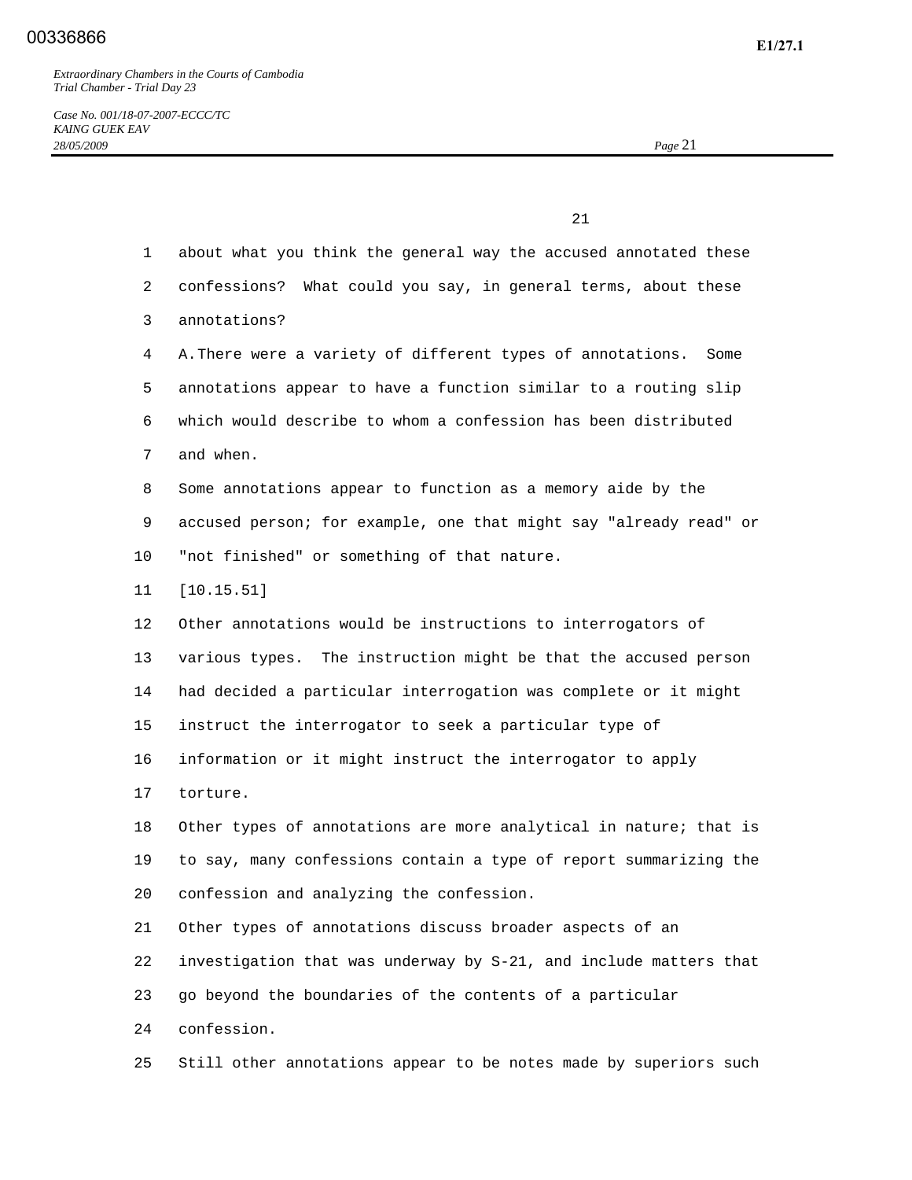about what you think the general way the accused annotated these confessions? What could you say, in general terms, about these annotations?

A. There were a variety of different types of annotations. Some annotations appear to have a function similar to a routing slip which would describe to whom a confession has been distributed and when.

Some annotations appear to function as a memory aide by the accused person; for example, one that might say "already read" or "not finished" or something of that nature.

[10.15.51]

Other annotations would be instructions to interrogators of various types. The instruction might be that the accused person had decided a particular interrogation was complete or it might instruct the interrogator to seek a particular type of information or it might instruct the interrogator to apply torture.

Other types of annotations are more analytical in nature; that is to say, many confessions contain a type of report summarizing the confession and analyzing the confession.

Other types of annotations discuss broader aspects of an investigation that was underway by S-21, and include matters that go beyond the boundaries of the contents of a particular confession.

Still other annotations appear to be notes made by superiors such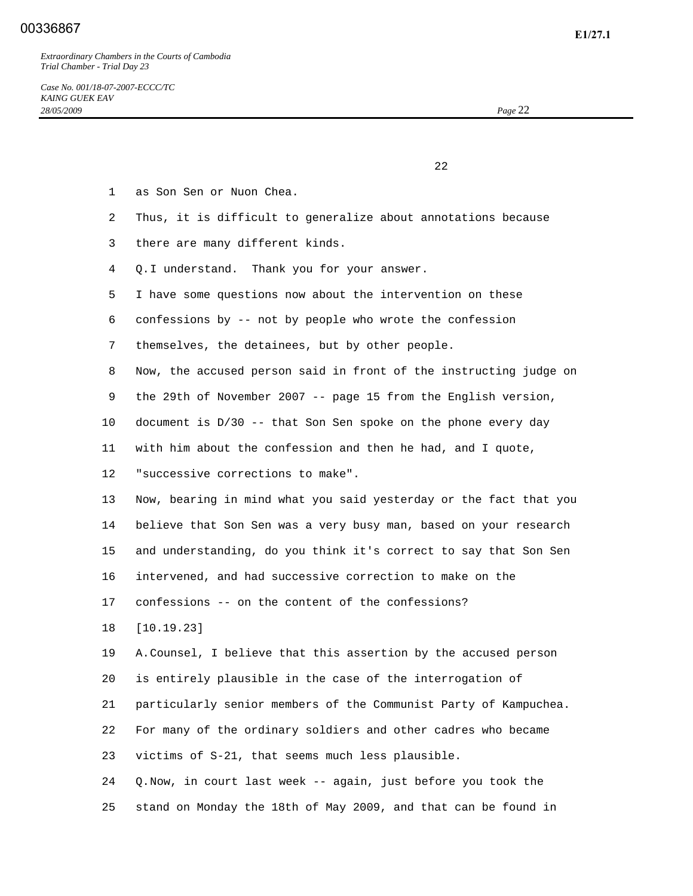as Son Sen or Nuon Chea.

Thus, it is difficult to generalize about annotations because there are many different kinds.

Q. I understand. Thank you for your answer.

I have some questions now about the intervention on these confessions by -- not by people who wrote the confession themselves, the detainees, but by other people.

Now, the accused person said in front of the instructing judge on the 29th of November 2007 -- page 15 from the English version, document is D/30 -- that Son Sen spoke on the phone every day with him about the confession and then he had, and I quote, "successive corrections to make".

Now, bearing in mind what you said yesterday or the fact that you believe that Son Sen was a very busy man, based on your research and understanding, do you think it's correct to say that Son Sen intervened, and had successive correction to make on the confessions -- on the content of the confessions?

[10.19.23]

A. Counsel, I believe that this assertion by the accused person is entirely plausible in the case of the interrogation of particularly senior members of the Communist Party of Kampuchea. For many of the ordinary soldiers and other cadres who became victims of S-21, that seems much less plausible.

Q. Now, in court last week -- again, just before you took the stand on Monday the 18th of May 2009, and that can be found in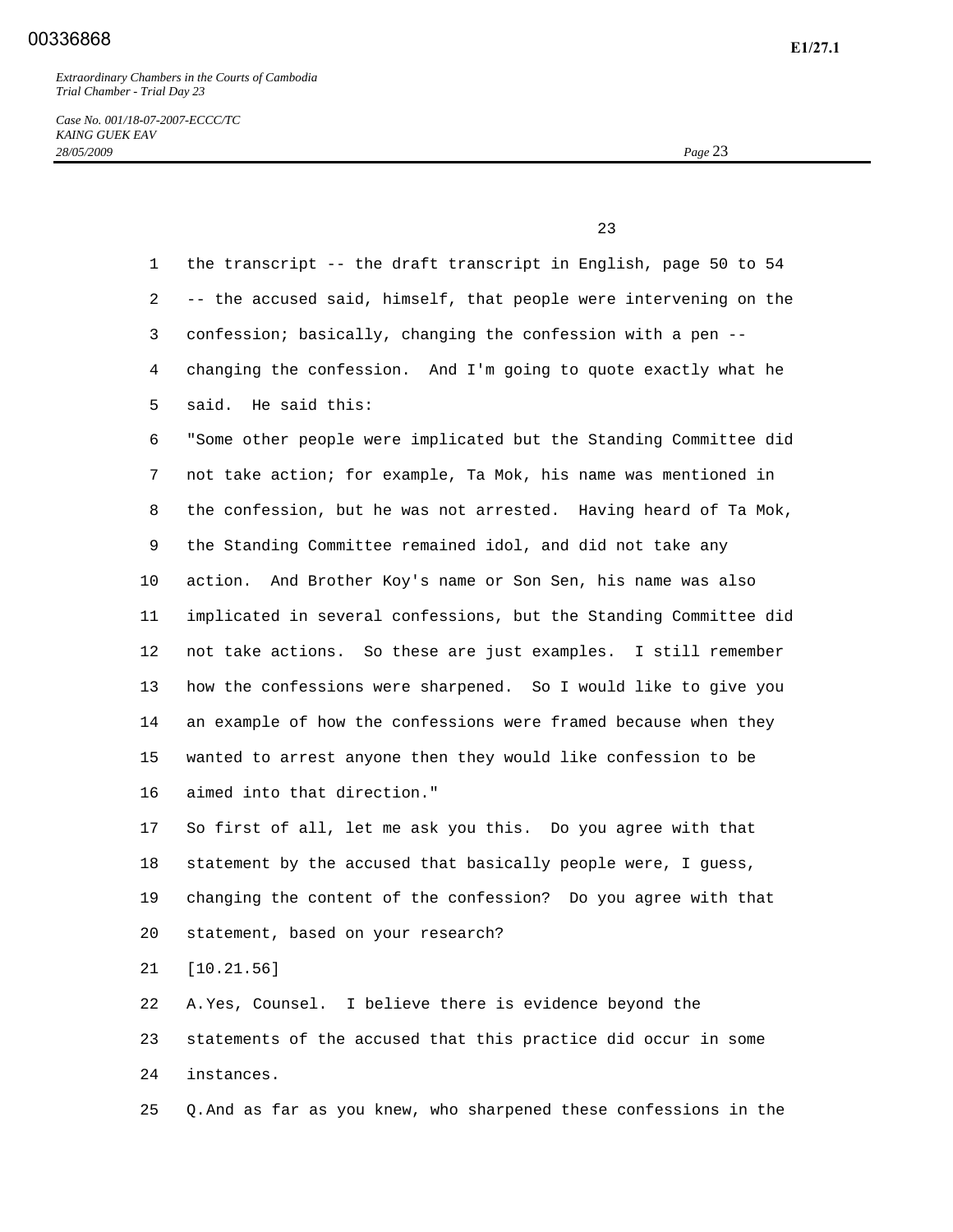the transcript -- the draft transcript in English, page 50 to 54 -- the accused said, himself, that people were intervening on the confession; basically, changing the confession with a pen -- changing the confession. And I'm going to quote exactly what he said. He said this:

"Some other people were implicated but the Standing Committee did not take action; for example, Ta Mok, his name was mentioned in the confession, but he was not arrested. Having heard of Ta Mok, the Standing Committee remained idol, and did not take any action. And Brother Koy's name or Son Sen, his name was also implicated in several confessions, but the Standing Committee did not take actions. So these are just examples. I still remember how the confessions were sharpened. So I would like to give you an example of how the confessions were framed because when they wanted to arrest anyone then they would like confession to be aimed into that direction."

So first of all, let me ask you this. Do you agree with that statement by the accused that basically people were, I guess, changing the content of the confession? Do you agree with that statement, based on your research?

[10.21.56]

A. Yes, Counsel. I believe there is evidence beyond the statements of the accused that this practice did occur in some instances.

Q. And as far as you knew, who sharpened these confessions in the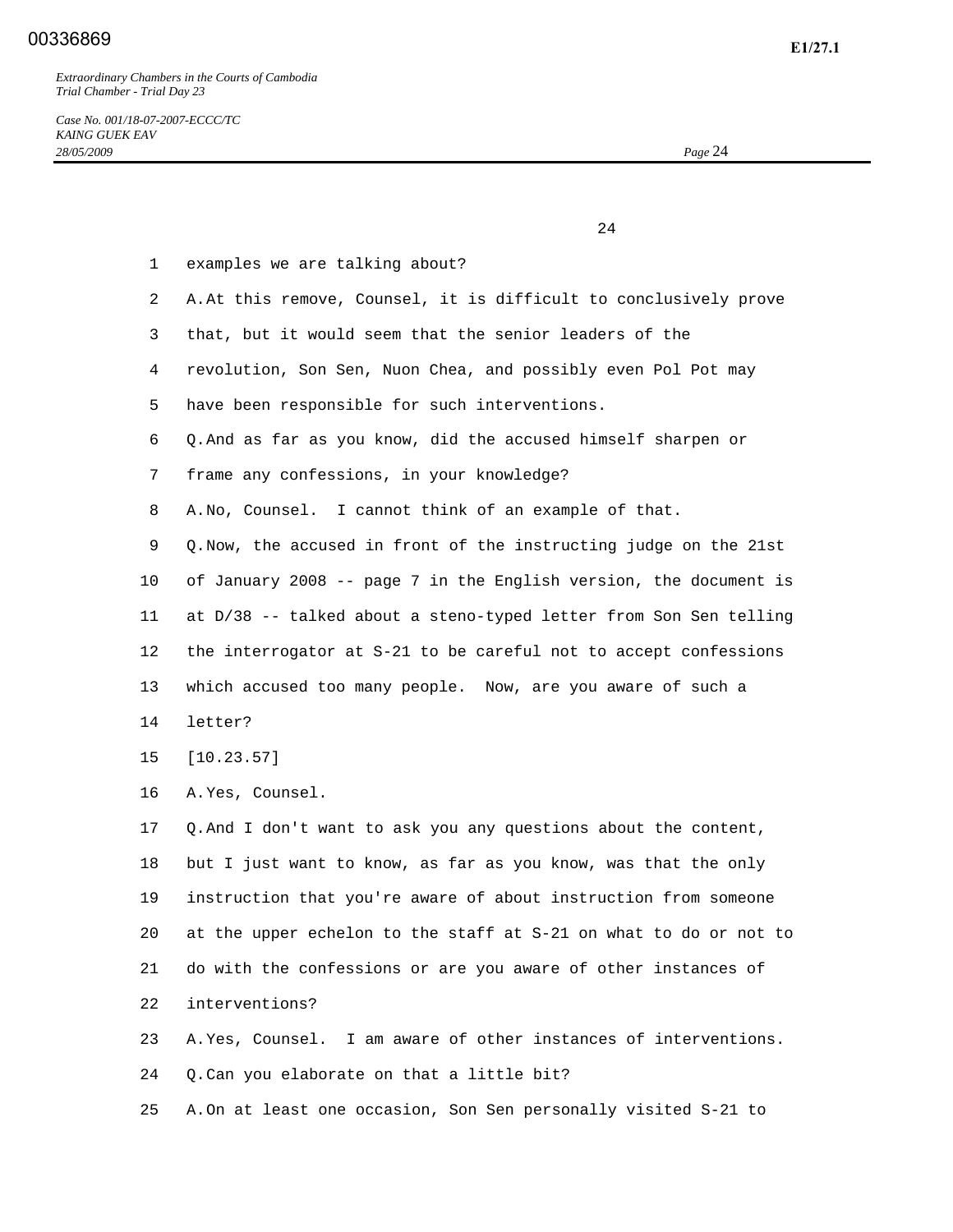examples we are talking about?

A. At this remove, Counsel, it is difficult to conclusively prove that, but it would seem that the senior leaders of the revolution, Son Sen, Nuon Chea, and possibly even Pol Pot may have been responsible for such interventions.

Q. And as far as you know, did the accused himself sharpen or frame any confessions, in your knowledge?

A. No, Counsel. I cannot think of an example of that.

Q. Now, the accused in front of the instructing judge on the 21st of January 2008 -- page 7 in the English version, the document is at D/38 -- talked about a steno-typed letter from Son Sen telling the interrogator at S-21 to be careful not to accept confessions which accused too many people. Now, are you aware of such a letter?

[10.23.57]

A. Yes, Counsel.

Q. And I don't want to ask you any questions about the content, but I just want to know, as far as you know, was that the only instruction that you're aware of about instruction from someone at the upper echelon to the staff at S-21 on what to do or not to do with the confessions or are you aware of other instances of interventions?

A. Yes, Counsel. I am aware of other instances of interventions.

Q. Can you elaborate on that a little bit?

A. On at least one occasion, Son Sen personally visited S-21 to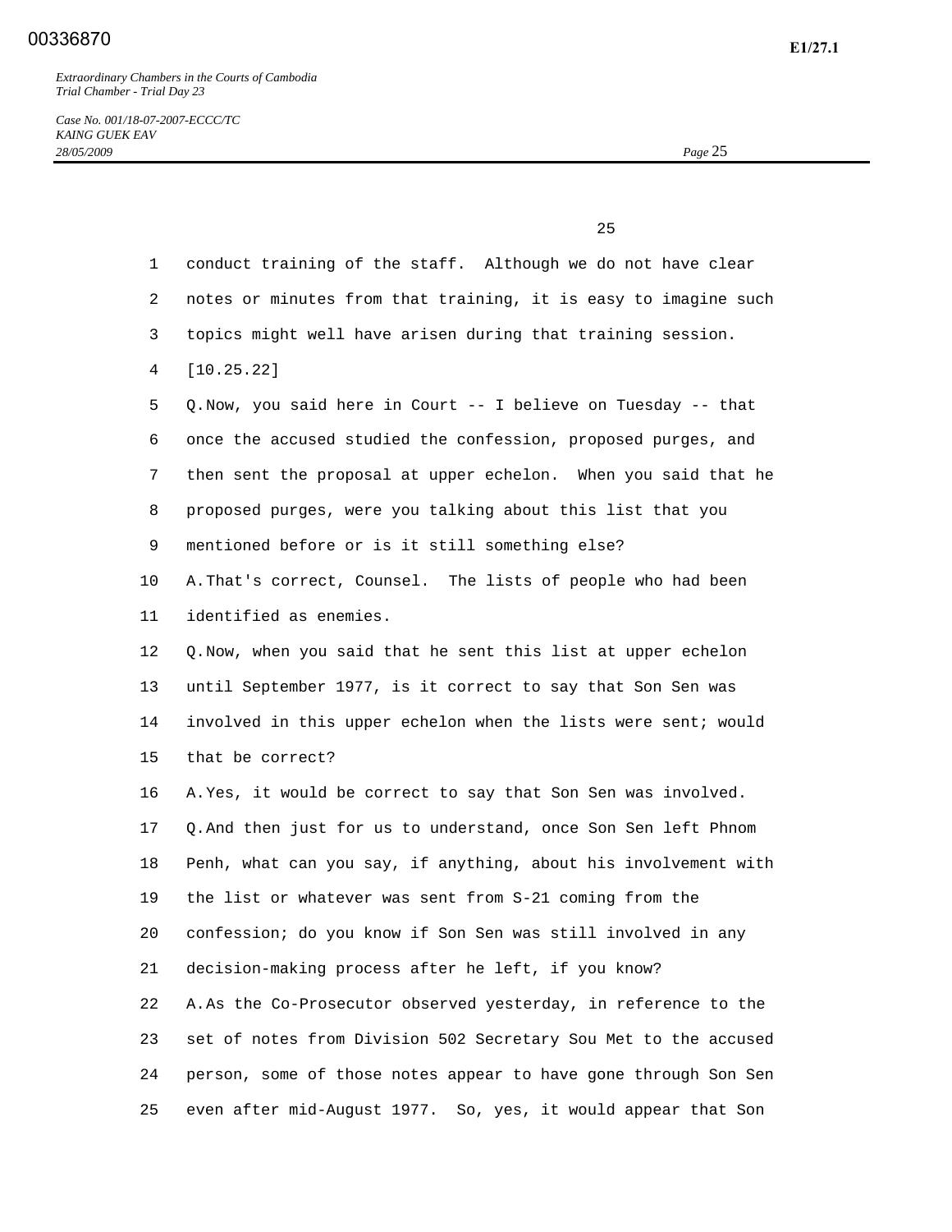conduct training of the staff. Although we do not have clear notes or minutes from that training, it is easy to imagine such topics might well have arisen during that training session.

[10.25.22]

Q. Now, you said here in Court -- I believe on Tuesday -- that once the accused studied the confession, proposed purges, and then sent the proposal at upper echelon. When you said that he proposed purges, were you talking about this list that you mentioned before or is it still something else?

A. That's correct, Counsel. The lists of people who had been identified as enemies.

Q. Now, when you said that he sent this list at upper echelon until September 1977, is it correct to say that Son Sen was involved in this upper echelon when the lists were sent; would that be correct?

A. Yes, it would be correct to say that Son Sen was involved.

Q. And then just for us to understand, once Son Sen left Phnom Penh, what can you say, if anything, about his involvement with the list or whatever was sent from S-21 coming from the confession; do you know if Son Sen was still involved in any decision-making process after he left, if you know?

A. As the Co-Prosecutor observed yesterday, in reference to the set of notes from Division 502 Secretary Sou Met to the accused person, some of those notes appear to have gone through Son Sen even after mid-August 1977. So, yes, it would appear that Son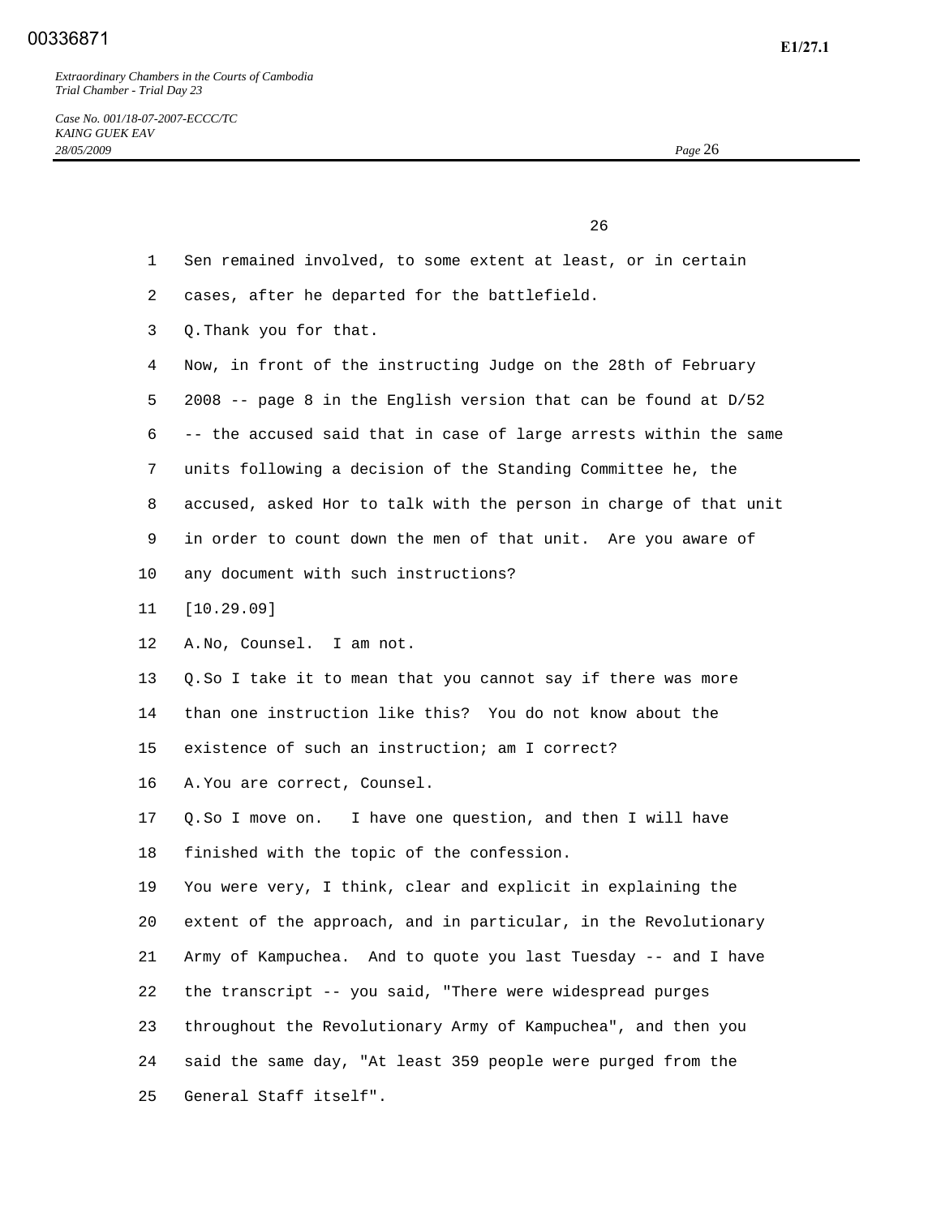Sen remained involved, to some extent at least, or in certain cases, after he departed for the battlefield.

Q. Thank you for that.

Now, in front of the instructing Judge on the 28th of February 2008 -- page 8 in the English version that can be found at D/52 -- the accused said that in case of large arrests within the same units following a decision of the Standing Committee he, the accused, asked Hor to talk with the person in charge of that unit in order to count down the men of that unit. Are you aware of any document with such instructions?

[10.29.09]

A. No, Counsel. I am not.

Q. So I take it to mean that you cannot say if there was more than one instruction like this? You do not know about the existence of such an instruction; am I correct?

A. You are correct, Counsel.

Q. So I move on. I have one question, and then I will have finished with the topic of the confession.

You were very, I think, clear and explicit in explaining the extent of the approach, and in particular, in the Revolutionary Army of Kampuchea. And to quote you last Tuesday -- and I have the transcript -- you said, "There were widespread purges throughout the Revolutionary Army of Kampuchea", and then you said the same day, "At least 359 people were purged from the General Staff itself".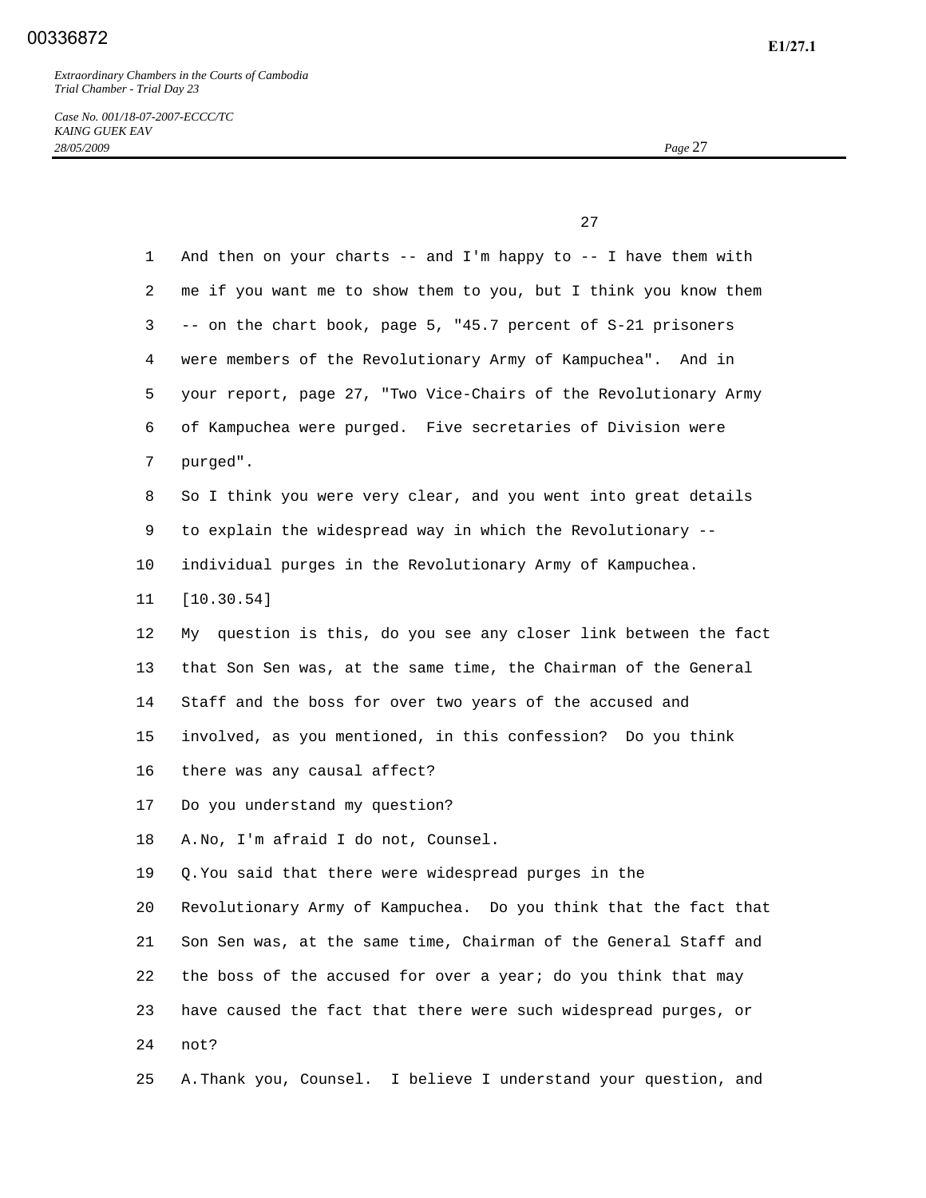1 And then on your charts -- and I'm happy to -- I have them with

2 me if you want me to show them to you, but I think you know them

3 -- on the chart book, page 5, "45.7 percent of S-21 prisoners

4 were members of the Revolutionary Army of Kampuchea". And in

5 your report, page 27, "Two Vice-Chairs of the Revolutionary Army

6 of Kampuchea were purged. Five secretaries of Division were

7 purged".

8 So I think you were very clear, and you went into great details

9 to explain the widespread way in which the Revolutionary --

10 individual purges in the Revolutionary Army of Kampuchea.

11 [10.30.54]

12 My question is this, do you see any closer link between the fact

13 that Son Sen was, at the same time, the Chairman of the General

14 Staff and the boss for over two years of the accused and

15 involved, as you mentioned, in this confession? Do you think

16 there was any causal affect?

17 Do you understand my question?

18 A. No, I'm afraid I do not, Counsel.

19 Q. You said that there were widespread purges in the

20 Revolutionary Army of Kampuchea. Do you think that the fact that

21 Son Sen was, at the same time, Chairman of the General Staff and

22 the boss of the accused for over a year; do you think that may

23 have caused the fact that there were such widespread purges, or

24 not?

25 A. Thank you, Counsel. I believe I understand your question, and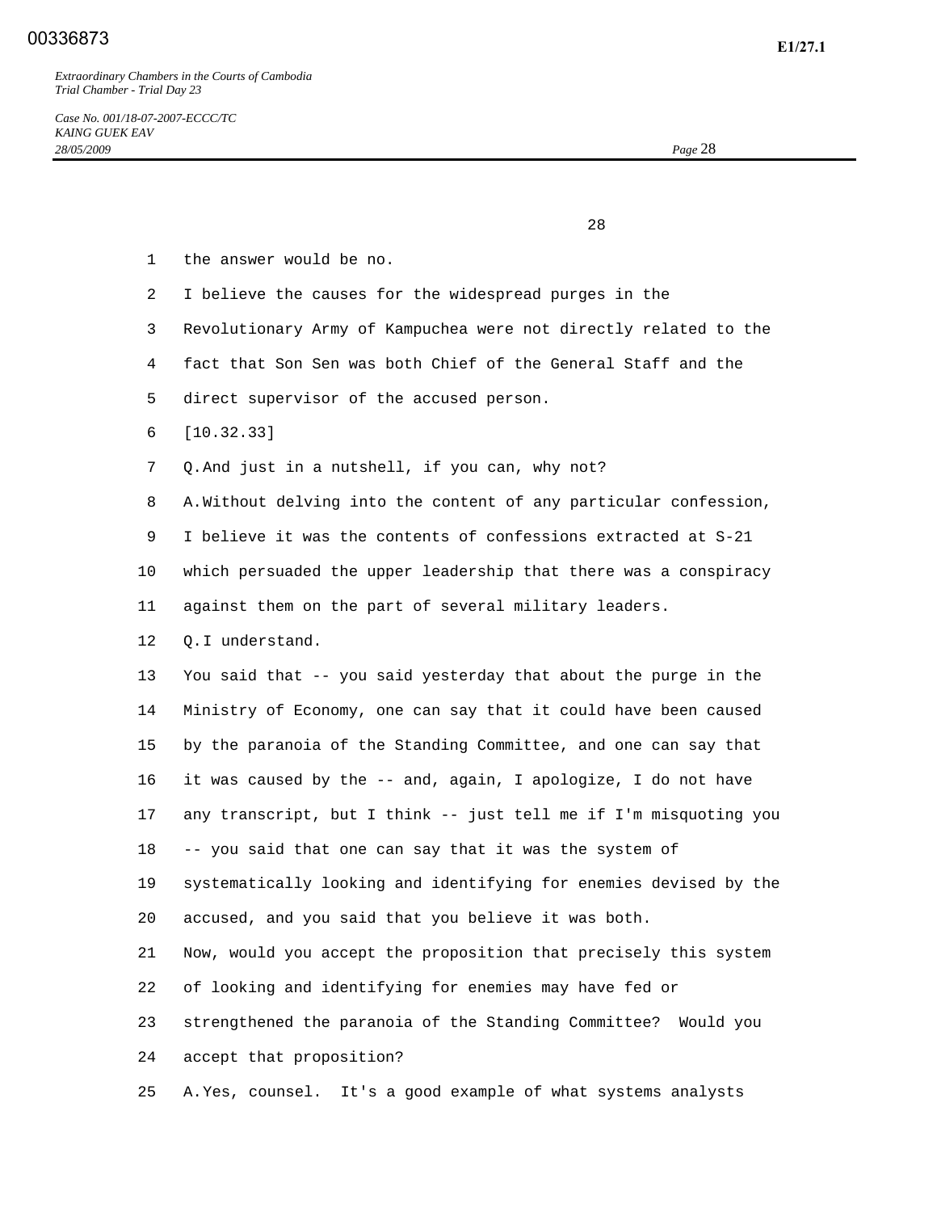the answer would be no.

I believe the causes for the widespread purges in the Revolutionary Army of Kampuchea were not directly related to the fact that Son Sen was both Chief of the General Staff and the direct supervisor of the accused person.

[10.32.33]

Q. And just in a nutshell, if you can, why not?

A. Without delving into the content of any particular confession, I believe it was the contents of confessions extracted at S-21 which persuaded the upper leadership that there was a conspiracy against them on the part of several military leaders.

Q. I understand.

You said that -- you said yesterday that about the purge in the Ministry of Economy, one can say that it could have been caused by the paranoia of the Standing Committee, and one can say that it was caused by the -- and, again, I apologize, I do not have any transcript, but I think -- just tell me if I'm misquoting you -- you said that one can say that it was the system of systematically looking and identifying for enemies devised by the accused, and you said that you believe it was both.

Now, would you accept the proposition that precisely this system of looking and identifying for enemies may have fed or strengthened the paranoia of the Standing Committee? Would you accept that proposition?

A. Yes, counsel. It's a good example of what systems analysts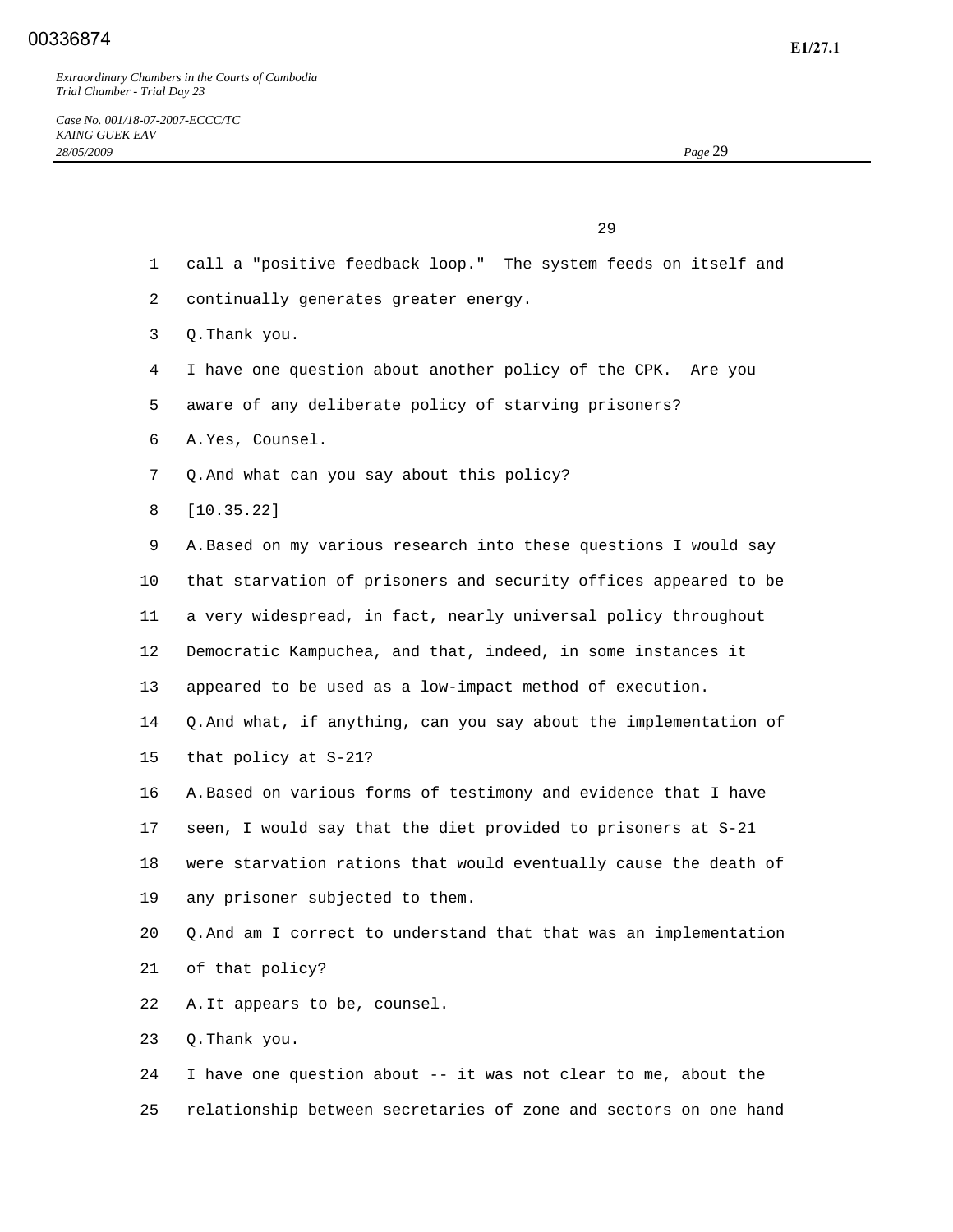call a "positive feedback loop." The system feeds on itself and continually generates greater energy.

Q. Thank you.

I have one question about another policy of the CPK. Are you aware of any deliberate policy of starving prisoners?

A. Yes, Counsel.

Q. And what can you say about this policy?

[10.35.22]

A. Based on my various research into these questions I would say that starvation of prisoners and security offices appeared to be a very widespread, in fact, nearly universal policy throughout Democratic Kampuchea, and that, indeed, in some instances it appeared to be used as a low-impact method of execution.

Q. And what, if anything, can you say about the implementation of that policy at S-21?

A. Based on various forms of testimony and evidence that I have seen, I would say that the diet provided to prisoners at S-21 were starvation rations that would eventually cause the death of any prisoner subjected to them.

Q. And am I correct to understand that that was an implementation of that policy?

A. It appears to be, counsel.

Q. Thank you.

I have one question about -- it was not clear to me, about the relationship between secretaries of zone and sectors on one hand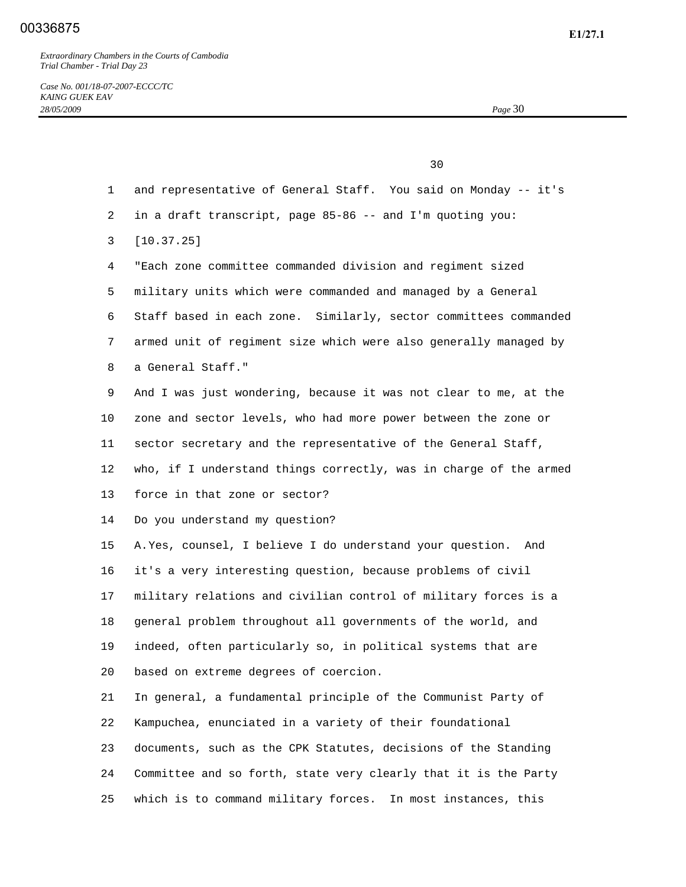and representative of General Staff. You said on Monday -- it's in a draft transcript, page 85-86 -- and I'm quoting you:

[10.37.25]

"Each zone committee commanded division and regiment sized military units which were commanded and managed by a General Staff based in each zone. Similarly, sector committees commanded armed unit of regiment size which were also generally managed by a General Staff."

And I was just wondering, because it was not clear to me, at the zone and sector levels, who had more power between the zone or sector secretary and the representative of the General Staff, who, if I understand things correctly, was in charge of the armed force in that zone or sector?

Do you understand my question?

A. Yes, counsel, I believe I do understand your question. And it's a very interesting question, because problems of civil military relations and civilian control of military forces is a general problem throughout all governments of the world, and indeed, often particularly so, in political systems that are based on extreme degrees of coercion.

In general, a fundamental principle of the Communist Party of Kampuchea, enunciated in a variety of their foundational documents, such as the CPK Statutes, decisions of the Standing Committee and so forth, state very clearly that it is the Party which is to command military forces. In most instances, this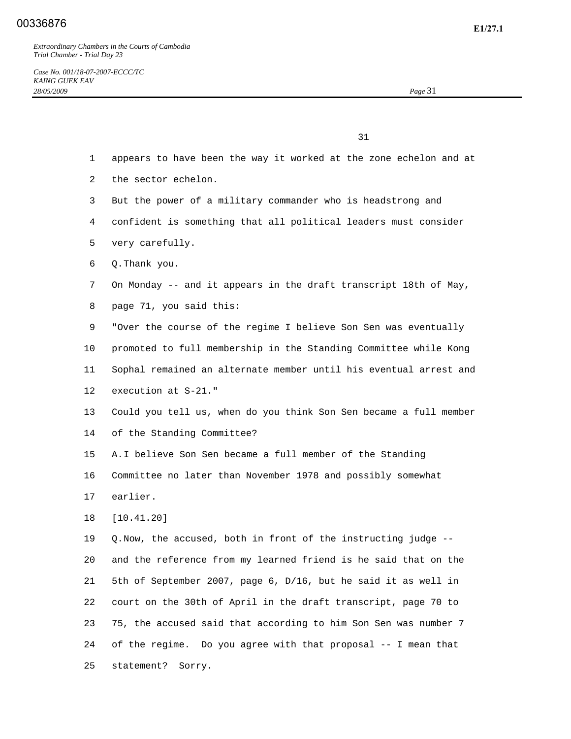appears to have been the way it worked at the zone echelon and at the sector echelon.

But the power of a military commander who is headstrong and confident is something that all political leaders must consider very carefully.

Q. Thank you.

On Monday -- and it appears in the draft transcript 18th of May, page 71, you said this:

"Over the course of the regime I believe Son Sen was eventually promoted to full membership in the Standing Committee while Kong Sophal remained an alternate member until his eventual arrest and execution at S-21."

Could you tell us, when do you think Son Sen became a full member of the Standing Committee?

A. I believe Son Sen became a full member of the Standing Committee no later than November 1978 and possibly somewhat earlier.

[10.41.20]

Q. Now, the accused, both in front of the instructing judge -- and the reference from my learned friend is he said that on the 5th of September 2007, page 6, D/16, but he said it as well in court on the 30th of April in the draft transcript, page 70 to 75, the accused said that according to him Son Sen was number 7 of the regime. Do you agree with that proposal -- I mean that statement? Sorry.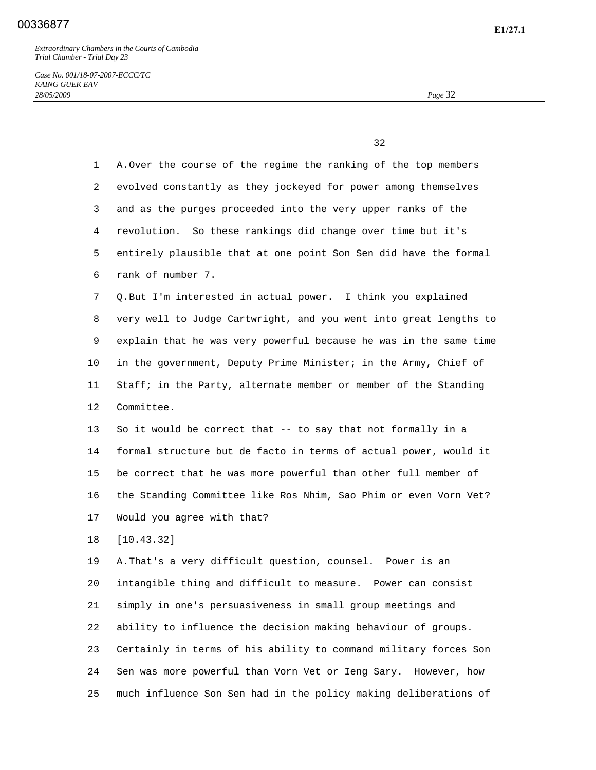A. Over the course of the regime the ranking of the top members evolved constantly as they jockeyed for power among themselves and as the purges proceeded into the very upper ranks of the revolution. So these rankings did change over time but it's entirely plausible that at one point Son Sen did have the formal rank of number 7.

Q. But I'm interested in actual power. I think you explained very well to Judge Cartwright, and you went into great lengths to explain that he was very powerful because he was in the same time in the government, Deputy Prime Minister; in the Army, Chief of Staff; in the Party, alternate member or member of the Standing Committee.

So it would be correct that -- to say that not formally in a formal structure but de facto in terms of actual power, would it be correct that he was more powerful than other full member of the Standing Committee like Ros Nhim, Sao Phim or even Vorn Vet? Would you agree with that?

[10.43.32]

A. That's a very difficult question, counsel. Power is an intangible thing and difficult to measure. Power can consist simply in one's persuasiveness in small group meetings and ability to influence the decision making behaviour of groups. Certainly in terms of his ability to command military forces Son Sen was more powerful than Vorn Vet or Ieng Sary. However, how much influence Son Sen had in the policy making deliberations of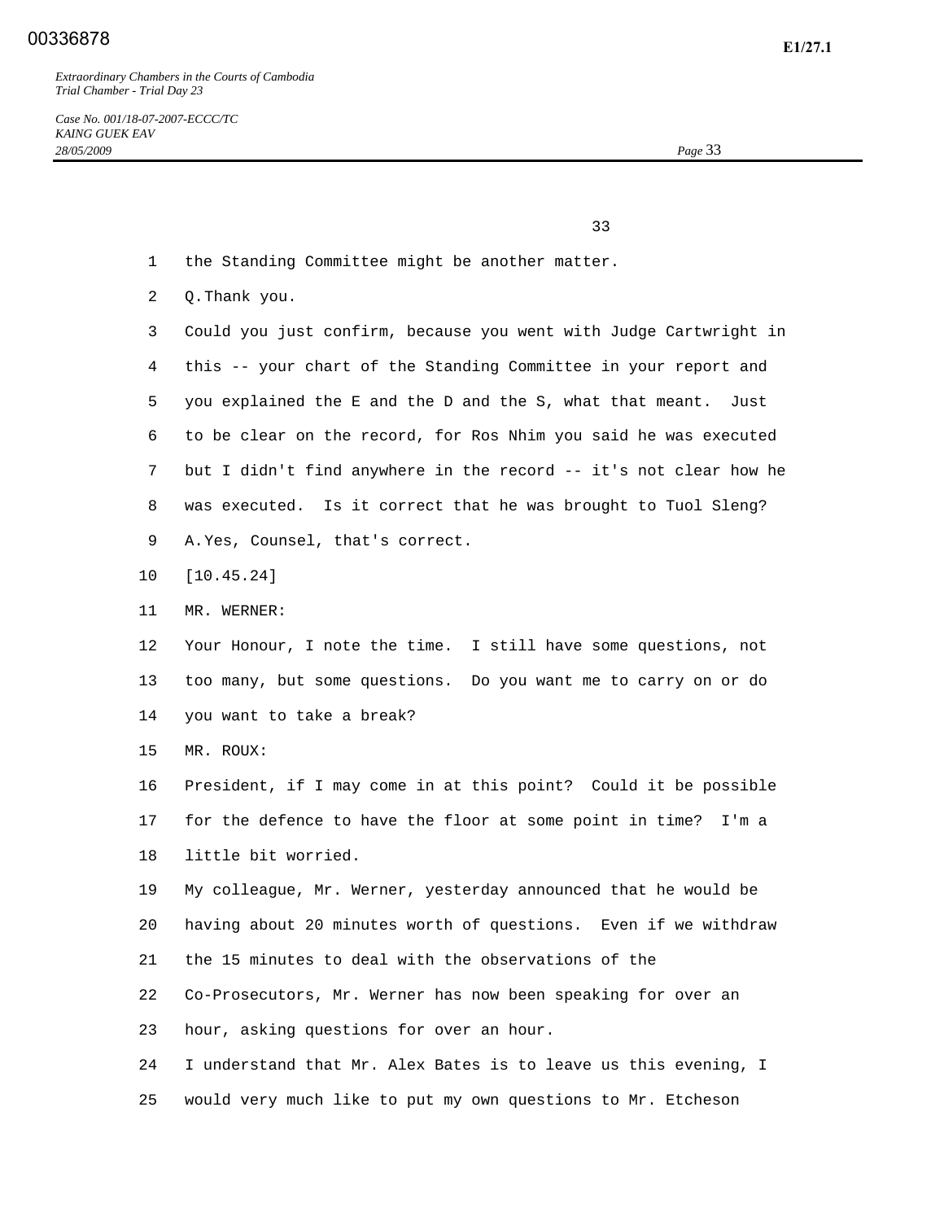the Standing Committee might be another matter.

Q. Thank you.

Could you just confirm, because you went with Judge Cartwright in this -- your chart of the Standing Committee in your report and you explained the E and the D and the S, what that meant. Just to be clear on the record, for Ros Nhim you said he was executed but I didn't find anywhere in the record -- it's not clear how he was executed. Is it correct that he was brought to Tuol Sleng?

A. Yes, Counsel, that's correct.

[10.45.24]

MR. WERNER:

Your Honour, I note the time. I still have some questions, not too many, but some questions. Do you want me to carry on or do you want to take a break?

MR. ROUX:

President, if I may come in at this point? Could it be possible for the defence to have the floor at some point in time? I'm a little bit worried.

My colleague, Mr. Werner, yesterday announced that he would be having about 20 minutes worth of questions. Even if we withdraw the 15 minutes to deal with the observations of the Co-Prosecutors, Mr. Werner has now been speaking for over an hour, asking questions for over an hour.

I understand that Mr. Alex Bates is to leave us this evening, I would very much like to put my own questions to Mr. Etcheson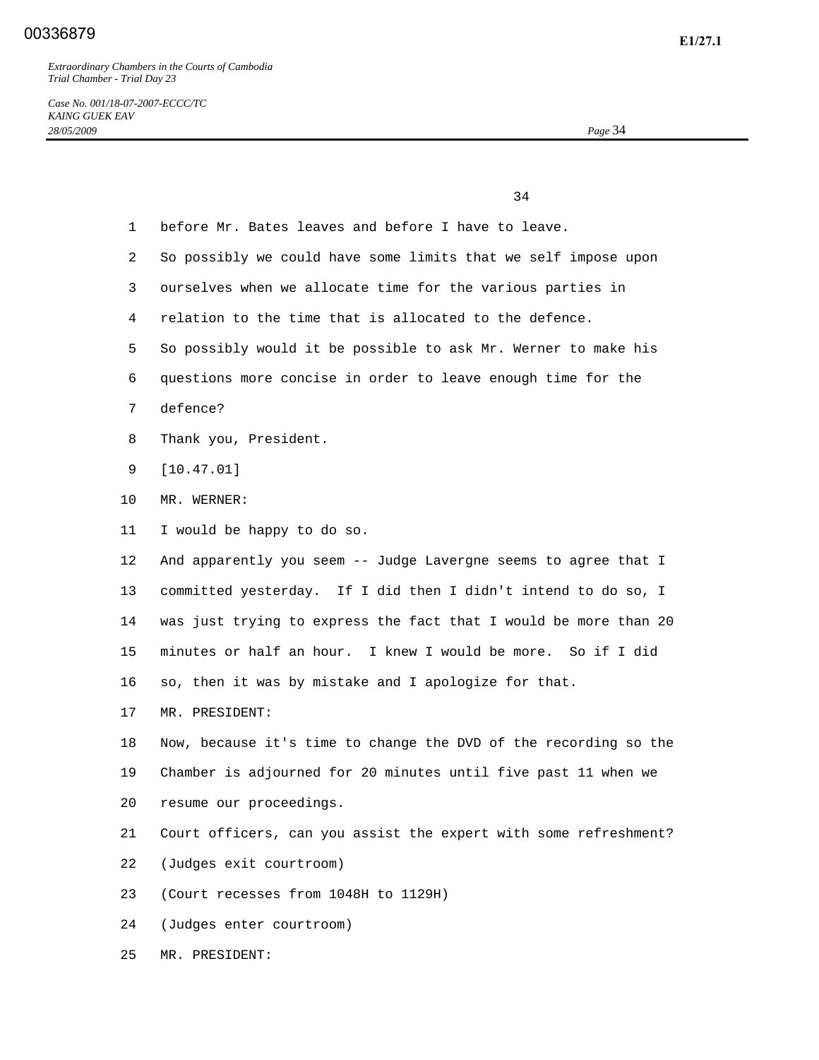before Mr. Bates leaves and before I have to leave.

So possibly we could have some limits that we self impose upon ourselves when we allocate time for the various parties in relation to the time that is allocated to the defence.

So possibly would it be possible to ask Mr. Werner to make his questions more concise in order to leave enough time for the defence?

Thank you, President.

[10.47.01]

MR. WERNER:

I would be happy to do so.

And apparently you seem -- Judge Lavergne seems to agree that I committed yesterday. If I did then I didn't intend to do so, I was just trying to express the fact that I would be more than 20 minutes or half an hour. I knew I would be more. So if I did so, then it was by mistake and I apologize for that.

MR. PRESIDENT:

Now, because it's time to change the DVD of the recording so the Chamber is adjourned for 20 minutes until five past 11 when we resume our proceedings.

Court officers, can you assist the expert with some refreshment?

(Judges exit courtroom)

(Court recesses from 1048H to 1129H)

(Judges enter courtroom)

MR. PRESIDENT: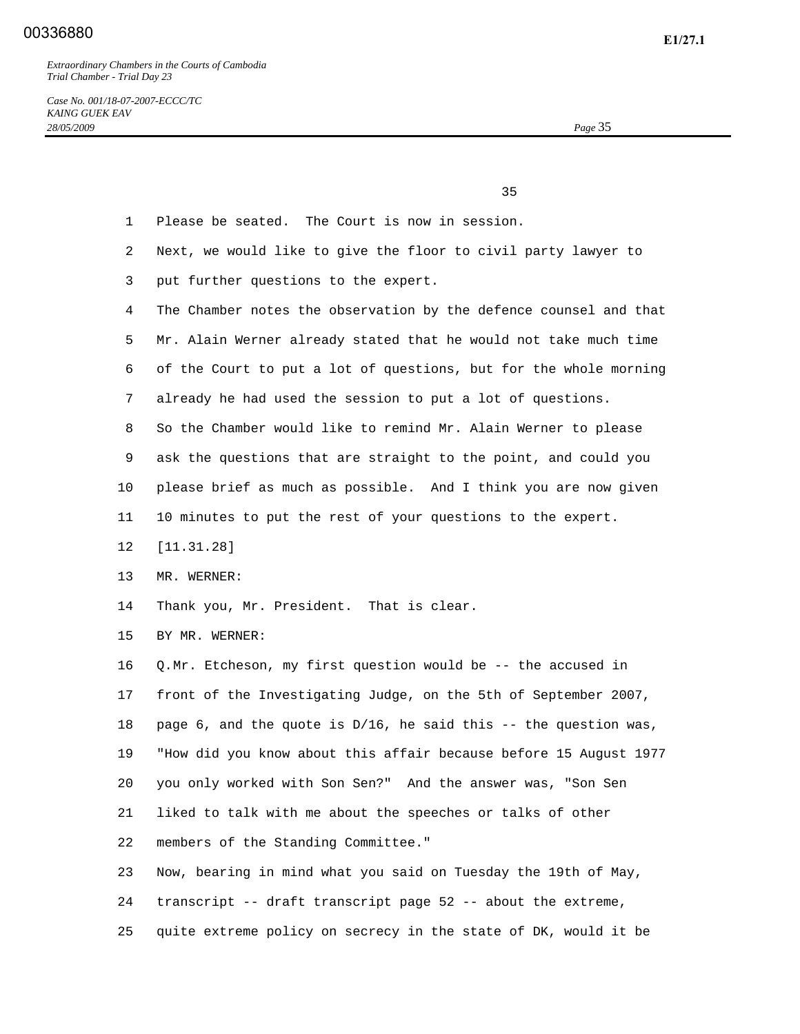Please be seated. The Court is now in session.

Next, we would like to give the floor to civil party lawyer to put further questions to the expert.

The Chamber notes the observation by the defence counsel and that Mr. Alain Werner already stated that he would not take much time of the Court to put a lot of questions, but for the whole morning already he had used the session to put a lot of questions.

So the Chamber would like to remind Mr. Alain Werner to please ask the questions that are straight to the point, and could you please brief as much as possible. And I think you are now given 10 minutes to put the rest of your questions to the expert.

[11.31.28]

MR. WERNER:

Thank you, Mr. President. That is clear.

BY MR. WERNER:

Q.Mr. Etcheson, my first question would be -- the accused in front of the Investigating Judge, on the 5th of September 2007, page 6, and the quote is D/16, he said this -- the question was, "How did you know about this affair because before 15 August 1977 you only worked with Son Sen?" And the answer was, "Son Sen liked to talk with me about the speeches or talks of other members of the Standing Committee."

Now, bearing in mind what you said on Tuesday the 19th of May, transcript -- draft transcript page 52 -- about the extreme, quite extreme policy on secrecy in the state of DK, would it be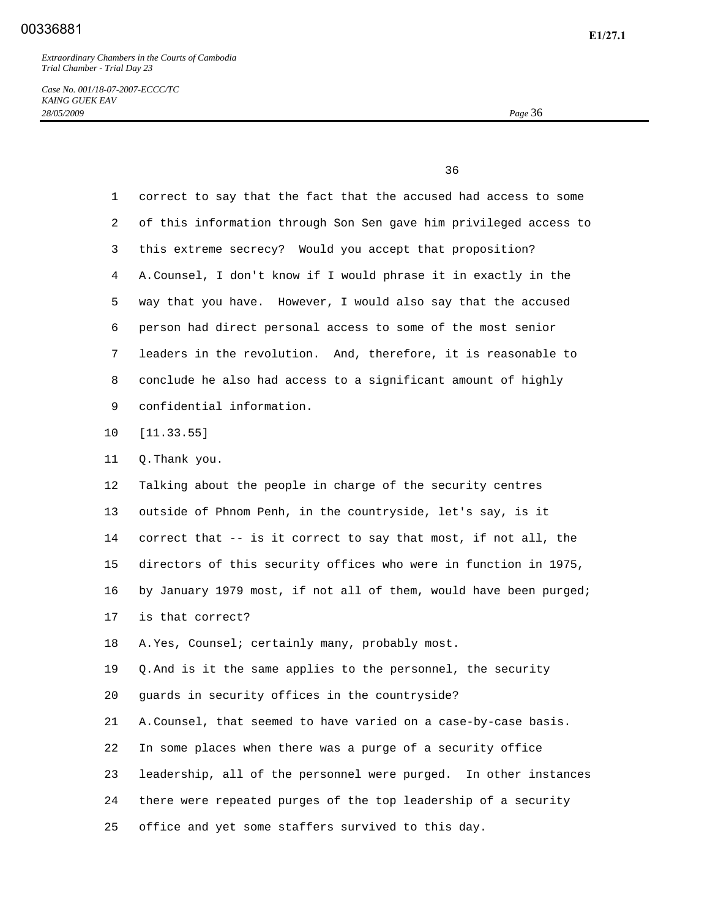correct to say that the fact that the accused had access to some of this information through Son Sen gave him privileged access to this extreme secrecy? Would you accept that proposition?

A. Counsel, I don't know if I would phrase it in exactly in the way that you have. However, I would also say that the accused person had direct personal access to some of the most senior leaders in the revolution. And, therefore, it is reasonable to conclude he also had access to a significant amount of highly confidential information.

[11.33.55]

Q. Thank you.

Talking about the people in charge of the security centres outside of Phnom Penh, in the countryside, let's say, is it correct that -- is it correct to say that most, if not all, the directors of this security offices who were in function in 1975, by January 1979 most, if not all of them, would have been purged; is that correct?

A. Yes, Counsel; certainly many, probably most.

Q. And is it the same applies to the personnel, the security guards in security offices in the countryside?

A. Counsel, that seemed to have varied on a case-by-case basis. In some places when there was a purge of a security office leadership, all of the personnel were purged. In other instances there were repeated purges of the top leadership of a security office and yet some staffers survived to this day.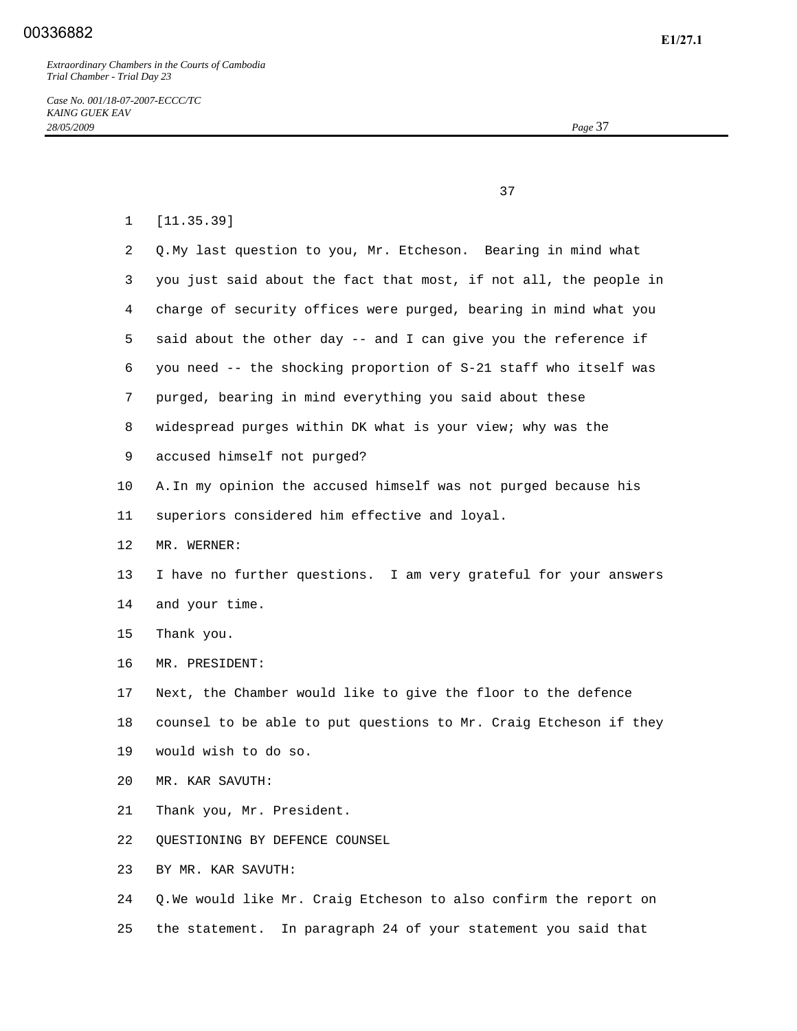[11.35.39]

Q. My last question to you, Mr. Etcheson. Bearing in mind what you just said about the fact that most, if not all, the people in charge of security offices were purged, bearing in mind what you said about the other day -- and I can give you the reference if you need -- the shocking proportion of S-21 staff who itself was purged, bearing in mind everything you said about these widespread purges within DK what is your view; why was the accused himself not purged?

A. In my opinion the accused himself was not purged because his superiors considered him effective and loyal.

MR. WERNER:

I have no further questions. I am very grateful for your answers and your time.

Thank you.

MR. PRESIDENT:

Next, the Chamber would like to give the floor to the defence counsel to be able to put questions to Mr. Craig Etcheson if they would wish to do so.

MR. KAR SAVUTH:

Thank you, Mr. President.

QUESTIONING BY DEFENCE COUNSEL

BY MR. KAR SAVUTH:

Q. We would like Mr. Craig Etcheson to also confirm the report on the statement. In paragraph 24 of your statement you said that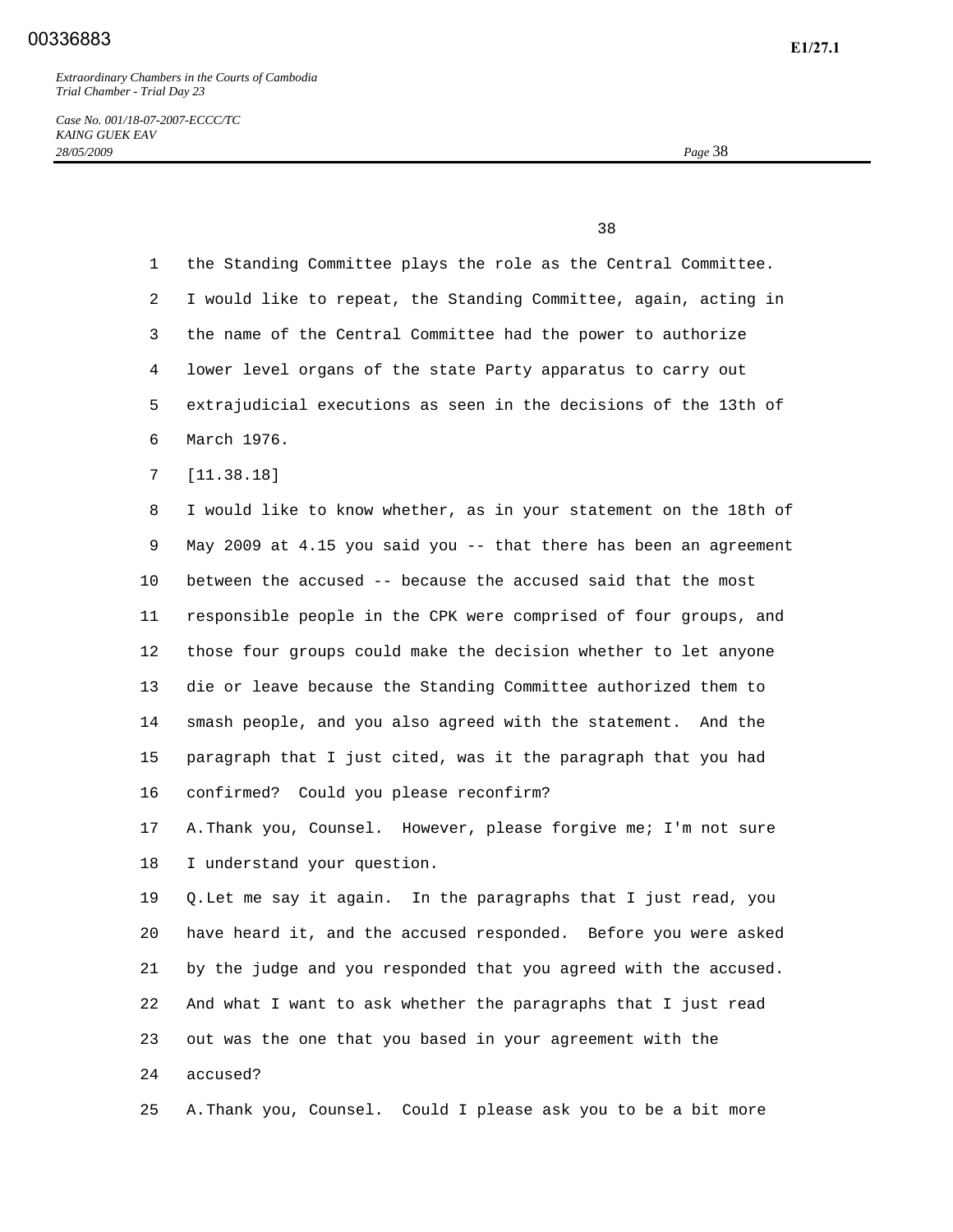the Standing Committee plays the role as the Central Committee. I would like to repeat, the Standing Committee, again, acting in the name of the Central Committee had the power to authorize lower level organs of the state Party apparatus to carry out extrajudicial executions as seen in the decisions of the 13th of March 1976.

[11.38.18]

I would like to know whether, as in your statement on the 18th of May 2009 at 4.15 you said you -- that there has been an agreement between the accused -- because the accused said that the most responsible people in the CPK were comprised of four groups, and those four groups could make the decision whether to let anyone die or leave because the Standing Committee authorized them to smash people, and you also agreed with the statement. And the paragraph that I just cited, was it the paragraph that you had confirmed? Could you please reconfirm?

A. Thank you, Counsel. However, please forgive me; I'm not sure I understand your question.

Q. Let me say it again. In the paragraphs that I just read, you have heard it, and the accused responded. Before you were asked by the judge and you responded that you agreed with the accused. And what I want to ask whether the paragraphs that I just read out was the one that you based in your agreement with the accused?

A. Thank you, Counsel. Could I please ask you to be a bit more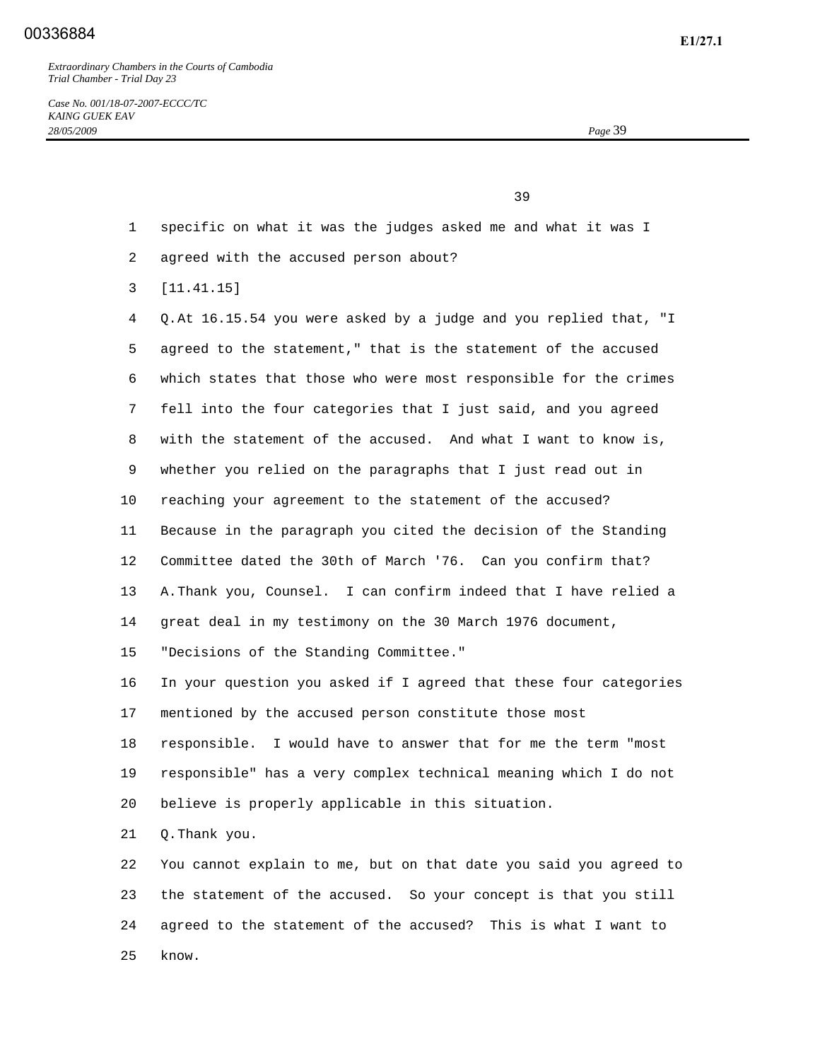specific on what it was the judges asked me and what it was I agreed with the accused person about?

[11.41.15]

Q. At 16.15.54 you were asked by a judge and you replied that, "I agreed to the statement," that is the statement of the accused which states that those who were most responsible for the crimes fell into the four categories that I just said, and you agreed with the statement of the accused. And what I want to know is, whether you relied on the paragraphs that I just read out in reaching your agreement to the statement of the accused? Because in the paragraph you cited the decision of the Standing Committee dated the 30th of March '76. Can you confirm that?

A. Thank you, Counsel. I can confirm indeed that I have relied a great deal in my testimony on the 30 March 1976 document, "Decisions of the Standing Committee."

In your question you asked if I agreed that these four categories mentioned by the accused person constitute those most responsible. I would have to answer that for me the term "most responsible" has a very complex technical meaning which I do not believe is properly applicable in this situation.

Q. Thank you.

You cannot explain to me, but on that date you said you agreed to the statement of the accused. So your concept is that you still agreed to the statement of the accused? This is what I want to know.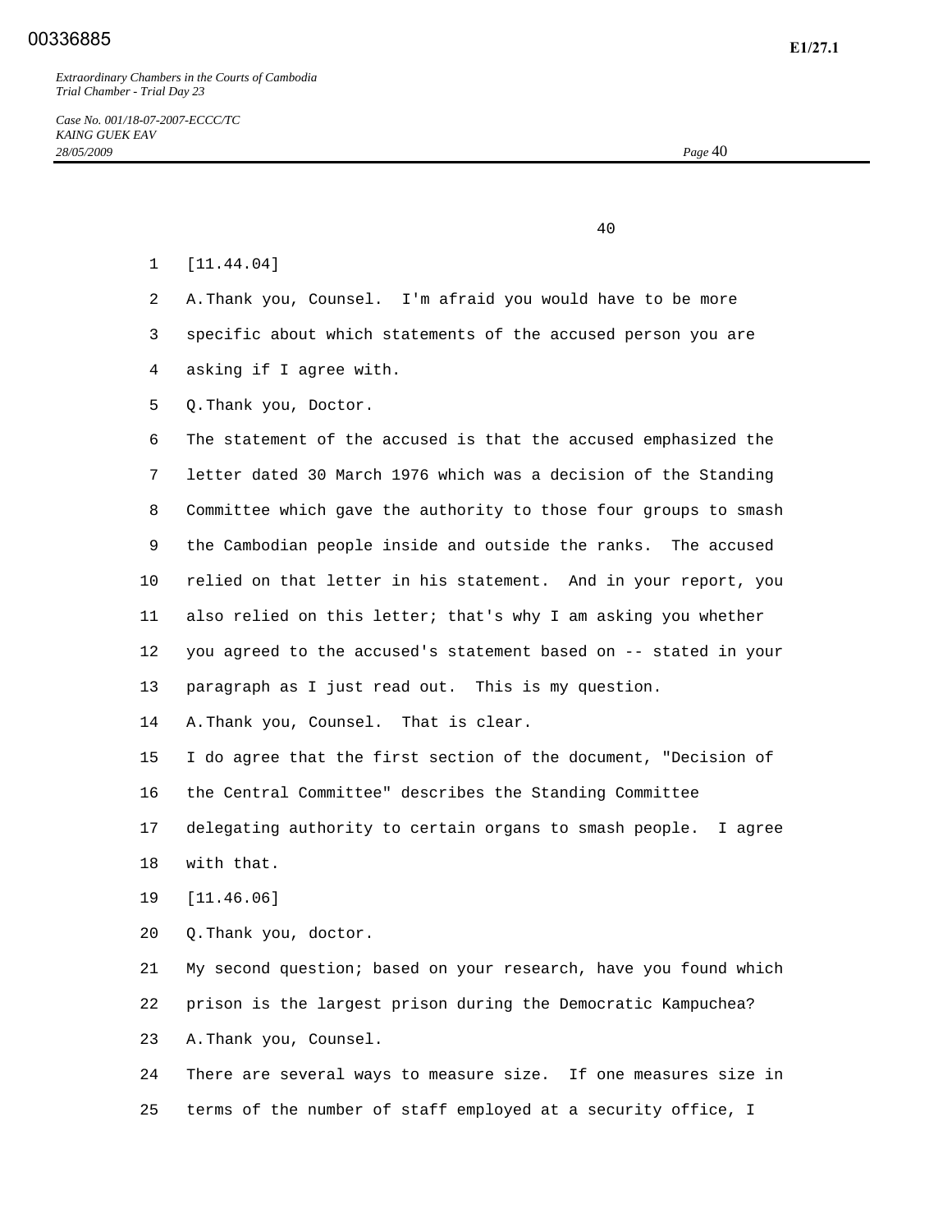[11.44.04]

A. Thank you, Counsel. I'm afraid you would have to be more specific about which statements of the accused person you are asking if I agree with.

Q. Thank you, Doctor.

The statement of the accused is that the accused emphasized the letter dated 30 March 1976 which was a decision of the Standing Committee which gave the authority to those four groups to smash the Cambodian people inside and outside the ranks. The accused relied on that letter in his statement. And in your report, you also relied on this letter; that's why I am asking you whether you agreed to the accused's statement based on -- stated in your paragraph as I just read out. This is my question.

A. Thank you, Counsel. That is clear.

I do agree that the first section of the document, "Decision of the Central Committee" describes the Standing Committee delegating authority to certain organs to smash people. I agree with that.

[11.46.06]

Q. Thank you, doctor.

My second question; based on your research, have you found which prison is the largest prison during the Democratic Kampuchea?

A. Thank you, Counsel.

There are several ways to measure size. If one measures size in terms of the number of staff employed at a security office, I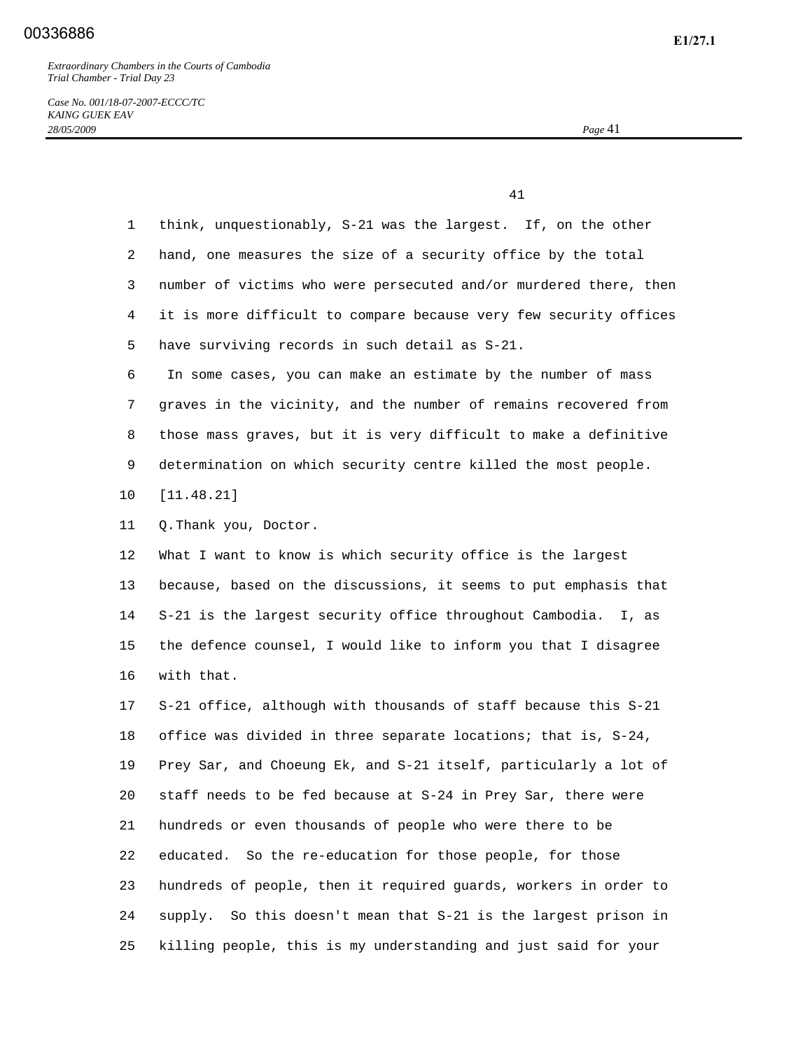think, unquestionably, S-21 was the largest. If, on the other hand, one measures the size of a security office by the total number of victims who were persecuted and/or murdered there, then it is more difficult to compare because very few security offices have surviving records in such detail as S-21.

In some cases, you can make an estimate by the number of mass graves in the vicinity, and the number of remains recovered from those mass graves, but it is very difficult to make a definitive determination on which security centre killed the most people.

[11.48.21]

Q. Thank you, Doctor.

What I want to know is which security office is the largest because, based on the discussions, it seems to put emphasis that S-21 is the largest security office throughout Cambodia. I, as the defence counsel, I would like to inform you that I disagree with that.

S-21 office, although with thousands of staff because this S-21 office was divided in three separate locations; that is, S-24, Prey Sar, and Choeung Ek, and S-21 itself, particularly a lot of staff needs to be fed because at S-24 in Prey Sar, there were hundreds or even thousands of people who were there to be educated. So the re-education for those people, for those hundreds of people, then it required guards, workers in order to supply. So this doesn't mean that S-21 is the largest prison in killing people, this is my understanding and just said for your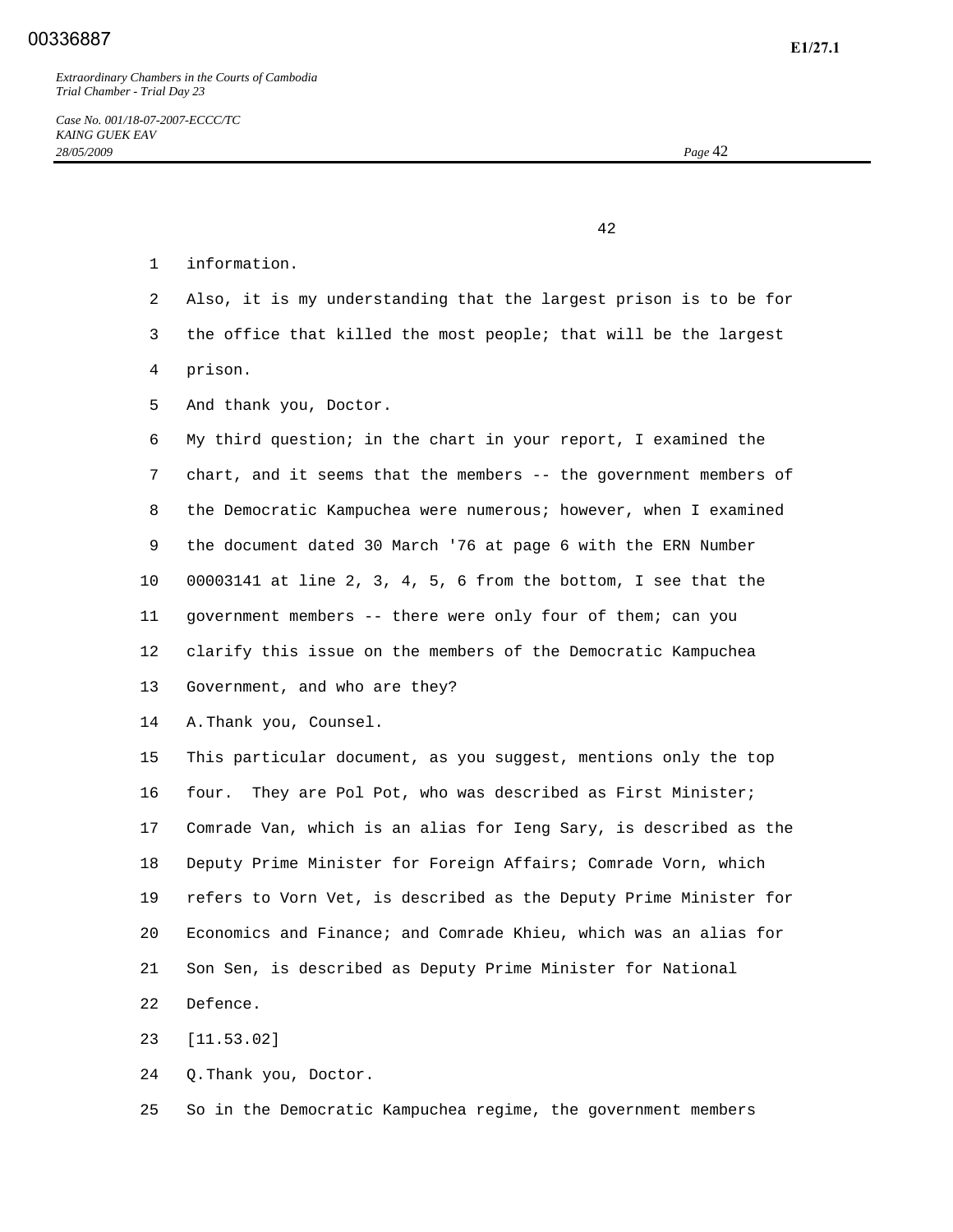information.

Also, it is my understanding that the largest prison is to be for the office that killed the most people; that will be the largest prison.

And thank you, Doctor.

My third question; in the chart in your report, I examined the chart, and it seems that the members -- the government members of the Democratic Kampuchea were numerous; however, when I examined the document dated 30 March '76 at page 6 with the ERN Number 00003141 at line 2, 3, 4, 5, 6 from the bottom, I see that the government members -- there were only four of them; can you clarify this issue on the members of the Democratic Kampuchea Government, and who are they?

A. Thank you, Counsel.

This particular document, as you suggest, mentions only the top four. They are Pol Pot, who was described as First Minister; Comrade Van, which is an alias for Ieng Sary, is described as the Deputy Prime Minister for Foreign Affairs; Comrade Vorn, which refers to Vorn Vet, is described as the Deputy Prime Minister for Economics and Finance; and Comrade Khieu, which was an alias for Son Sen, is described as Deputy Prime Minister for National Defence.

[11.53.02]

Q. Thank you, Doctor.

So in the Democratic Kampuchea regime, the government members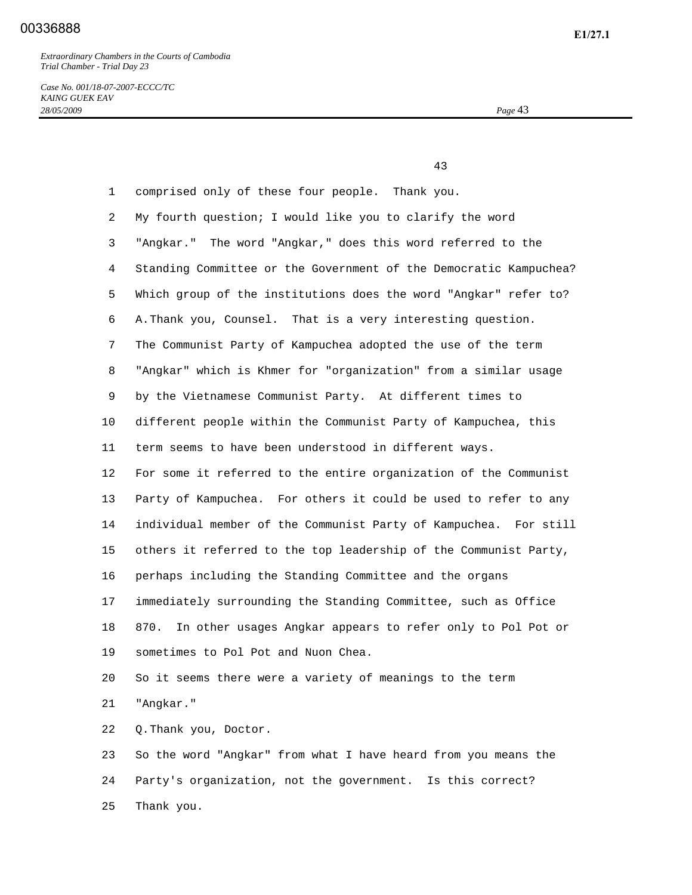comprised only of these four people. Thank you.

My fourth question; I would like you to clarify the word "Angkar." The word "Angkar," does this word referred to the Standing Committee or the Government of the Democratic Kampuchea? Which group of the institutions does the word "Angkar" refer to?

A. Thank you, Counsel. That is a very interesting question. The Communist Party of Kampuchea adopted the use of the term "Angkar" which is Khmer for "organization" from a similar usage by the Vietnamese Communist Party. At different times to different people within the Communist Party of Kampuchea, this term seems to have been understood in different ways.

For some it referred to the entire organization of the Communist Party of Kampuchea. For others it could be used to refer to any individual member of the Communist Party of Kampuchea. For still others it referred to the top leadership of the Communist Party, perhaps including the Standing Committee and the organs immediately surrounding the Standing Committee, such as Office 870. In other usages Angkar appears to refer only to Pol Pot or sometimes to Pol Pot and Nuon Chea.

So it seems there were a variety of meanings to the term "Angkar."

Q. Thank you, Doctor.

So the word "Angkar" from what I have heard from you means the Party's organization, not the government. Is this correct? Thank you.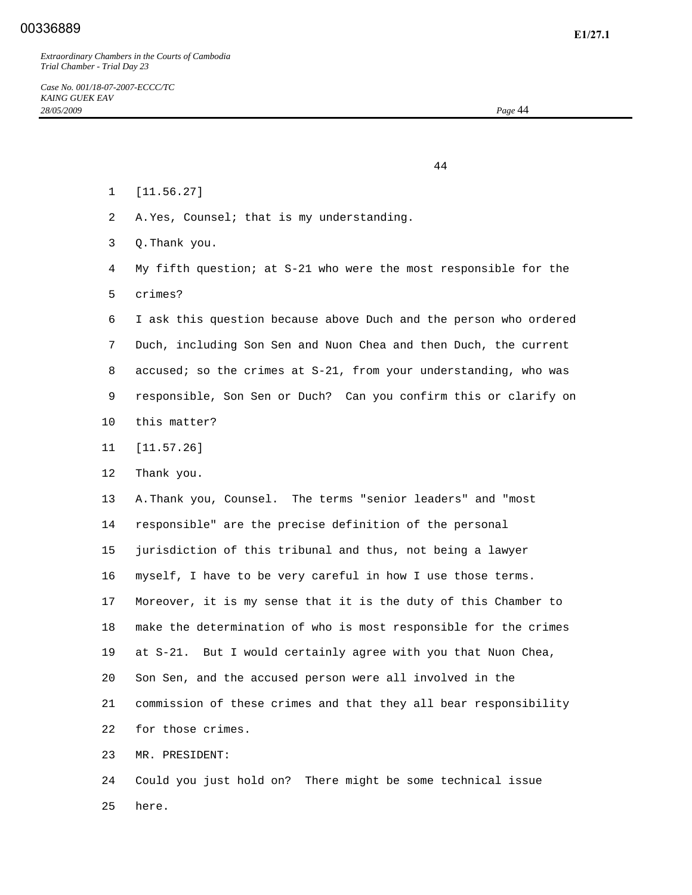[11.56.27]

A. Yes, Counsel; that is my understanding.

Q. Thank you.

My fifth question; at S-21 who were the most responsible for the crimes?

I ask this question because above Duch and the person who ordered Duch, including Son Sen and Nuon Chea and then Duch, the current accused; so the crimes at S-21, from your understanding, who was responsible, Son Sen or Duch? Can you confirm this or clarify on this matter?

[11.57.26]

Thank you.

A. Thank you, Counsel. The terms "senior leaders" and "most responsible" are the precise definition of the personal jurisdiction of this tribunal and thus, not being a lawyer myself, I have to be very careful in how I use those terms. Moreover, it is my sense that it is the duty of this Chamber to make the determination of who is most responsible for the crimes at S-21. But I would certainly agree with you that Nuon Chea, Son Sen, and the accused person were all involved in the commission of these crimes and that they all bear responsibility for those crimes.

MR. PRESIDENT:

Could you just hold on? There might be some technical issue here.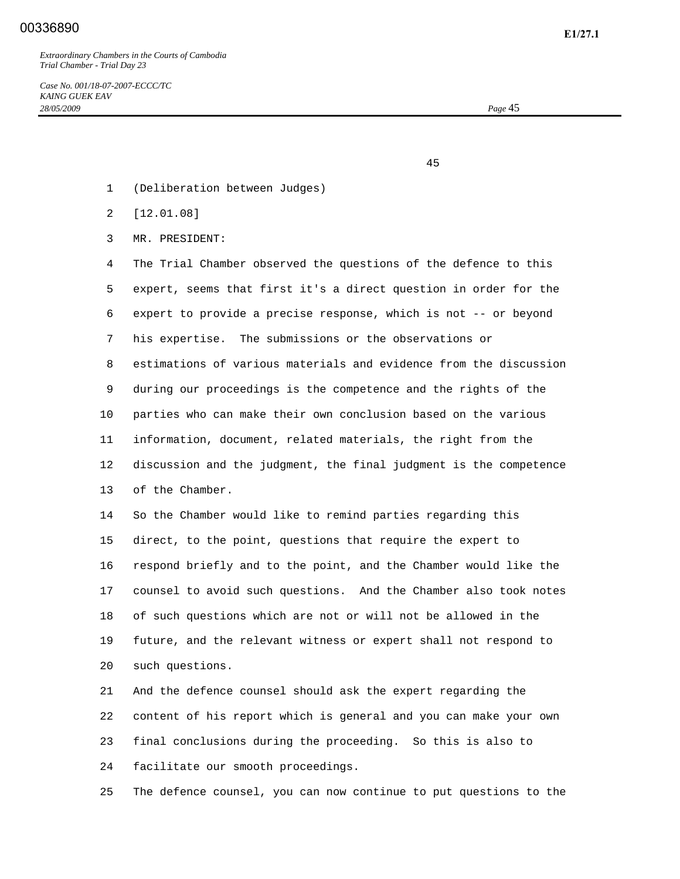(Deliberation between Judges)

[12.01.08]

MR. PRESIDENT:

The Trial Chamber observed the questions of the defence to this expert, seems that first it's a direct question in order for the expert to provide a precise response, which is not -- or beyond his expertise. The submissions or the observations or estimations of various materials and evidence from the discussion during our proceedings is the competence and the rights of the parties who can make their own conclusion based on the various information, document, related materials, the right from the discussion and the judgment, the final judgment is the competence of the Chamber.

So the Chamber would like to remind parties regarding this direct, to the point, questions that require the expert to respond briefly and to the point, and the Chamber would like the counsel to avoid such questions. And the Chamber also took notes of such questions which are not or will not be allowed in the future, and the relevant witness or expert shall not respond to such questions.

And the defence counsel should ask the expert regarding the content of his report which is general and you can make your own final conclusions during the proceeding. So this is also to facilitate our smooth proceedings.

The defence counsel, you can now continue to put questions to the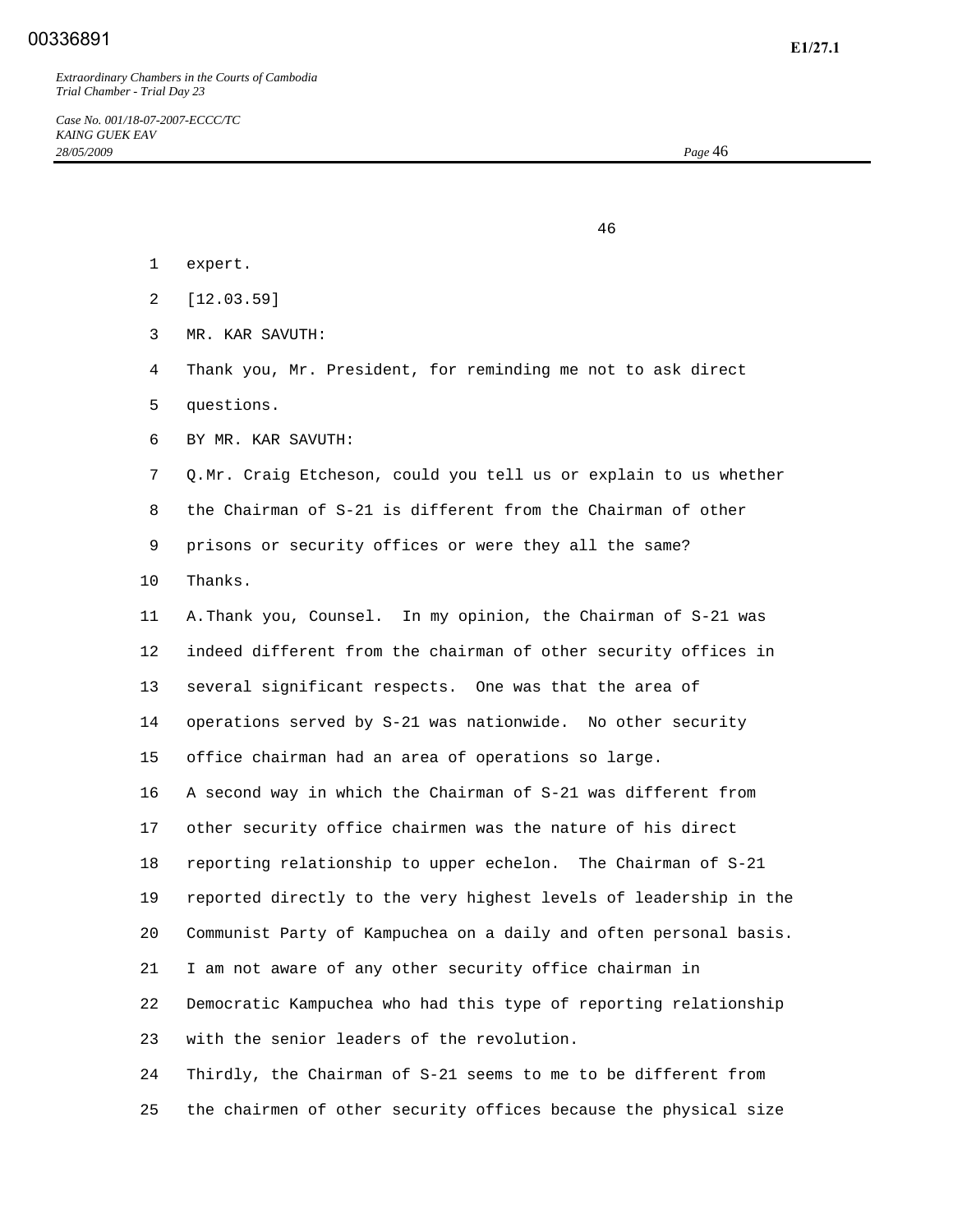expert.

[12.03.59]

MR. KAR SAVUTH:

Thank you, Mr. President, for reminding me not to ask direct questions.

BY MR. KAR SAVUTH:

Q. Mr. Craig Etcheson, could you tell us or explain to us whether the Chairman of S-21 is different from the Chairman of other prisons or security offices or were they all the same? Thanks.

A. Thank you, Counsel. In my opinion, the Chairman of S-21 was indeed different from the chairman of other security offices in several significant respects. One was that the area of operations served by S-21 was nationwide. No other security office chairman had an area of operations so large.

A second way in which the Chairman of S-21 was different from other security office chairmen was the nature of his direct reporting relationship to upper echelon. The Chairman of S-21 reported directly to the very highest levels of leadership in the Communist Party of Kampuchea on a daily and often personal basis. I am not aware of any other security office chairman in Democratic Kampuchea who had this type of reporting relationship with the senior leaders of the revolution.

Thirdly, the Chairman of S-21 seems to me to be different from the chairmen of other security offices because the physical size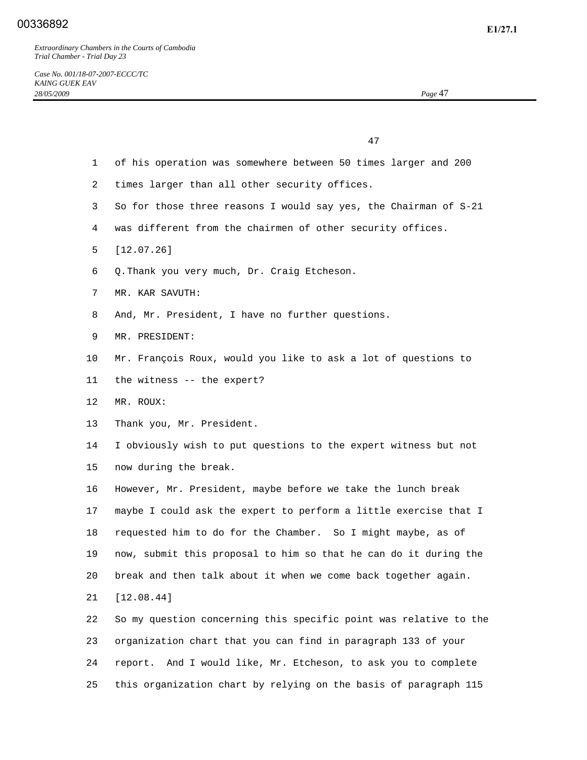of his operation was somewhere between 50 times larger and 200 times larger than all other security offices.

So for those three reasons I would say yes, the Chairman of S-21 was different from the chairmen of other security offices.

[12.07.26]

Q. Thank you very much, Dr. Craig Etcheson.

MR. KAR SAVUTH:

And, Mr. President, I have no further questions.

MR. PRESIDENT:

Mr. François Roux, would you like to ask a lot of questions to the witness -- the expert?

MR. ROUX:

Thank you, Mr. President.

I obviously wish to put questions to the expert witness but not now during the break.

However, Mr. President, maybe before we take the lunch break maybe I could ask the expert to perform a little exercise that I requested him to do for the Chamber. So I might maybe, as of now, submit this proposal to him so that he can do it during the break and then talk about it when we come back together again.

[12.08.44]

So my question concerning this specific point was relative to the organization chart that you can find in paragraph 133 of your report. And I would like, Mr. Etcheson, to ask you to complete this organization chart by relying on the basis of paragraph 115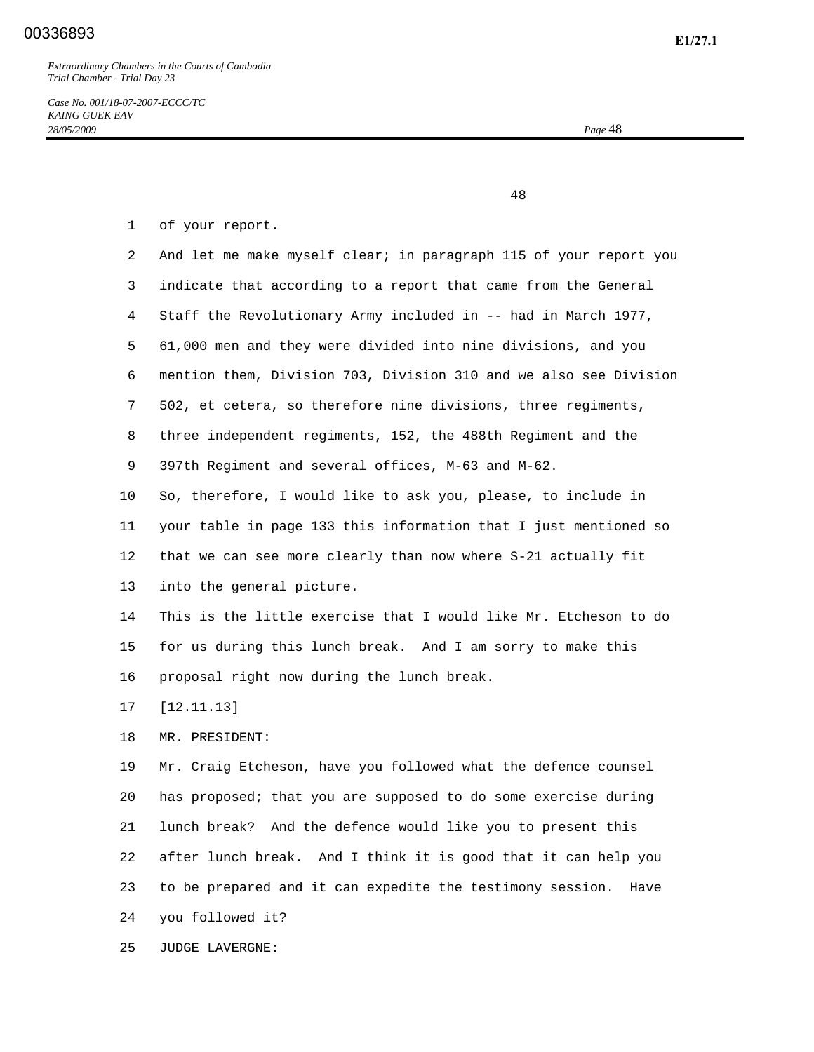of your report.

And let me make myself clear; in paragraph 115 of your report you indicate that according to a report that came from the General Staff the Revolutionary Army included in -- had in March 1977, 61,000 men and they were divided into nine divisions, and you mention them, Division 703, Division 310 and we also see Division 502, et cetera, so therefore nine divisions, three regiments, three independent regiments, 152, the 488th Regiment and the 397th Regiment and several offices, M-63 and M-62.

So, therefore, I would like to ask you, please, to include in your table in page 133 this information that I just mentioned so that we can see more clearly than now where S-21 actually fit into the general picture.

This is the little exercise that I would like Mr. Etcheson to do for us during this lunch break. And I am sorry to make this proposal right now during the lunch break.

[12.11.13]

MR. PRESIDENT:

Mr. Craig Etcheson, have you followed what the defence counsel has proposed; that you are supposed to do some exercise during lunch break? And the defence would like you to present this after lunch break. And I think it is good that it can help you to be prepared and it can expedite the testimony session. Have you followed it?

JUDGE LAVERGNE: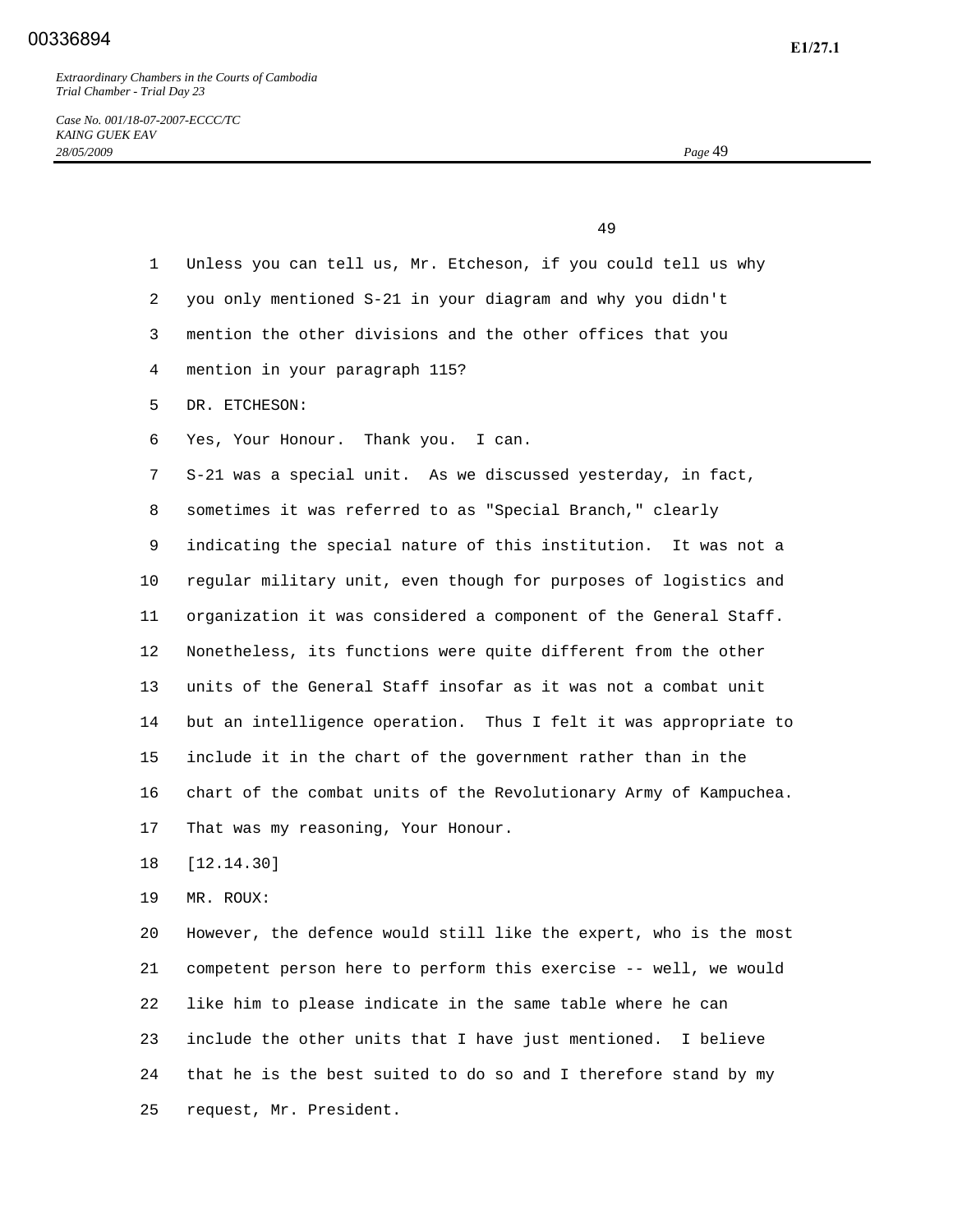Unless you can tell us, Mr. Etcheson, if you could tell us why you only mentioned S-21 in your diagram and why you didn't mention the other divisions and the other offices that you mention in your paragraph 115?

DR. ETCHESON:

Yes, Your Honour. Thank you. I can.

S-21 was a special unit. As we discussed yesterday, in fact, sometimes it was referred to as "Special Branch," clearly indicating the special nature of this institution. It was not a regular military unit, even though for purposes of logistics and organization it was considered a component of the General Staff. Nonetheless, its functions were quite different from the other units of the General Staff insofar as it was not a combat unit but an intelligence operation. Thus I felt it was appropriate to include it in the chart of the government rather than in the chart of the combat units of the Revolutionary Army of Kampuchea. That was my reasoning, Your Honour.

[12.14.30]

MR. ROUX:

However, the defence would still like the expert, who is the most competent person here to perform this exercise -- well, we would like him to please indicate in the same table where he can include the other units that I have just mentioned. I believe that he is the best suited to do so and I therefore stand by my request, Mr. President.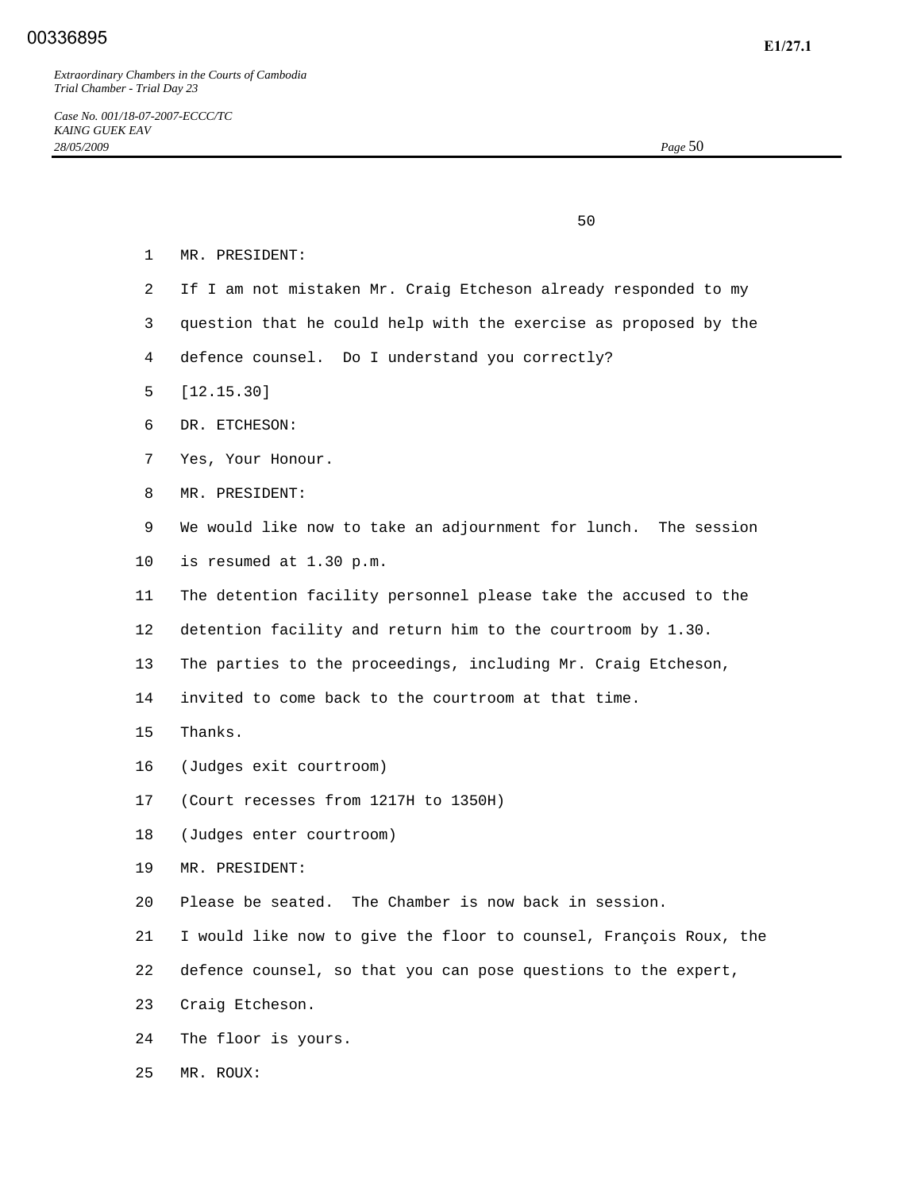MR. PRESIDENT:

If I am not mistaken Mr. Craig Etcheson already responded to my question that he could help with the exercise as proposed by the defence counsel. Do I understand you correctly?

[12.15.30]

DR. ETCHESON:

Yes, Your Honour.

MR. PRESIDENT:

We would like now to take an adjournment for lunch. The session is resumed at 1.30 p.m.

The detention facility personnel please take the accused to the detention facility and return him to the courtroom by 1.30.

The parties to the proceedings, including Mr. Craig Etcheson, invited to come back to the courtroom at that time.

Thanks.

(Judges exit courtroom)

(Court recesses from 1217H to 1350H)

(Judges enter courtroom)

MR. PRESIDENT:

Please be seated. The Chamber is now back in session.

I would like now to give the floor to counsel, François Roux, the defence counsel, so that you can pose questions to the expert, Craig Etcheson.

The floor is yours.

MR. ROUX: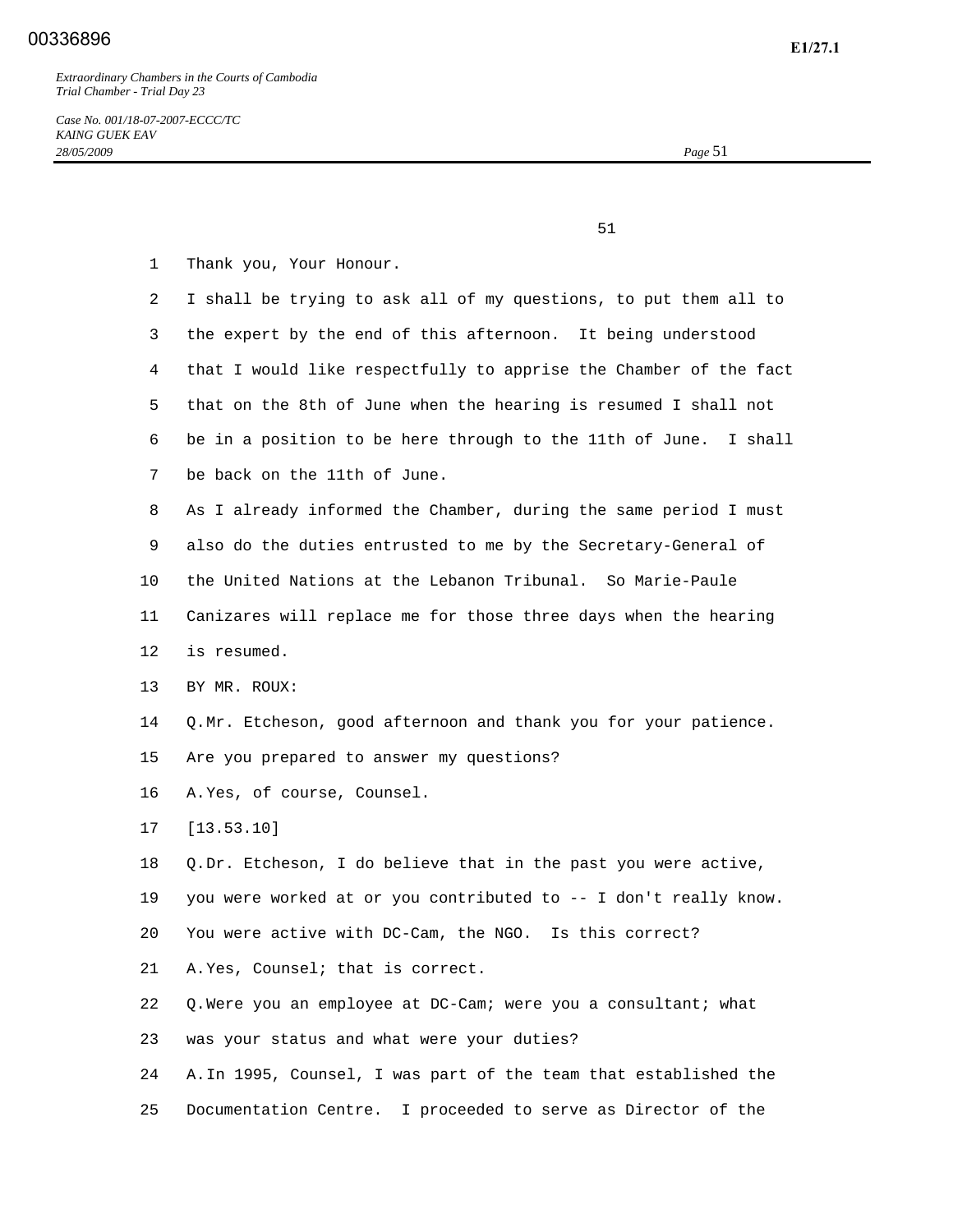Thank you, Your Honour.

I shall be trying to ask all of my questions, to put them all to the expert by the end of this afternoon. It being understood that I would like respectfully to apprise the Chamber of the fact that on the 8th of June when the hearing is resumed I shall not be in a position to be here through to the 11th of June. I shall be back on the 11th of June.

As I already informed the Chamber, during the same period I must also do the duties entrusted to me by the Secretary-General of the United Nations at the Lebanon Tribunal. So Marie-Paule Canizares will replace me for those three days when the hearing is resumed.

BY MR. ROUX:

Q. Mr. Etcheson, good afternoon and thank you for your patience. Are you prepared to answer my questions?

A. Yes, of course, Counsel.

[13.53.10]

Q. Dr. Etcheson, I do believe that in the past you were active, you were worked at or you contributed to -- I don't really know. You were active with DC-Cam, the NGO. Is this correct?

A. Yes, Counsel; that is correct.

Q. Were you an employee at DC-Cam; were you a consultant; what was your status and what were your duties?

A. In 1995, Counsel, I was part of the team that established the Documentation Centre. I proceeded to serve as Director of the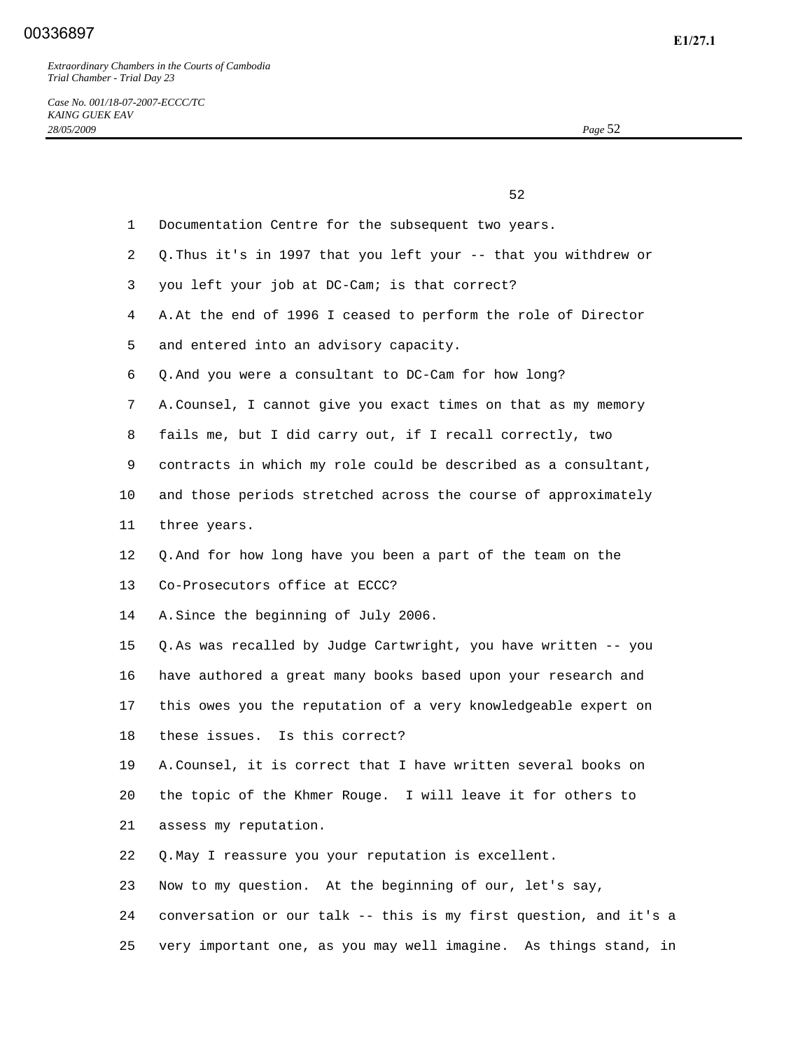Documentation Centre for the subsequent two years.

Q. Thus it's in 1997 that you left your -- that you withdrew or you left your job at DC-Cam; is that correct?

A. At the end of 1996 I ceased to perform the role of Director and entered into an advisory capacity.

Q. And you were a consultant to DC-Cam for how long?

A. Counsel, I cannot give you exact times on that as my memory fails me, but I did carry out, if I recall correctly, two contracts in which my role could be described as a consultant, and those periods stretched across the course of approximately three years.

Q. And for how long have you been a part of the team on the Co-Prosecutors office at ECCC?

A. Since the beginning of July 2006.

Q. As was recalled by Judge Cartwright, you have written -- you have authored a great many books based upon your research and this owes you the reputation of a very knowledgeable expert on these issues. Is this correct?

A. Counsel, it is correct that I have written several books on the topic of the Khmer Rouge. I will leave it for others to assess my reputation.

Q. May I reassure you your reputation is excellent.

Now to my question. At the beginning of our, let's say, conversation or our talk -- this is my first question, and it's a very important one, as you may well imagine. As things stand, in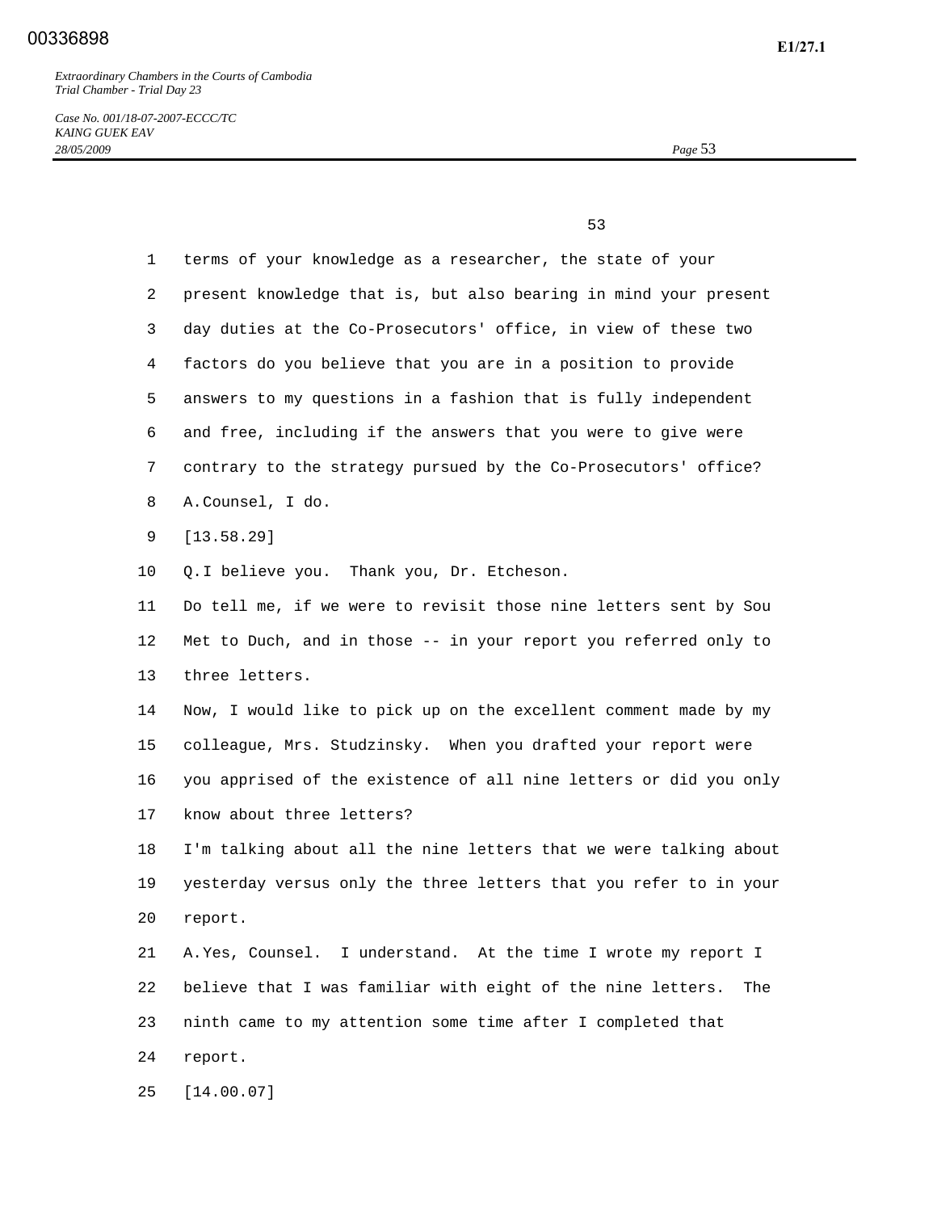terms of your knowledge as a researcher, the state of your present knowledge that is, but also bearing in mind your present day duties at the Co-Prosecutors' office, in view of these two factors do you believe that you are in a position to provide answers to my questions in a fashion that is fully independent and free, including if the answers that you were to give were contrary to the strategy pursued by the Co-Prosecutors' office?

A. Counsel, I do.

[13.58.29]

Q. I believe you. Thank you, Dr. Etcheson.

Do tell me, if we were to revisit those nine letters sent by Sou Met to Duch, and in those -- in your report you referred only to three letters.

Now, I would like to pick up on the excellent comment made by my colleague, Mrs. Studzinsky. When you drafted your report were you apprised of the existence of all nine letters or did you only know about three letters?

I'm talking about all the nine letters that we were talking about yesterday versus only the three letters that you refer to in your report.

A. Yes, Counsel. I understand. At the time I wrote my report I believe that I was familiar with eight of the nine letters. The ninth came to my attention some time after I completed that report.

[14.00.07]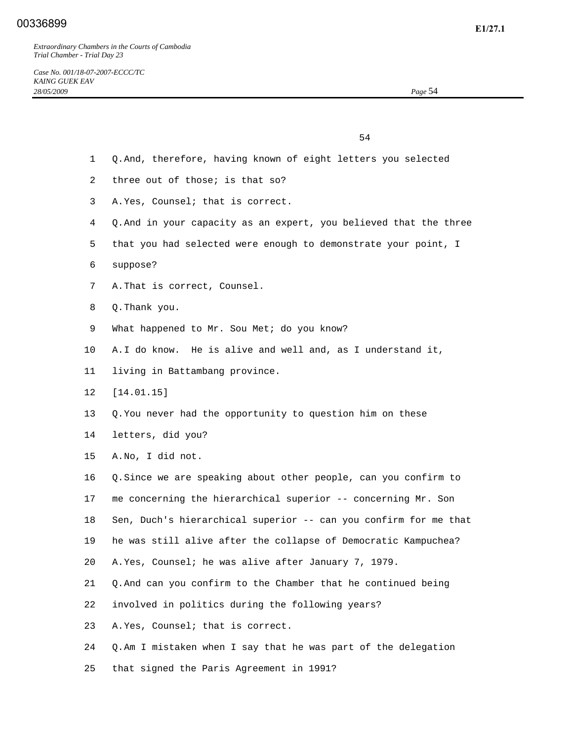Q. And, therefore, having known of eight letters you selected three out of those; is that so?

A. Yes, Counsel; that is correct.

Q. And in your capacity as an expert, you believed that the three that you had selected were enough to demonstrate your point, I suppose?

A. That is correct, Counsel.

Q. Thank you.

What happened to Mr. Sou Met; do you know?

A. I do know. He is alive and well and, as I understand it, living in Battambang province.

[14.01.15]

Q. You never had the opportunity to question him on these letters, did you?

A. No, I did not.

Q. Since we are speaking about other people, can you confirm to me concerning the hierarchical superior -- concerning Mr. Son Sen, Duch's hierarchical superior -- can you confirm for me that he was still alive after the collapse of Democratic Kampuchea?

A. Yes, Counsel; he was alive after January 7, 1979.

Q. And can you confirm to the Chamber that he continued being involved in politics during the following years?

A. Yes, Counsel; that is correct.

Q. Am I mistaken when I say that he was part of the delegation that signed the Paris Agreement in 1991?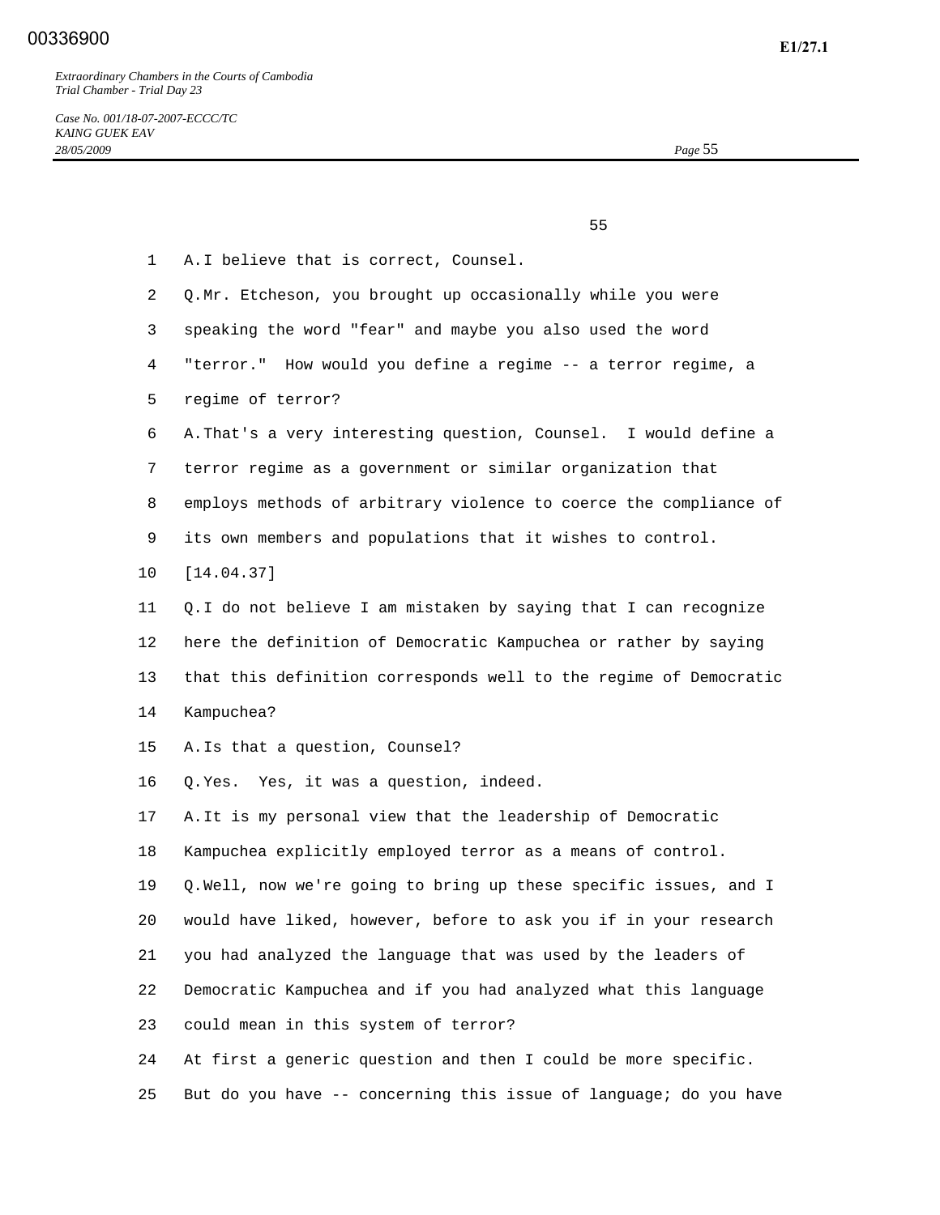A. I believe that is correct, Counsel.

Q. Mr. Etcheson, you brought up occasionally while you were speaking the word "fear" and maybe you also used the word "terror." How would you define a regime -- a terror regime, a regime of terror?

A. That's a very interesting question, Counsel. I would define a terror regime as a government or similar organization that employs methods of arbitrary violence to coerce the compliance of its own members and populations that it wishes to control.

[14.04.37]

Q. I do not believe I am mistaken by saying that I can recognize here the definition of Democratic Kampuchea or rather by saying that this definition corresponds well to the regime of Democratic Kampuchea?

A. Is that a question, Counsel?

Q. Yes. Yes, it was a question, indeed.

A. It is my personal view that the leadership of Democratic Kampuchea explicitly employed terror as a means of control.

Q. Well, now we're going to bring up these specific issues, and I would have liked, however, before to ask you if in your research you had analyzed the language that was used by the leaders of Democratic Kampuchea and if you had analyzed what this language could mean in this system of terror?

At first a generic question and then I could be more specific. But do you have -- concerning this issue of language; do you have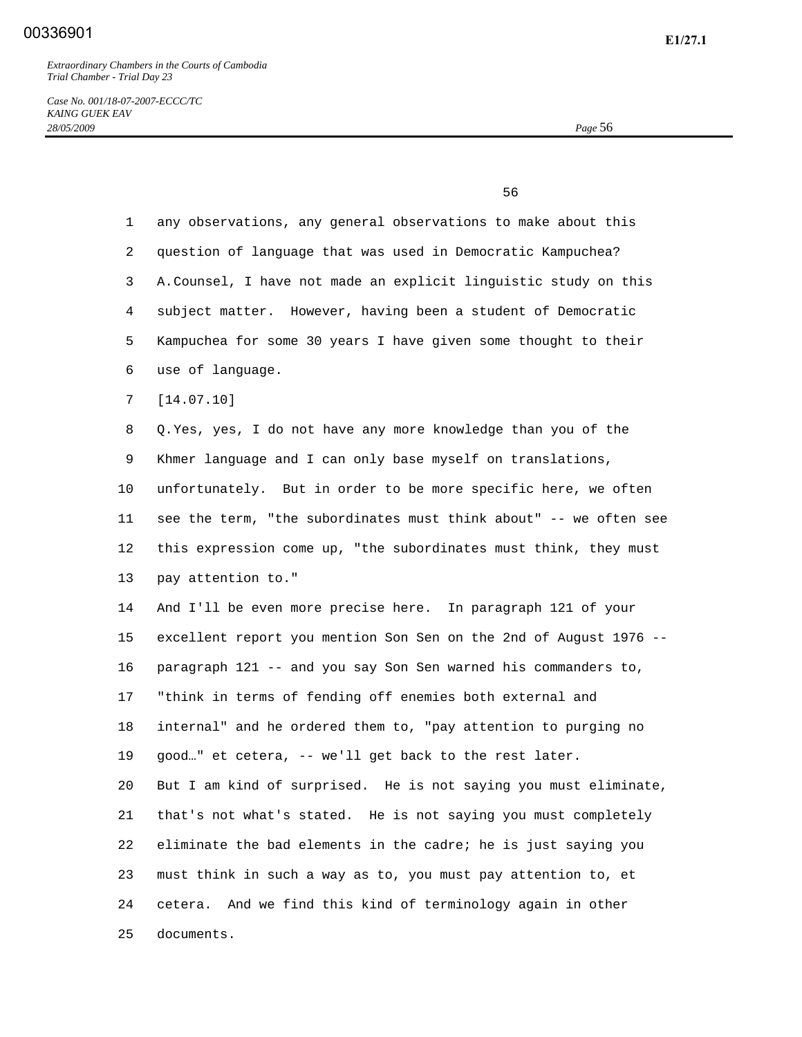any observations, any general observations to make about this question of language that was used in Democratic Kampuchea?

A. Counsel, I have not made an explicit linguistic study on this subject matter. However, having been a student of Democratic Kampuchea for some 30 years I have given some thought to their use of language.

[14.07.10]

Q. Yes, yes, I do not have any more knowledge than you of the Khmer language and I can only base myself on translations, unfortunately. But in order to be more specific here, we often see the term, "the subordinates must think about" -- we often see this expression come up, "the subordinates must think, they must pay attention to."

And I'll be even more precise here. In paragraph 121 of your excellent report you mention Son Sen on the 2nd of August 1976 -- paragraph 121 -- and you say Son Sen warned his commanders to, "think in terms of fending off enemies both external and internal" and he ordered them to, "pay attention to purging no good…" et cetera, -- we'll get back to the rest later.

But I am kind of surprised. He is not saying you must eliminate, that's not what's stated. He is not saying you must completely eliminate the bad elements in the cadre; he is just saying you must think in such a way as to, you must pay attention to, et cetera. And we find this kind of terminology again in other documents.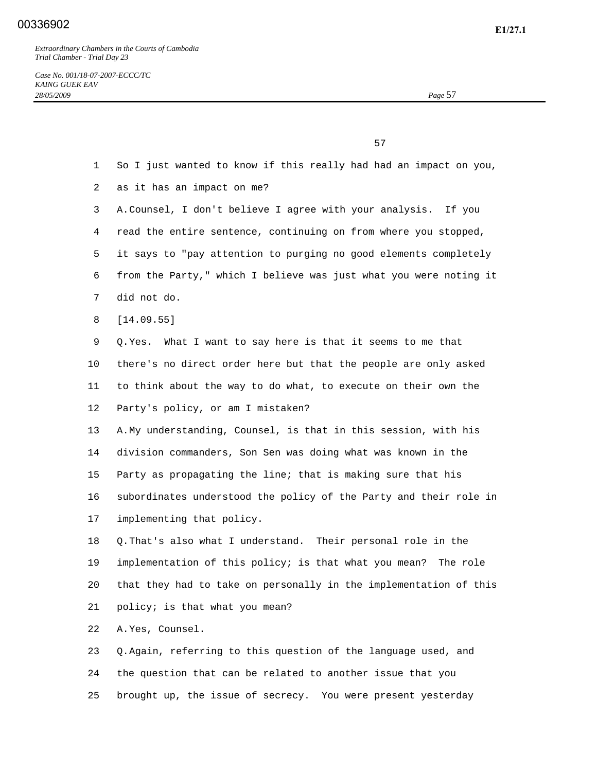So I just wanted to know if this really had had an impact on you, as it has an impact on me?

A. Counsel, I don't believe I agree with your analysis. If you read the entire sentence, continuing on from where you stopped, it says to "pay attention to purging no good elements completely from the Party," which I believe was just what you were noting it did not do.

[14.09.55]

Q. Yes. What I want to say here is that it seems to me that there's no direct order here but that the people are only asked to think about the way to do what, to execute on their own the Party's policy, or am I mistaken?

A. My understanding, Counsel, is that in this session, with his division commanders, Son Sen was doing what was known in the Party as propagating the line; that is making sure that his subordinates understood the policy of the Party and their role in implementing that policy.

Q. That's also what I understand. Their personal role in the implementation of this policy; is that what you mean? The role that they had to take on personally in the implementation of this policy; is that what you mean?

A. Yes, Counsel.

Q. Again, referring to this question of the language used, and the question that can be related to another issue that you brought up, the issue of secrecy. You were present yesterday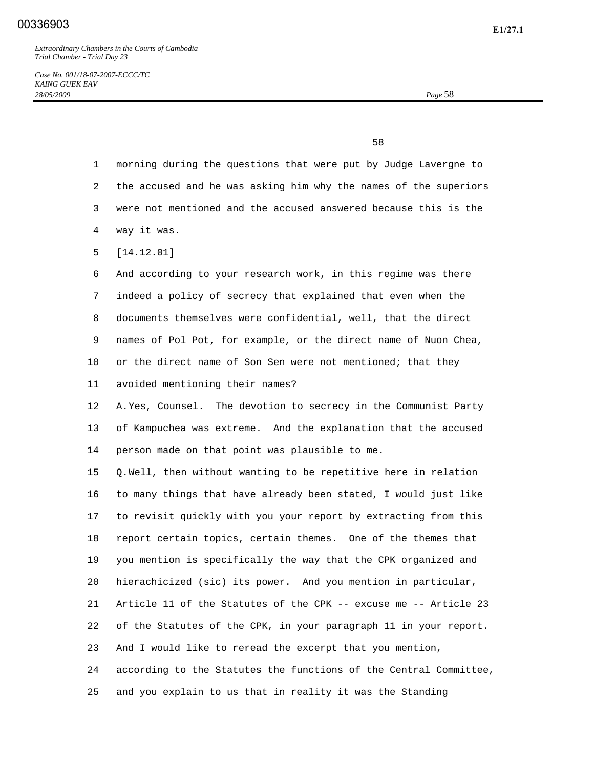morning during the questions that were put by Judge Lavergne to the accused and he was asking him why the names of the superiors were not mentioned and the accused answered because this is the way it was.

[14.12.01]

And according to your research work, in this regime was there indeed a policy of secrecy that explained that even when the documents themselves were confidential, well, that the direct names of Pol Pot, for example, or the direct name of Nuon Chea, or the direct name of Son Sen were not mentioned; that they avoided mentioning their names?

A. Yes, Counsel. The devotion to secrecy in the Communist Party of Kampuchea was extreme. And the explanation that the accused person made on that point was plausible to me.

Q. Well, then without wanting to be repetitive here in relation to many things that have already been stated, I would just like to revisit quickly with you your report by extracting from this report certain topics, certain themes. One of the themes that you mention is specifically the way that the CPK organized and hierachicized (sic) its power. And you mention in particular, Article 11 of the Statutes of the CPK -- excuse me -- Article 23 of the Statutes of the CPK, in your paragraph 11 in your report. And I would like to reread the excerpt that you mention, according to the Statutes the functions of the Central Committee, and you explain to us that in reality it was the Standing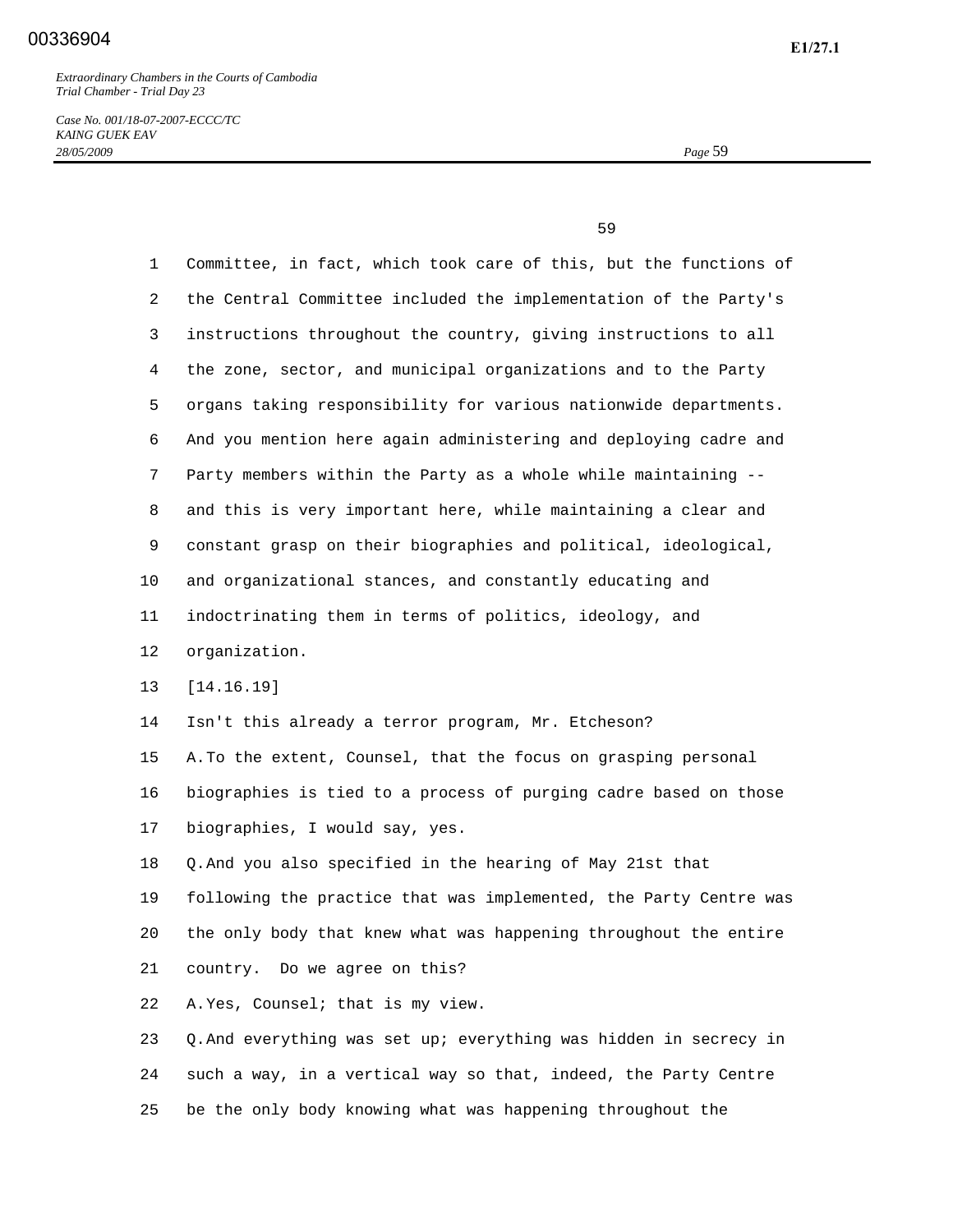Committee, in fact, which took care of this, but the functions of the Central Committee included the implementation of the Party's instructions throughout the country, giving instructions to all the zone, sector, and municipal organizations and to the Party organs taking responsibility for various nationwide departments. And you mention here again administering and deploying cadre and Party members within the Party as a whole while maintaining -- and this is very important here, while maintaining a clear and constant grasp on their biographies and political, ideological, and organizational stances, and constantly educating and indoctrinating them in terms of politics, ideology, and organization.

[14.16.19]

Isn't this already a terror program, Mr. Etcheson?

A. To the extent, Counsel, that the focus on grasping personal biographies is tied to a process of purging cadre based on those biographies, I would say, yes.

Q. And you also specified in the hearing of May 21st that following the practice that was implemented, the Party Centre was the only body that knew what was happening throughout the entire country. Do we agree on this?

A. Yes, Counsel; that is my view.

Q. And everything was set up; everything was hidden in secrecy in such a way, in a vertical way so that, indeed, the Party Centre be the only body knowing what was happening throughout the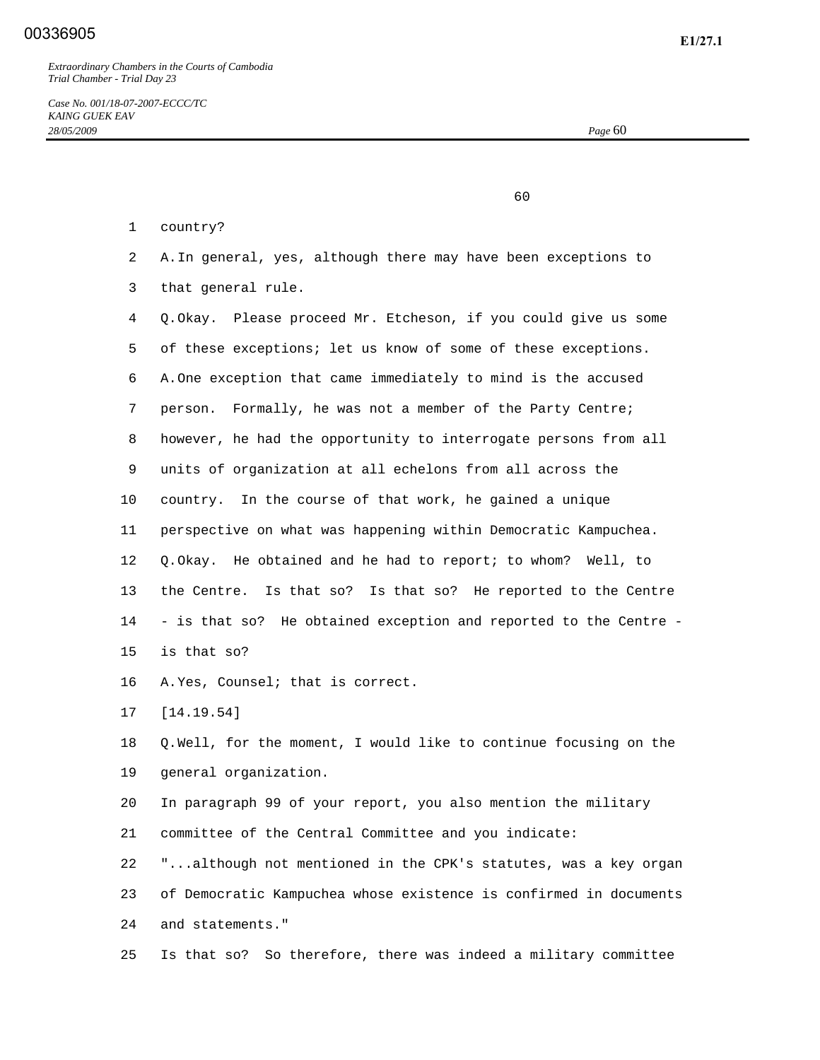country?

A. In general, yes, although there may have been exceptions to that general rule.

Q. Okay. Please proceed Mr. Etcheson, if you could give us some of these exceptions; let us know of some of these exceptions.

A. One exception that came immediately to mind is the accused person. Formally, he was not a member of the Party Centre; however, he had the opportunity to interrogate persons from all units of organization at all echelons from all across the country. In the course of that work, he gained a unique perspective on what was happening within Democratic Kampuchea.

Q. Okay. He obtained and he had to report; to whom? Well, to the Centre. Is that so? Is that so? He reported to the Centre - is that so? He obtained exception and reported to the Centre - is that so?

A. Yes, Counsel; that is correct.

[14.19.54]

Q. Well, for the moment, I would like to continue focusing on the general organization.

In paragraph 99 of your report, you also mention the military committee of the Central Committee and you indicate:

"...although not mentioned in the CPK's statutes, was a key organ of Democratic Kampuchea whose existence is confirmed in documents and statements."

Is that so? So therefore, there was indeed a military committee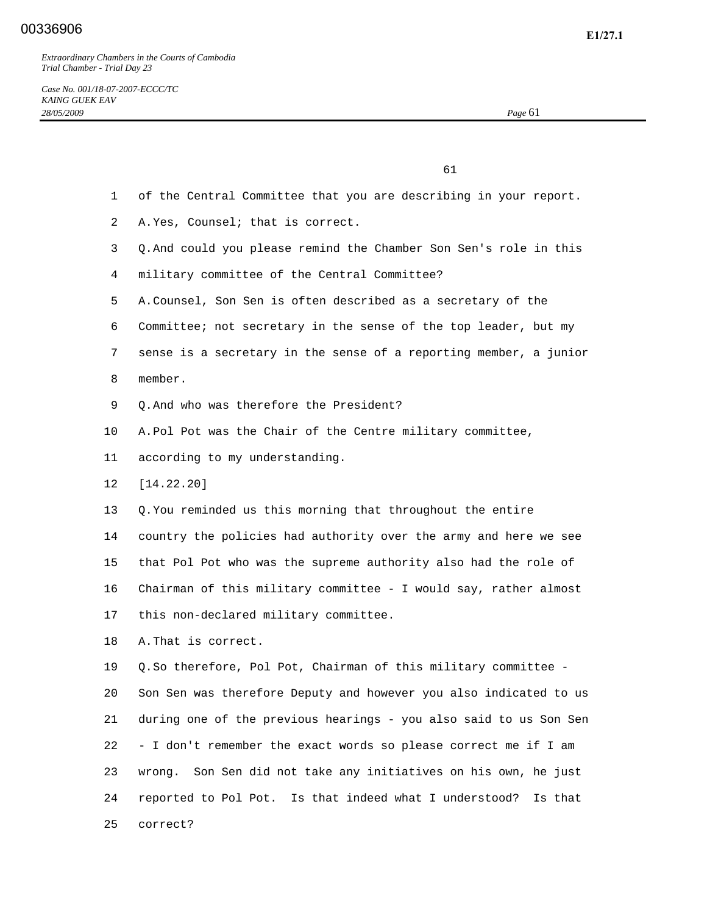of the Central Committee that you are describing in your report.

A. Yes, Counsel; that is correct.

Q. And could you please remind the Chamber Son Sen's role in this military committee of the Central Committee?

A. Counsel, Son Sen is often described as a secretary of the Committee; not secretary in the sense of the top leader, but my sense is a secretary in the sense of a reporting member, a junior member.

Q. And who was therefore the President?

A. Pol Pot was the Chair of the Centre military committee, according to my understanding.

[14.22.20]

Q. You reminded us this morning that throughout the entire country the policies had authority over the army and here we see that Pol Pot who was the supreme authority also had the role of Chairman of this military committee - I would say, rather almost this non-declared military committee.

A. That is correct.

Q. So therefore, Pol Pot, Chairman of this military committee - Son Sen was therefore Deputy and however you also indicated to us during one of the previous hearings - you also said to us Son Sen - I don't remember the exact words so please correct me if I am wrong. Son Sen did not take any initiatives on his own, he just reported to Pol Pot. Is that indeed what I understood? Is that correct?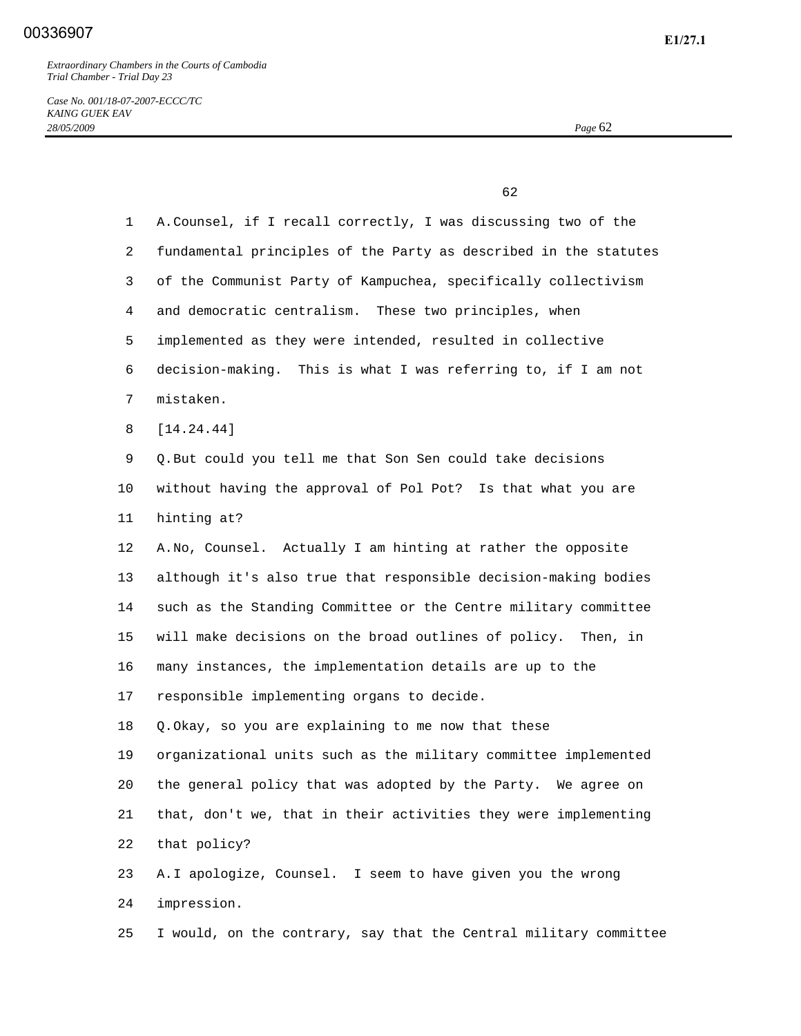A. Counsel, if I recall correctly, I was discussing two of the fundamental principles of the Party as described in the statutes of the Communist Party of Kampuchea, specifically collectivism and democratic centralism. These two principles, when implemented as they were intended, resulted in collective decision-making. This is what I was referring to, if I am not mistaken.

[14.24.44]

Q. But could you tell me that Son Sen could take decisions without having the approval of Pol Pot? Is that what you are hinting at?

A. No, Counsel. Actually I am hinting at rather the opposite although it's also true that responsible decision-making bodies such as the Standing Committee or the Centre military committee will make decisions on the broad outlines of policy. Then, in many instances, the implementation details are up to the responsible implementing organs to decide.

Q. Okay, so you are explaining to me now that these organizational units such as the military committee implemented the general policy that was adopted by the Party. We agree on that, don't we, that in their activities they were implementing that policy?

A. I apologize, Counsel. I seem to have given you the wrong impression.

I would, on the contrary, say that the Central military committee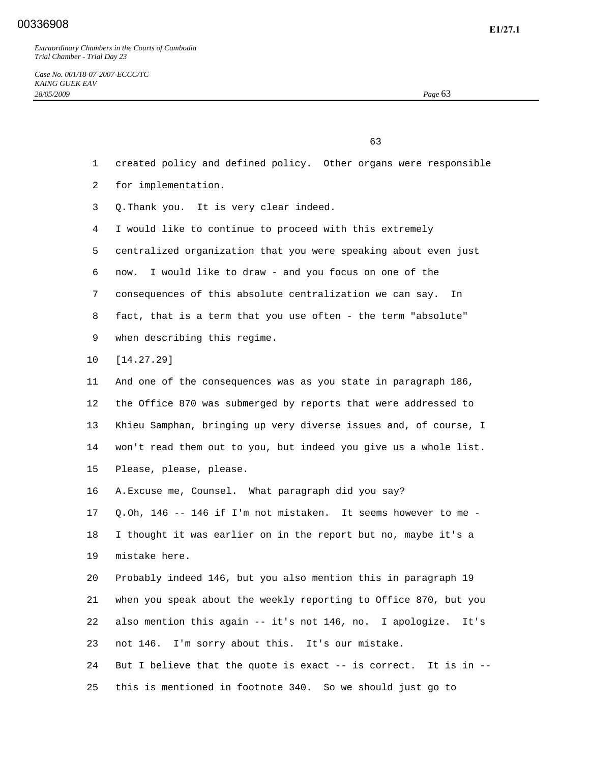1 created policy and defined policy. Other organs were responsible

2 for implementation.

3 Q.Thank you. It is very clear indeed.

4 I would like to continue to proceed with this extremely

5 centralized organization that you were speaking about even just

6 now. I would like to draw - and you focus on one of the

7 consequences of this absolute centralization we can say. In

8 fact, that is a term that you use often - the term "absolute"

9 when describing this regime.

10 [14.27.29]

11 And one of the consequences was as you state in paragraph 186,

12 the Office 870 was submerged by reports that were addressed to

13 Khieu Samphan, bringing up very diverse issues and, of course, I

14 won't read them out to you, but indeed you give us a whole list.

15 Please, please, please.

16 A.Excuse me, Counsel. What paragraph did you say?

17 Q.Oh, 146 -- 146 if I'm not mistaken. It seems however to me -

18 I thought it was earlier on in the report but no, maybe it's a

19 mistake here.

20 Probably indeed 146, but you also mention this in paragraph 19

21 when you speak about the weekly reporting to Office 870, but you

22 also mention this again -- it's not 146, no. I apologize. It's

23 not 146. I'm sorry about this. It's our mistake.

24 But I believe that the quote is exact -- is correct. It is in --

25 this is mentioned in footnote 340. So we should just go to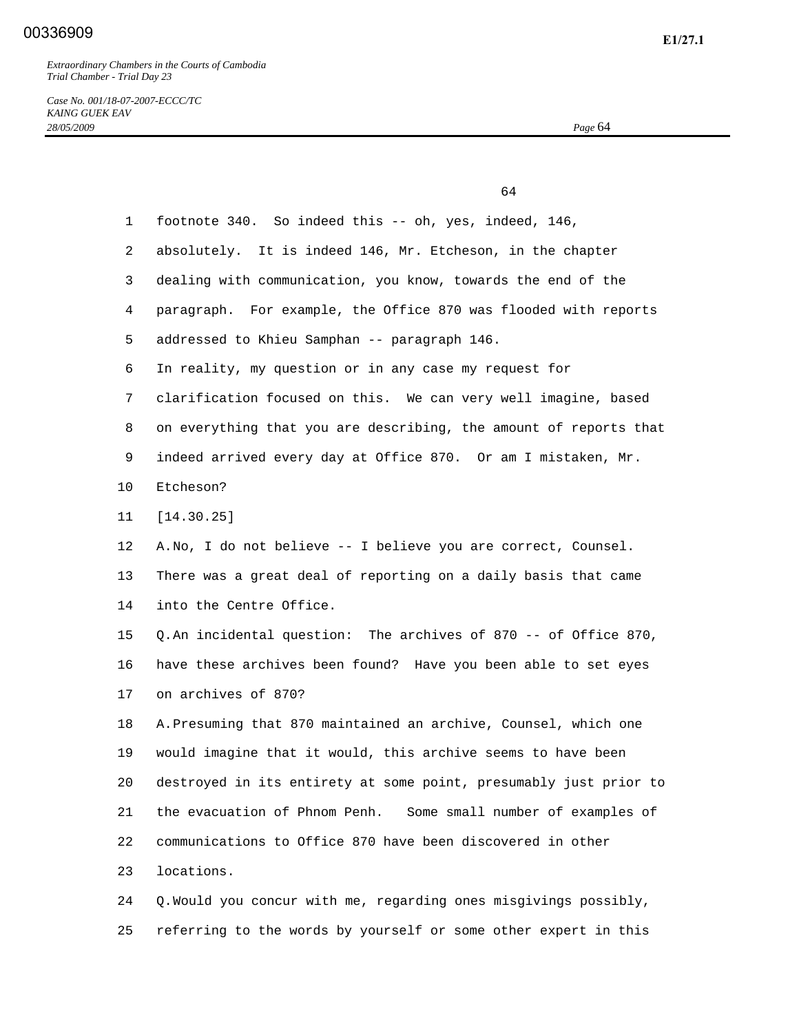footnote 340. So indeed this -- oh, yes, indeed, 146, absolutely. It is indeed 146, Mr. Etcheson, in the chapter dealing with communication, you know, towards the end of the paragraph. For example, the Office 870 was flooded with reports addressed to Khieu Samphan -- paragraph 146.

In reality, my question or in any case my request for clarification focused on this. We can very well imagine, based on everything that you are describing, the amount of reports that indeed arrived every day at Office 870. Or am I mistaken, Mr. Etcheson?

[14.30.25]

A. No, I do not believe -- I believe you are correct, Counsel. There was a great deal of reporting on a daily basis that came into the Centre Office.

Q. An incidental question: The archives of 870 -- of Office 870, have these archives been found? Have you been able to set eyes on archives of 870?

A. Presuming that 870 maintained an archive, Counsel, which one would imagine that it would, this archive seems to have been destroyed in its entirety at some point, presumably just prior to the evacuation of Phnom Penh. Some small number of examples of communications to Office 870 have been discovered in other locations.

Q. Would you concur with me, regarding ones misgivings possibly, referring to the words by yourself or some other expert in this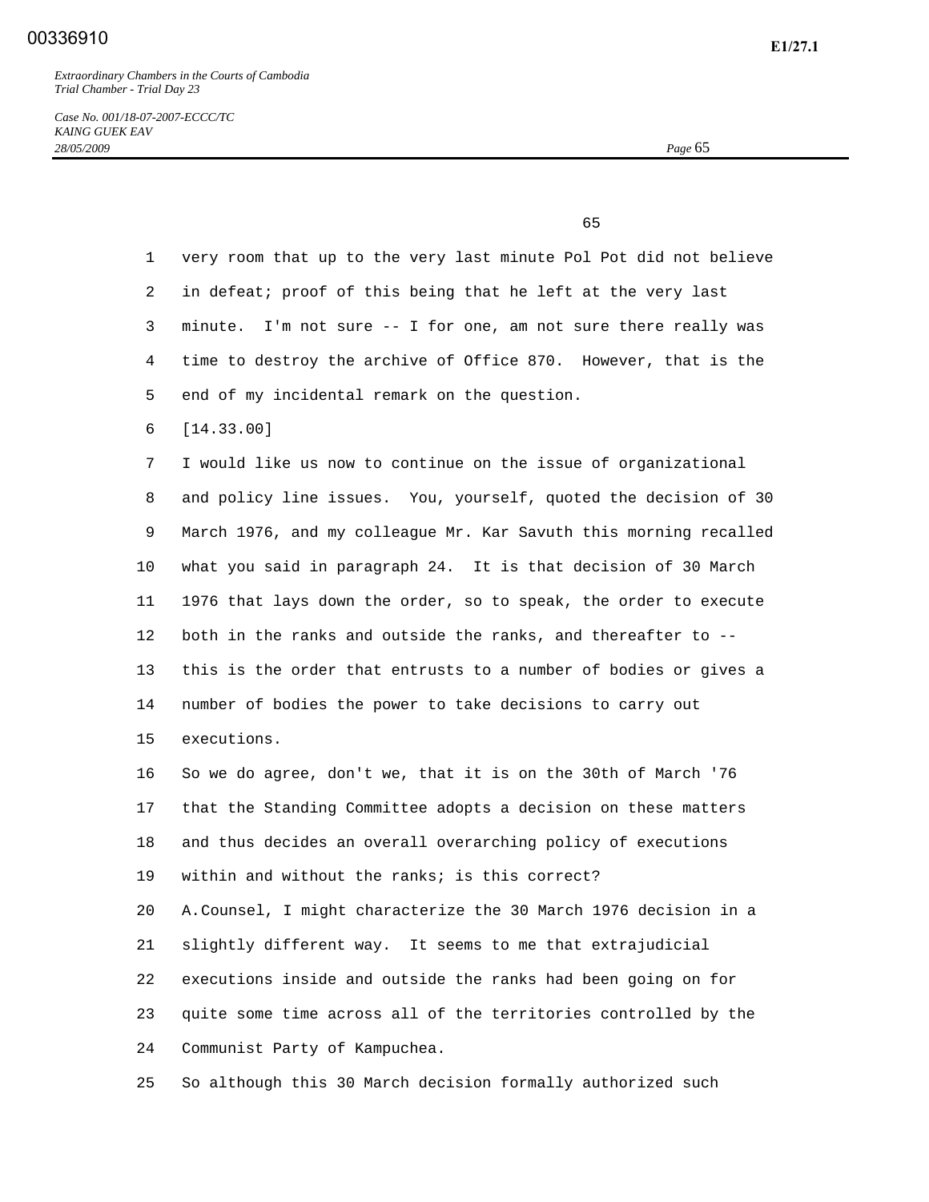very room that up to the very last minute Pol Pot did not believe in defeat; proof of this being that he left at the very last minute. I'm not sure -- I for one, am not sure there really was time to destroy the archive of Office 870. However, that is the end of my incidental remark on the question.

[14.33.00]

I would like us now to continue on the issue of organizational and policy line issues. You, yourself, quoted the decision of 30 March 1976, and my colleague Mr. Kar Savuth this morning recalled what you said in paragraph 24. It is that decision of 30 March 1976 that lays down the order, so to speak, the order to execute both in the ranks and outside the ranks, and thereafter to -- this is the order that entrusts to a number of bodies or gives a number of bodies the power to take decisions to carry out executions.

So we do agree, don't we, that it is on the 30th of March '76 that the Standing Committee adopts a decision on these matters and thus decides an overall overarching policy of executions within and without the ranks; is this correct?

A. Counsel, I might characterize the 30 March 1976 decision in a slightly different way. It seems to me that extrajudicial executions inside and outside the ranks had been going on for quite some time across all of the territories controlled by the Communist Party of Kampuchea.

So although this 30 March decision formally authorized such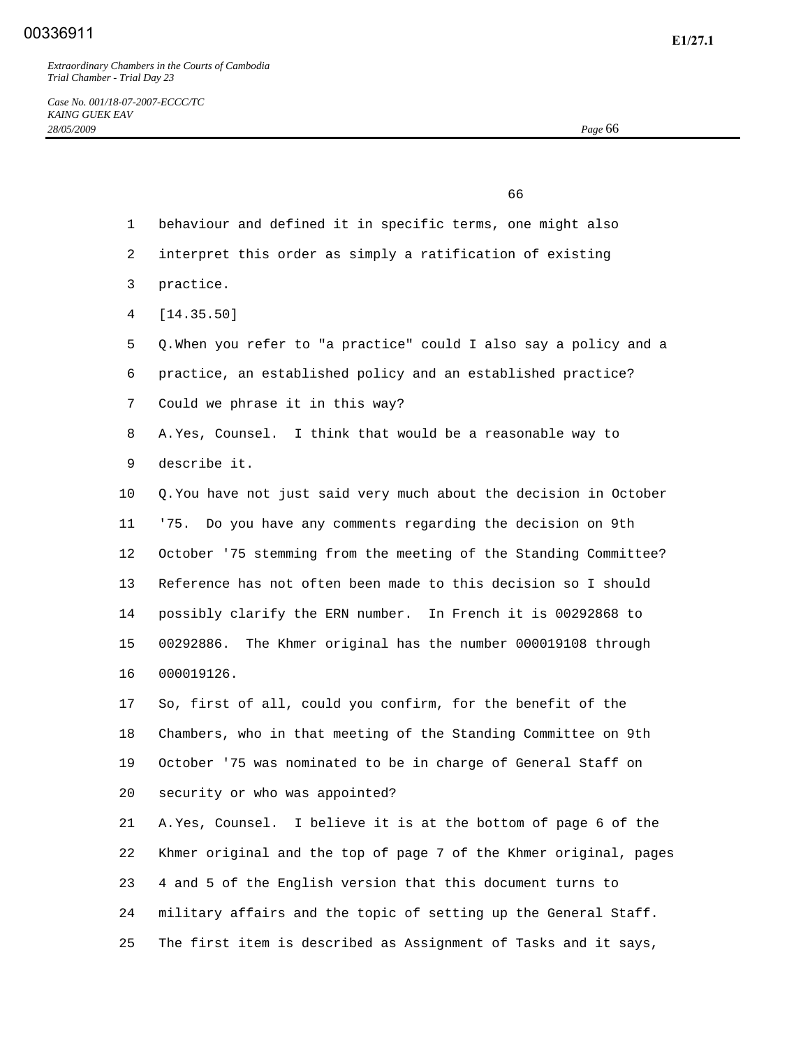behaviour and defined it in specific terms, one might also interpret this order as simply a ratification of existing practice.

[14.35.50]

Q. When you refer to "a practice" could I also say a policy and a practice, an established policy and an established practice? Could we phrase it in this way?

A. Yes, Counsel. I think that would be a reasonable way to describe it.

Q. You have not just said very much about the decision in October '75. Do you have any comments regarding the decision on 9th October '75 stemming from the meeting of the Standing Committee? Reference has not often been made to this decision so I should possibly clarify the ERN number. In French it is 00292868 to 00292886. The Khmer original has the number 000019108 through 000019126.

So, first of all, could you confirm, for the benefit of the Chambers, who in that meeting of the Standing Committee on 9th October '75 was nominated to be in charge of General Staff on security or who was appointed?

A. Yes, Counsel. I believe it is at the bottom of page 6 of the Khmer original and the top of page 7 of the Khmer original, pages 4 and 5 of the English version that this document turns to military affairs and the topic of setting up the General Staff. The first item is described as Assignment of Tasks and it says,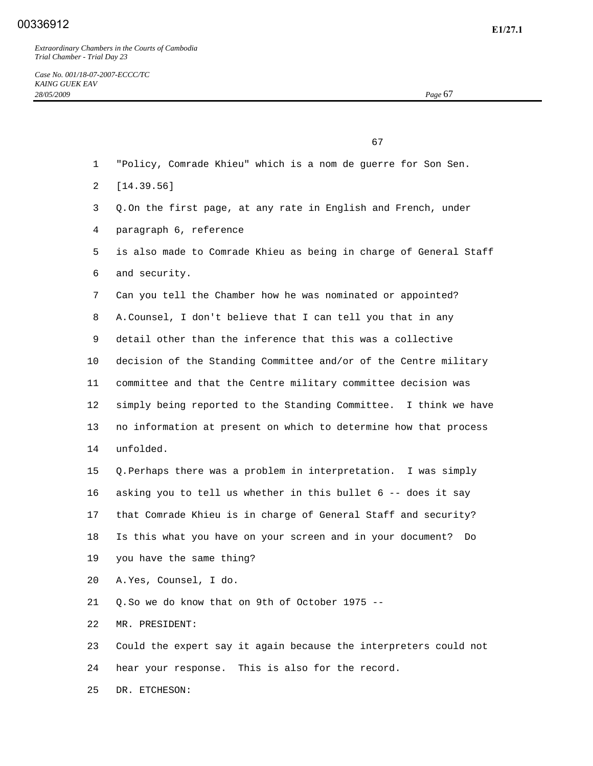"Policy, Comrade Khieu" which is a nom de guerre for Son Sen.

[14.39.56]

Q.On the first page, at any rate in English and French, under paragraph 6, reference is also made to Comrade Khieu as being in charge of General Staff and security.

Can you tell the Chamber how he was nominated or appointed?

A.Counsel, I don't believe that I can tell you that in any detail other than the inference that this was a collective decision of the Standing Committee and/or of the Centre military committee and that the Centre military committee decision was simply being reported to the Standing Committee. I think we have no information at present on which to determine how that process unfolded.

Q.Perhaps there was a problem in interpretation. I was simply asking you to tell us whether in this bullet 6 -- does it say that Comrade Khieu is in charge of General Staff and security? Is this what you have on your screen and in your document? Do you have the same thing?

A.Yes, Counsel, I do.

Q.So we do know that on 9th of October 1975 --

MR. PRESIDENT:

Could the expert say it again because the interpreters could not hear your response. This is also for the record.

DR. ETCHESON: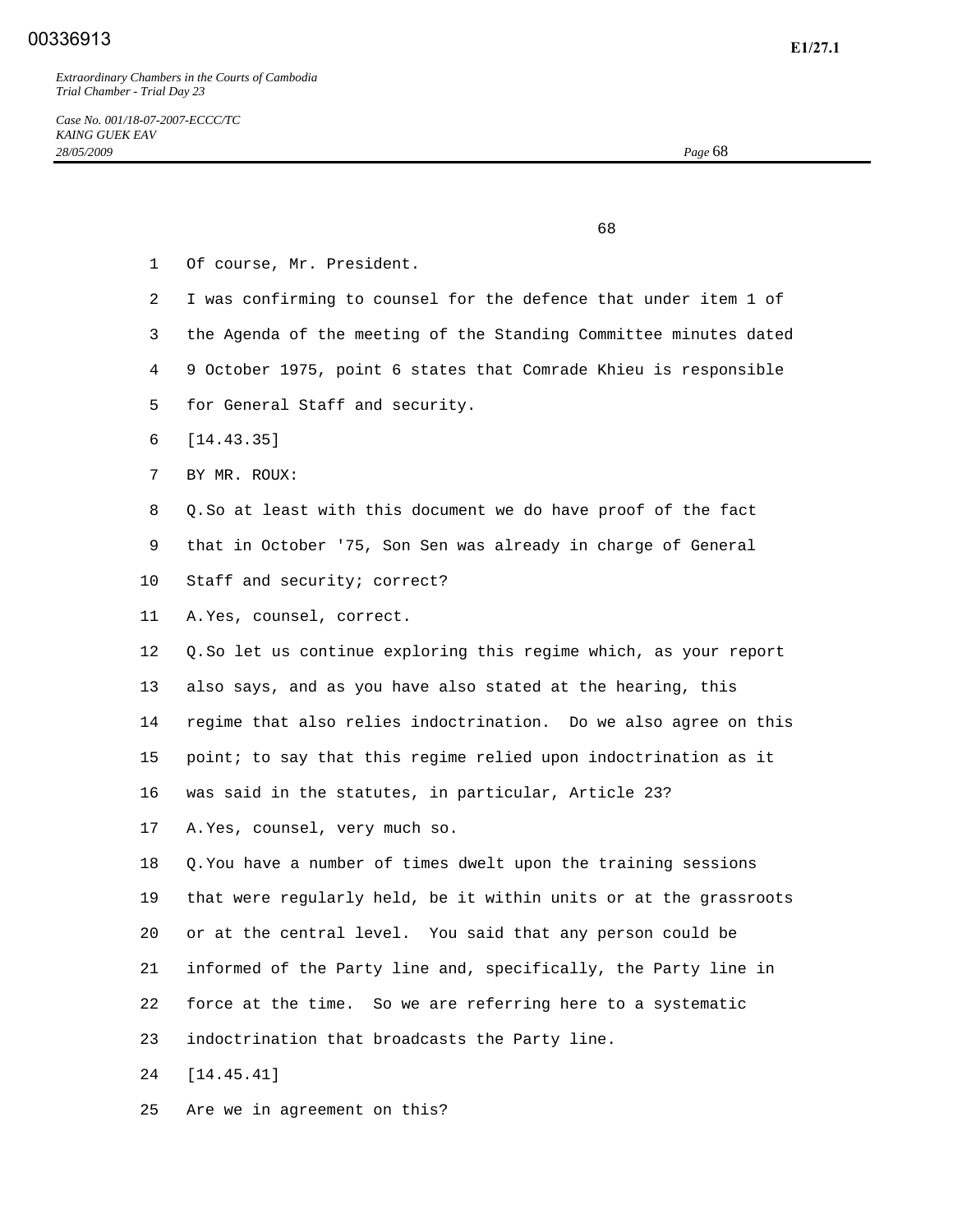Of course, Mr. President.

I was confirming to counsel for the defence that under item 1 of the Agenda of the meeting of the Standing Committee minutes dated 9 October 1975, point 6 states that Comrade Khieu is responsible for General Staff and security.

[14.43.35]

BY MR. ROUX:

Q. So at least with this document we do have proof of the fact that in October '75, Son Sen was already in charge of General Staff and security; correct?

A. Yes, counsel, correct.

Q. So let us continue exploring this regime which, as your report also says, and as you have also stated at the hearing, this regime that also relies indoctrination. Do we also agree on this point; to say that this regime relied upon indoctrination as it was said in the statutes, in particular, Article 23?

A. Yes, counsel, very much so.

Q. You have a number of times dwelt upon the training sessions that were regularly held, be it within units or at the grassroots or at the central level. You said that any person could be informed of the Party line and, specifically, the Party line in force at the time. So we are referring here to a systematic indoctrination that broadcasts the Party line.

[14.45.41]

Are we in agreement on this?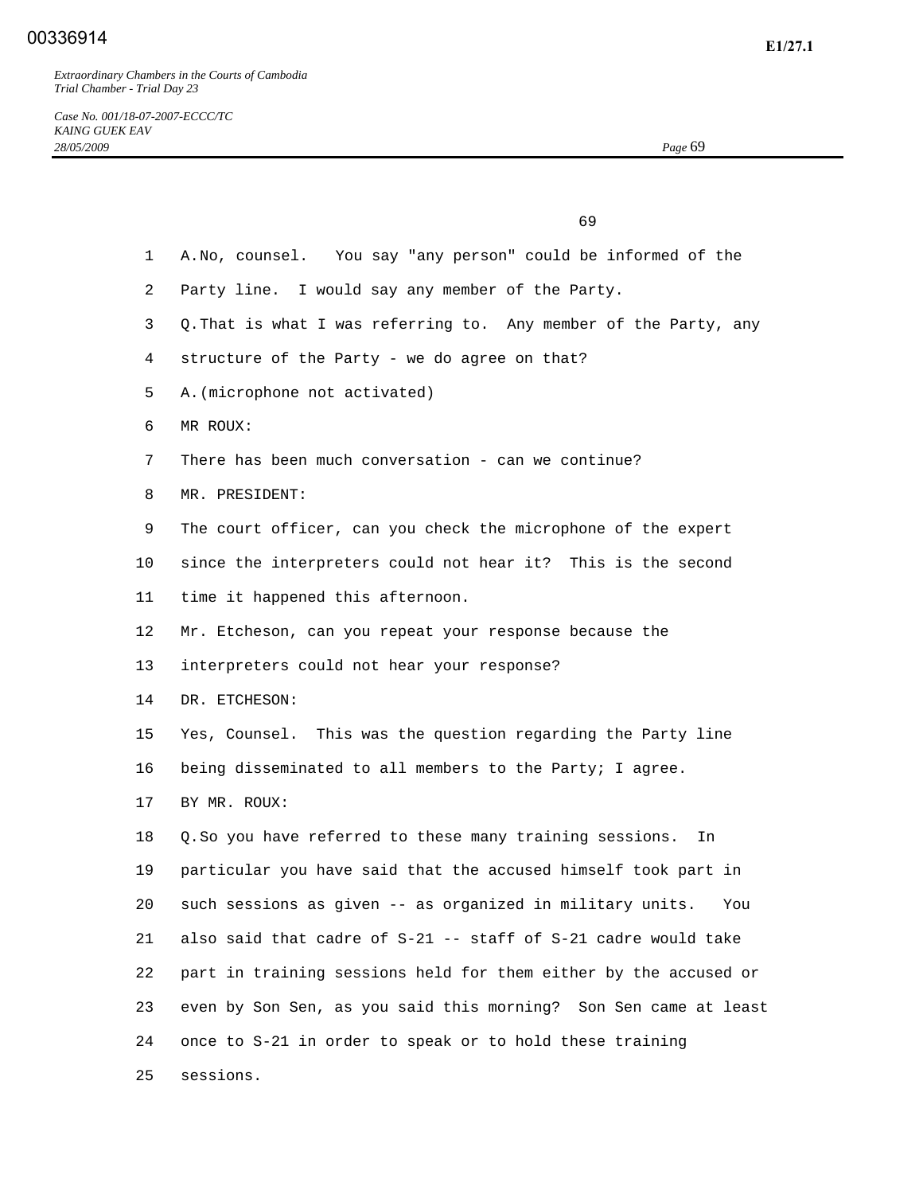A. No, counsel. You say "any person" could be informed of the Party line. I would say any member of the Party.

Q. That is what I was referring to. Any member of the Party, any structure of the Party - we do agree on that?

A. (microphone not activated)

MR ROUX:

There has been much conversation - can we continue?

MR. PRESIDENT:

The court officer, can you check the microphone of the expert since the interpreters could not hear it? This is the second time it happened this afternoon.

Mr. Etcheson, can you repeat your response because the interpreters could not hear your response?

DR. ETCHESON:

Yes, Counsel. This was the question regarding the Party line being disseminated to all members to the Party; I agree.

BY MR. ROUX:

Q. So you have referred to these many training sessions. In particular you have said that the accused himself took part in such sessions as given -- as organized in military units. You also said that cadre of S-21 -- staff of S-21 cadre would take part in training sessions held for them either by the accused or even by Son Sen, as you said this morning? Son Sen came at least once to S-21 in order to speak or to hold these training sessions.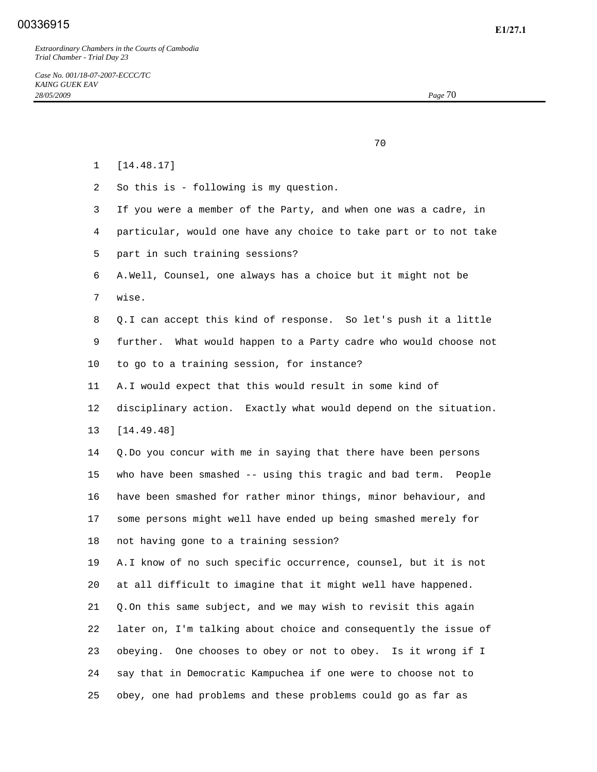[14.48.17]

So this is - following is my question.

If you were a member of the Party, and when one was a cadre, in particular, would one have any choice to take part or to not take part in such training sessions?

A. Well, Counsel, one always has a choice but it might not be wise.

Q. I can accept this kind of response. So let's push it a little further. What would happen to a Party cadre who would choose not to go to a training session, for instance?

A. I would expect that this would result in some kind of disciplinary action. Exactly what would depend on the situation.

[14.49.48]

Q. Do you concur with me in saying that there have been persons who have been smashed -- using this tragic and bad term. People have been smashed for rather minor things, minor behaviour, and some persons might well have ended up being smashed merely for not having gone to a training session?

A. I know of no such specific occurrence, counsel, but it is not at all difficult to imagine that it might well have happened.

Q. On this same subject, and we may wish to revisit this again later on, I'm talking about choice and consequently the issue of obeying. One chooses to obey or not to obey. Is it wrong if I say that in Democratic Kampuchea if one were to choose not to obey, one had problems and these problems could go as far as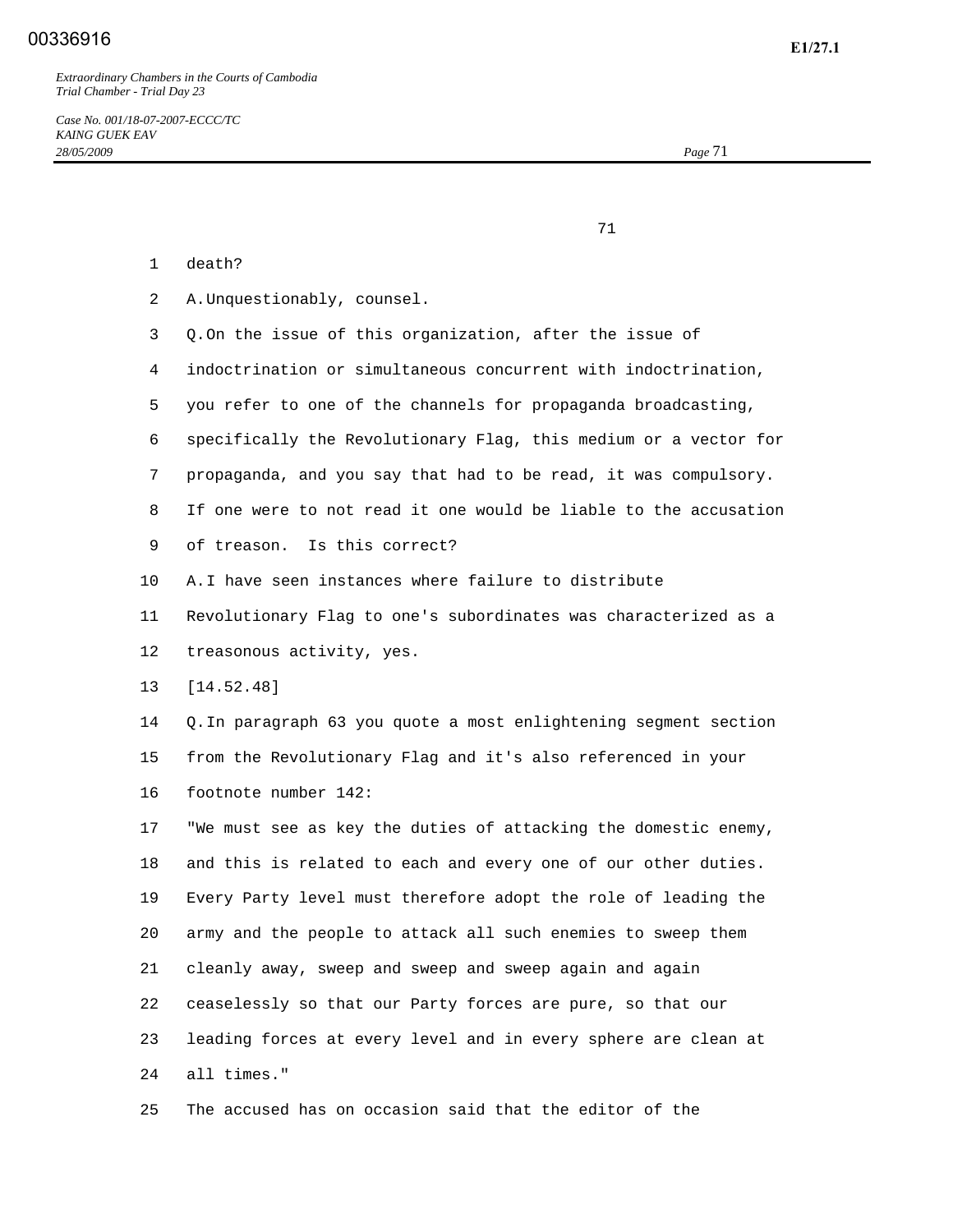death?

A. Unquestionably, counsel.

Q. On the issue of this organization, after the issue of indoctrination or simultaneous concurrent with indoctrination, you refer to one of the channels for propaganda broadcasting, specifically the Revolutionary Flag, this medium or a vector for propaganda, and you say that had to be read, it was compulsory. If one were to not read it one would be liable to the accusation of treason. Is this correct?

A. I have seen instances where failure to distribute Revolutionary Flag to one's subordinates was characterized as a treasonous activity, yes.

[14.52.48]

Q. In paragraph 63 you quote a most enlightening segment section from the Revolutionary Flag and it's also referenced in your footnote number 142:

"We must see as key the duties of attacking the domestic enemy, and this is related to each and every one of our other duties. Every Party level must therefore adopt the role of leading the army and the people to attack all such enemies to sweep them cleanly away, sweep and sweep and sweep again and again ceaselessly so that our Party forces are pure, so that our leading forces at every level and in every sphere are clean at all times."

The accused has on occasion said that the editor of the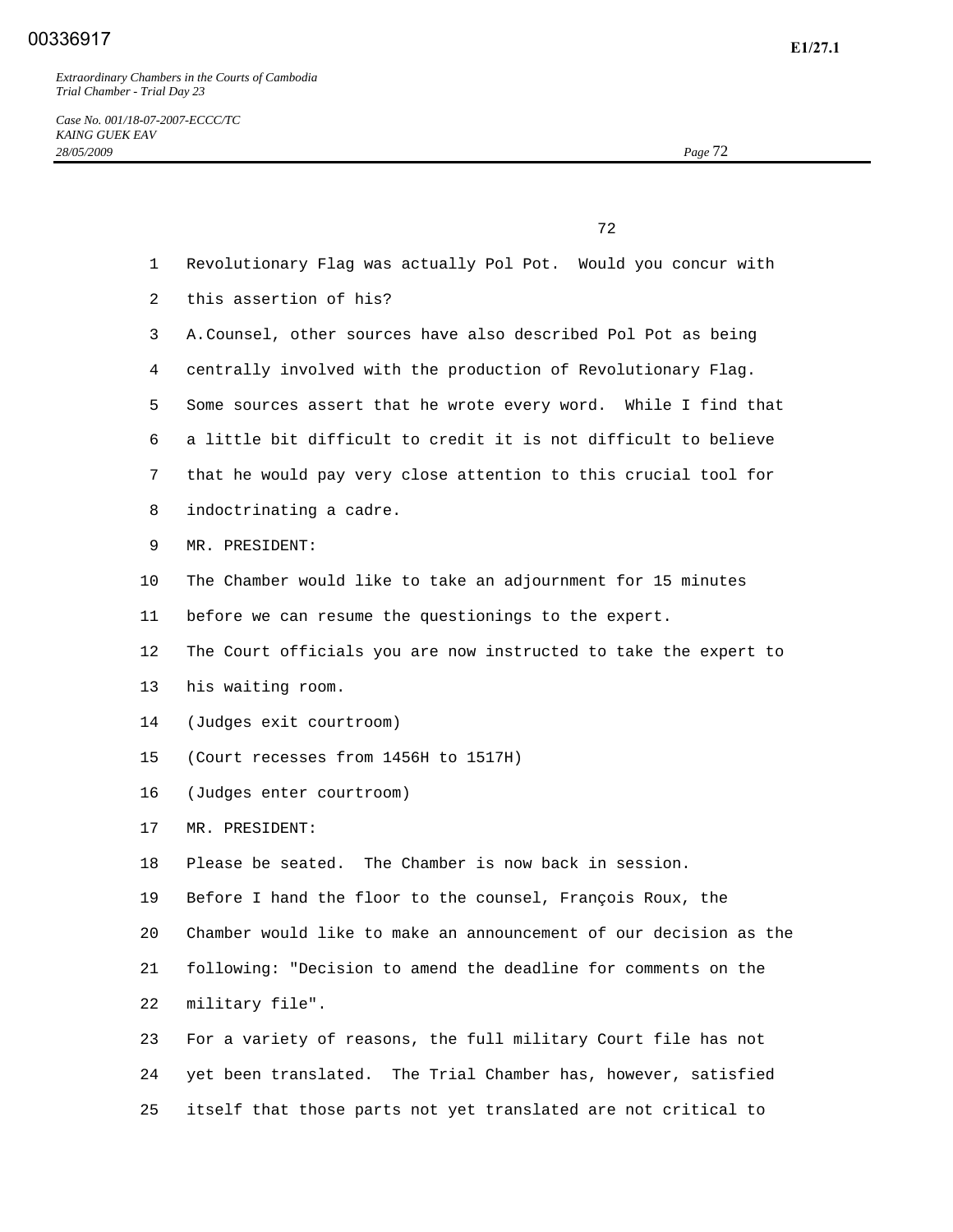Revolutionary Flag was actually Pol Pot. Would you concur with this assertion of his?

A. Counsel, other sources have also described Pol Pot as being centrally involved with the production of Revolutionary Flag. Some sources assert that he wrote every word. While I find that a little bit difficult to credit it is not difficult to believe that he would pay very close attention to this crucial tool for indoctrinating a cadre.

MR. PRESIDENT:

The Chamber would like to take an adjournment for 15 minutes before we can resume the questionings to the expert.

The Court officials you are now instructed to take the expert to his waiting room.

(Judges exit courtroom)

(Court recesses from 1456H to 1517H)

(Judges enter courtroom)

MR. PRESIDENT:

Please be seated. The Chamber is now back in session.

Before I hand the floor to the counsel, François Roux, the Chamber would like to make an announcement of our decision as the following: "Decision to amend the deadline for comments on the military file".

For a variety of reasons, the full military Court file has not yet been translated. The Trial Chamber has, however, satisfied itself that those parts not yet translated are not critical to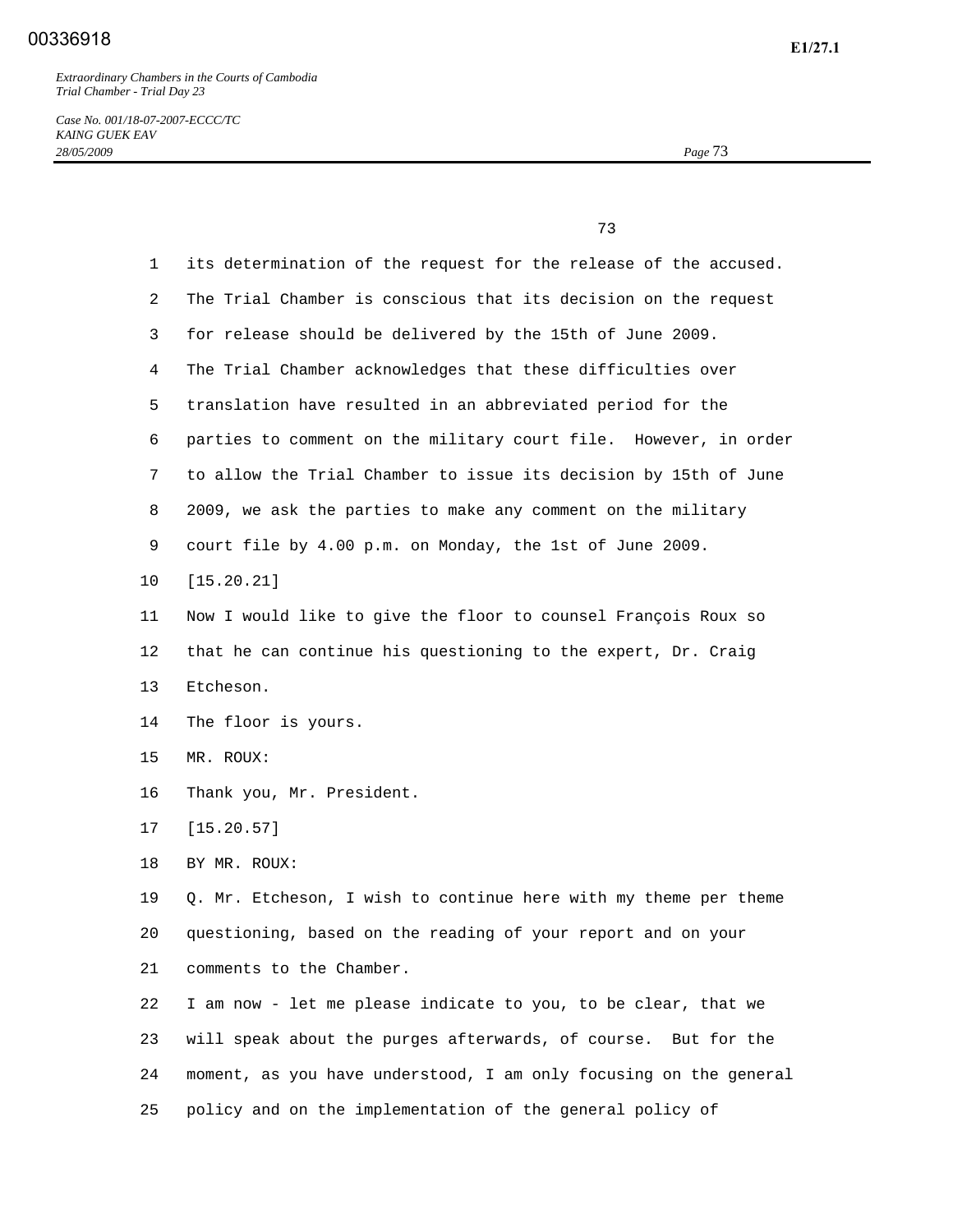its determination of the request for the release of the accused.

The Trial Chamber is conscious that its decision on the request for release should be delivered by the 15th of June 2009.

The Trial Chamber acknowledges that these difficulties over translation have resulted in an abbreviated period for the parties to comment on the military court file. However, in order to allow the Trial Chamber to issue its decision by 15th of June 2009, we ask the parties to make any comment on the military court file by 4.00 p.m. on Monday, the 1st of June 2009.

[15.20.21]

Now I would like to give the floor to counsel François Roux so that he can continue his questioning to the expert, Dr. Craig Etcheson.

The floor is yours.

MR. ROUX:

Thank you, Mr. President.

[15.20.57]

BY MR. ROUX:

Q. Mr. Etcheson, I wish to continue here with my theme per theme questioning, based on the reading of your report and on your comments to the Chamber.

I am now - let me please indicate to you, to be clear, that we will speak about the purges afterwards, of course. But for the moment, as you have understood, I am only focusing on the general policy and on the implementation of the general policy of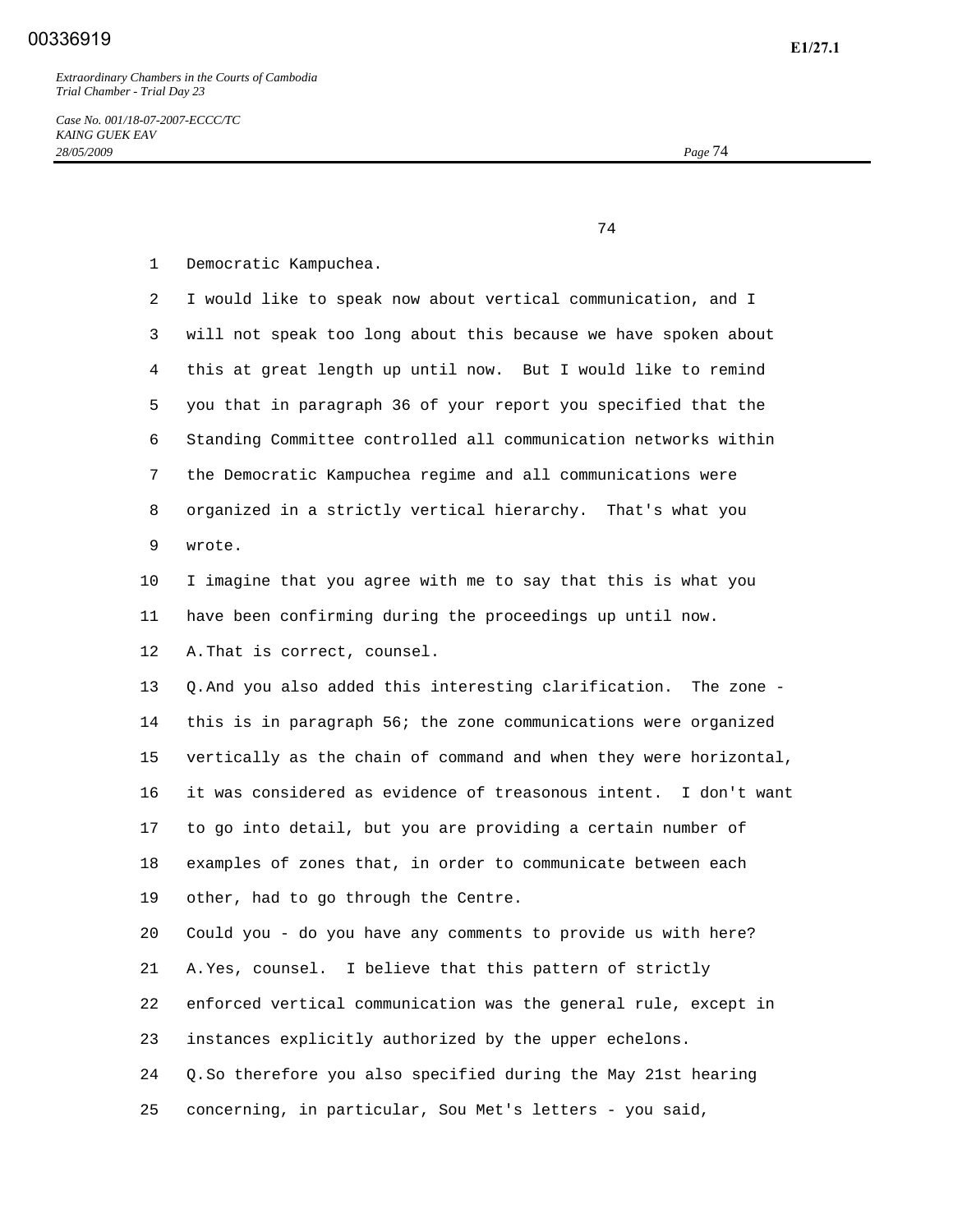Democratic Kampuchea.

I would like to speak now about vertical communication, and I will not speak too long about this because we have spoken about this at great length up until now. But I would like to remind you that in paragraph 36 of your report you specified that the Standing Committee controlled all communication networks within the Democratic Kampuchea regime and all communications were organized in a strictly vertical hierarchy. That's what you wrote.

I imagine that you agree with me to say that this is what you have been confirming during the proceedings up until now.

A. That is correct, counsel.

Q. And you also added this interesting clarification. The zone - this is in paragraph 56; the zone communications were organized vertically as the chain of command and when they were horizontal, it was considered as evidence of treasonous intent. I don't want to go into detail, but you are providing a certain number of examples of zones that, in order to communicate between each other, had to go through the Centre.

Could you - do you have any comments to provide us with here?

A. Yes, counsel. I believe that this pattern of strictly enforced vertical communication was the general rule, except in instances explicitly authorized by the upper echelons.

Q. So therefore you also specified during the May 21st hearing concerning, in particular, Sou Met's letters - you said,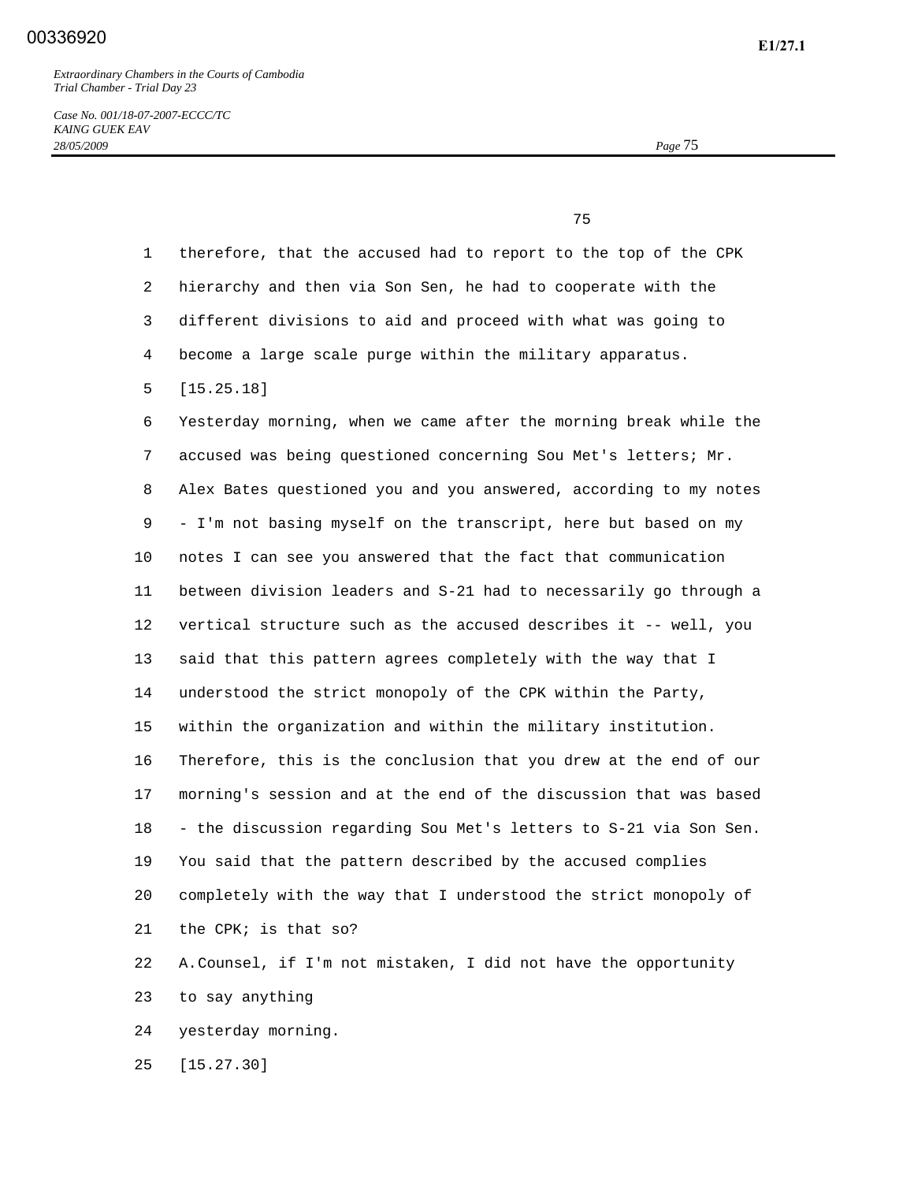therefore, that the accused had to report to the top of the CPK hierarchy and then via Son Sen, he had to cooperate with the different divisions to aid and proceed with what was going to become a large scale purge within the military apparatus.

[15.25.18]

Yesterday morning, when we came after the morning break while the accused was being questioned concerning Sou Met's letters; Mr. Alex Bates questioned you and you answered, according to my notes - I'm not basing myself on the transcript, here but based on my notes I can see you answered that the fact that communication between division leaders and S-21 had to necessarily go through a vertical structure such as the accused describes it -- well, you said that this pattern agrees completely with the way that I understood the strict monopoly of the CPK within the Party, within the organization and within the military institution. Therefore, this is the conclusion that you drew at the end of our morning's session and at the end of the discussion that was based - the discussion regarding Sou Met's letters to S-21 via Son Sen. You said that the pattern described by the accused complies completely with the way that I understood the strict monopoly of the CPK; is that so?

A. Counsel, if I'm not mistaken, I did not have the opportunity to say anything yesterday morning.

[15.27.30]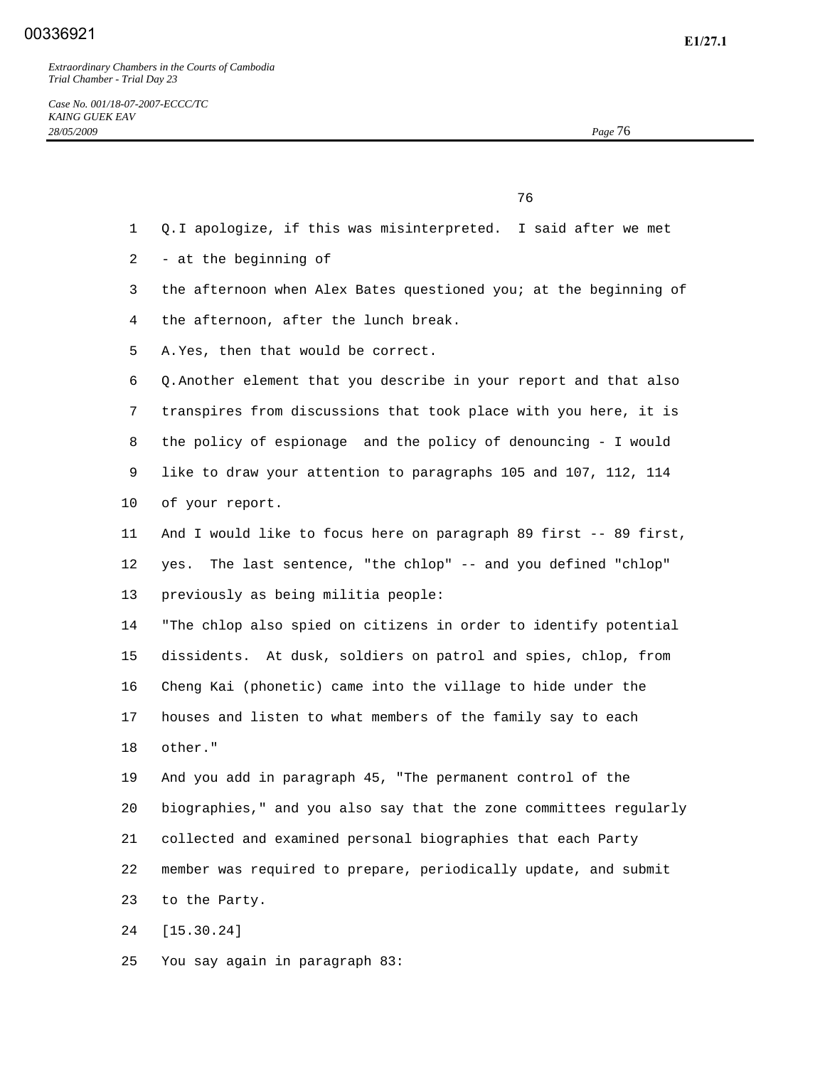Q. I apologize, if this was misinterpreted. I said after we met - at the beginning of the afternoon when Alex Bates questioned you; at the beginning of the afternoon, after the lunch break.

A. Yes, then that would be correct.

Q. Another element that you describe in your report and that also transpires from discussions that took place with you here, it is the policy of espionage and the policy of denouncing - I would like to draw your attention to paragraphs 105 and 107, 112, 114 of your report.

And I would like to focus here on paragraph 89 first -- 89 first, yes. The last sentence, "the chlop" -- and you defined "chlop" previously as being militia people:

"The chlop also spied on citizens in order to identify potential dissidents. At dusk, soldiers on patrol and spies, chlop, from Cheng Kai (phonetic) came into the village to hide under the houses and listen to what members of the family say to each other."

And you add in paragraph 45, "The permanent control of the biographies," and you also say that the zone committees regularly collected and examined personal biographies that each Party member was required to prepare, periodically update, and submit to the Party.

[15.30.24]

You say again in paragraph 83: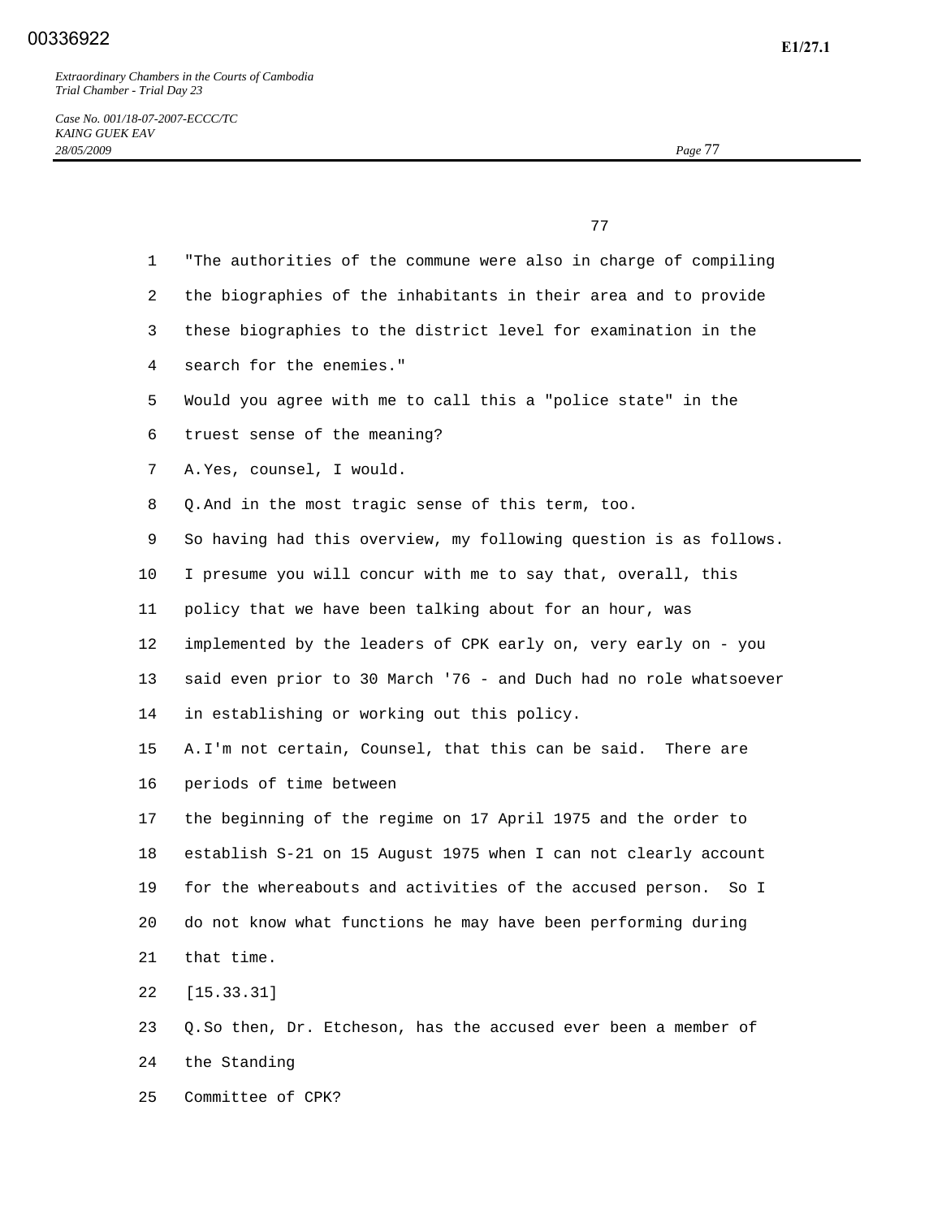"The authorities of the commune were also in charge of compiling the biographies of the inhabitants in their area and to provide these biographies to the district level for examination in the search for the enemies."

Would you agree with me to call this a "police state" in the truest sense of the meaning?

A. Yes, counsel, I would.

Q. And in the most tragic sense of this term, too.

So having had this overview, my following question is as follows. I presume you will concur with me to say that, overall, this policy that we have been talking about for an hour, was implemented by the leaders of CPK early on, very early on - you said even prior to 30 March '76 - and Duch had no role whatsoever in establishing or working out this policy.

A. I'm not certain, Counsel, that this can be said. There are periods of time between the beginning of the regime on 17 April 1975 and the order to establish S-21 on 15 August 1975 when I can not clearly account for the whereabouts and activities of the accused person. So I do not know what functions he may have been performing during that time.

[15.33.31]

Q. So then, Dr. Etcheson, has the accused ever been a member of the Standing Committee of CPK?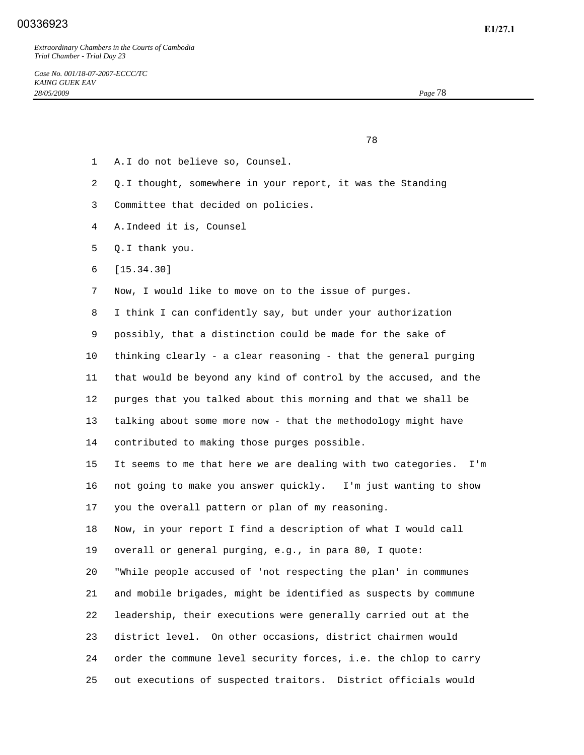A. I do not believe so, Counsel.

Q. I thought, somewhere in your report, it was the Standing Committee that decided on policies.

A. Indeed it is, Counsel

Q. I thank you.

[15.34.30]

Now, I would like to move on to the issue of purges.

I think I can confidently say, but under your authorization possibly, that a distinction could be made for the sake of thinking clearly - a clear reasoning - that the general purging that would be beyond any kind of control by the accused, and the purges that you talked about this morning and that we shall be talking about some more now - that the methodology might have contributed to making those purges possible.

It seems to me that here we are dealing with two categories. I'm not going to make you answer quickly. I'm just wanting to show you the overall pattern or plan of my reasoning.

Now, in your report I find a description of what I would call overall or general purging, e.g., in para 80, I quote:

"While people accused of 'not respecting the plan' in communes and mobile brigades, might be identified as suspects by commune leadership, their executions were generally carried out at the district level. On other occasions, district chairmen would order the commune level security forces, i.e. the chlop to carry out executions of suspected traitors. District officials would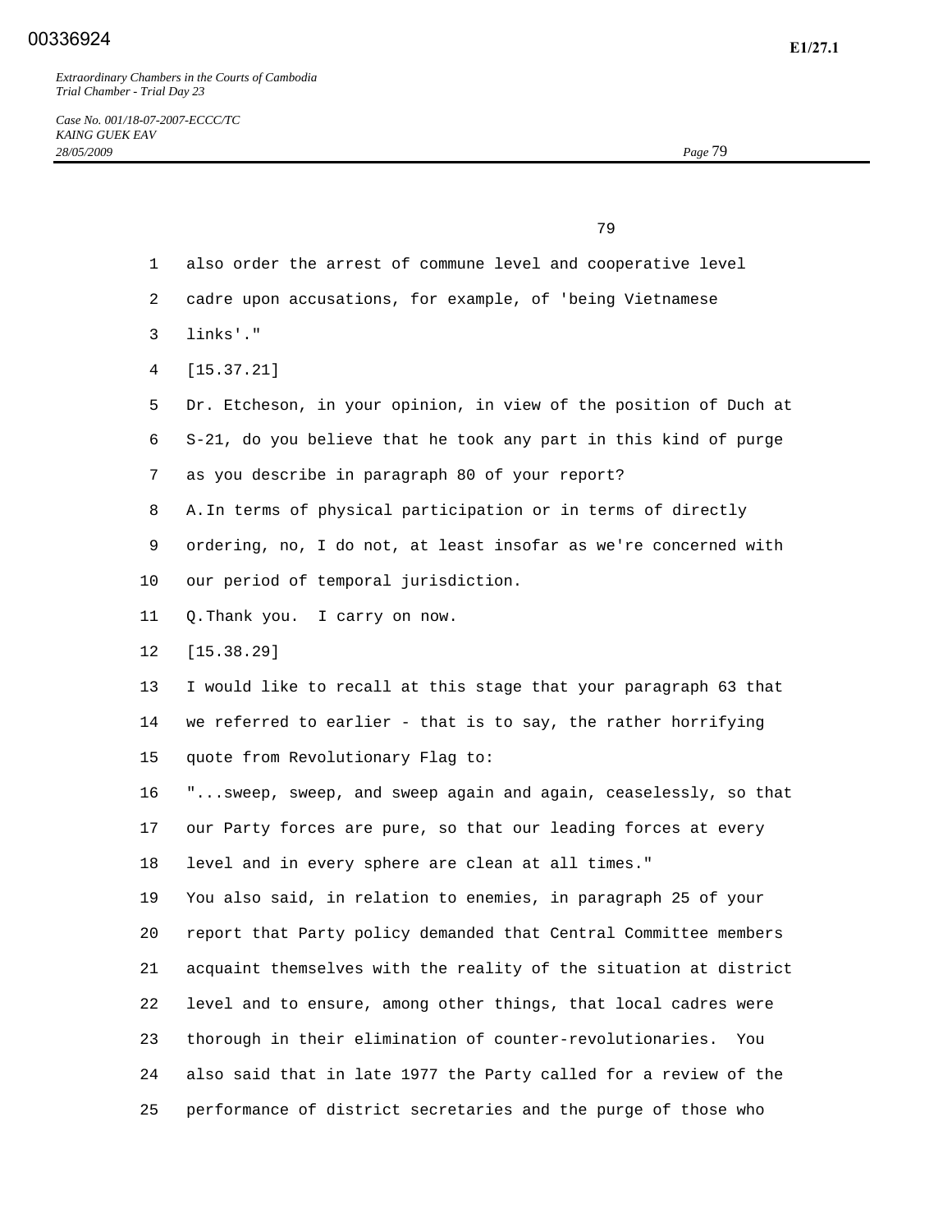also order the arrest of commune level and cooperative level cadre upon accusations, for example, of 'being Vietnamese links'."

[15.37.21]

Dr. Etcheson, in your opinion, in view of the position of Duch at S-21, do you believe that he took any part in this kind of purge as you describe in paragraph 80 of your report?

A. In terms of physical participation or in terms of directly ordering, no, I do not, at least insofar as we're concerned with our period of temporal jurisdiction.

Q. Thank you. I carry on now.

[15.38.29]

I would like to recall at this stage that your paragraph 63 that we referred to earlier - that is to say, the rather horrifying quote from Revolutionary Flag to:

"...sweep, sweep, and sweep again and again, ceaselessly, so that our Party forces are pure, so that our leading forces at every level and in every sphere are clean at all times."

You also said, in relation to enemies, in paragraph 25 of your report that Party policy demanded that Central Committee members acquaint themselves with the reality of the situation at district level and to ensure, among other things, that local cadres were thorough in their elimination of counter-revolutionaries. You also said that in late 1977 the Party called for a review of the performance of district secretaries and the purge of those who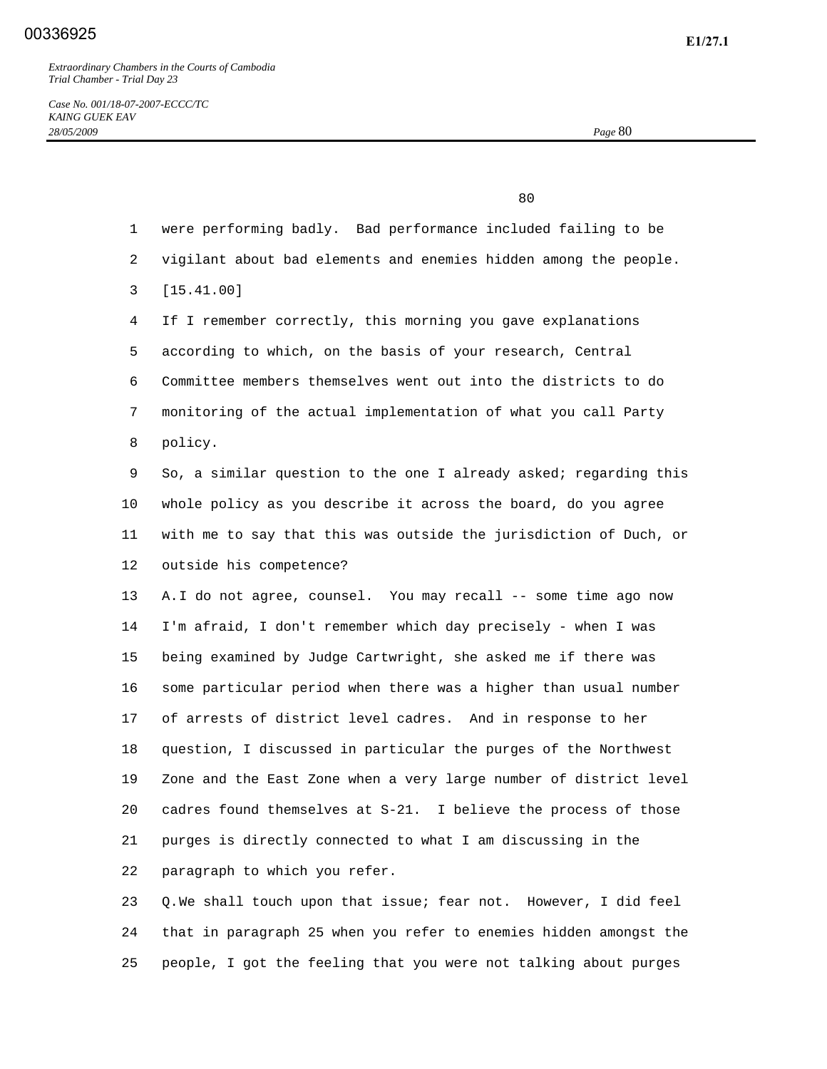were performing badly. Bad performance included failing to be vigilant about bad elements and enemies hidden among the people.

[15.41.00]

If I remember correctly, this morning you gave explanations according to which, on the basis of your research, Central Committee members themselves went out into the districts to do monitoring of the actual implementation of what you call Party policy.

So, a similar question to the one I already asked; regarding this whole policy as you describe it across the board, do you agree with me to say that this was outside the jurisdiction of Duch, or outside his competence?

A. I do not agree, counsel. You may recall -- some time ago now I'm afraid, I don't remember which day precisely - when I was being examined by Judge Cartwright, she asked me if there was some particular period when there was a higher than usual number of arrests of district level cadres. And in response to her question, I discussed in particular the purges of the Northwest Zone and the East Zone when a very large number of district level cadres found themselves at S-21. I believe the process of those purges is directly connected to what I am discussing in the paragraph to which you refer.

Q. We shall touch upon that issue; fear not. However, I did feel that in paragraph 25 when you refer to enemies hidden amongst the people, I got the feeling that you were not talking about purges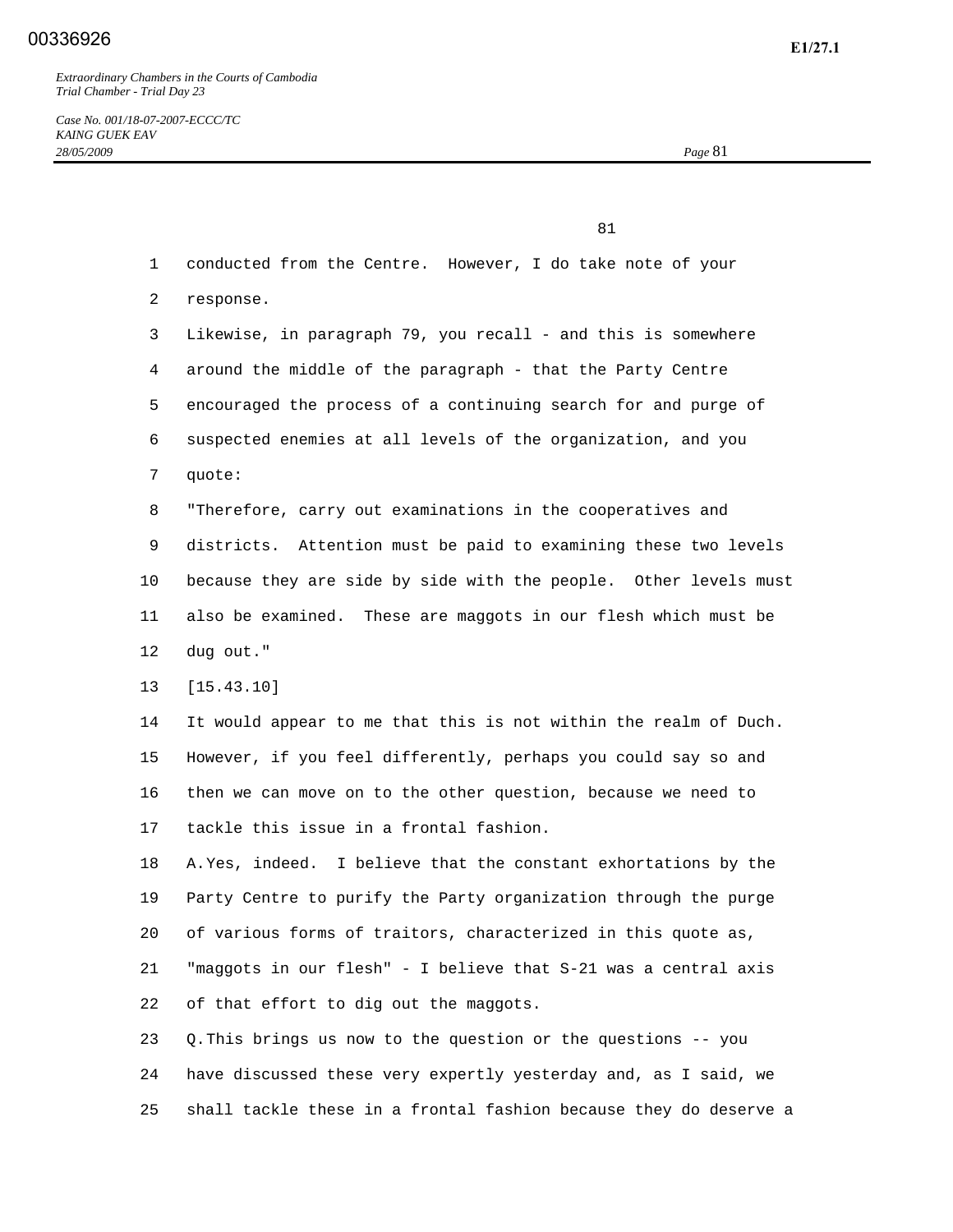conducted from the Centre. However, I do take note of your response.

Likewise, in paragraph 79, you recall - and this is somewhere around the middle of the paragraph - that the Party Centre encouraged the process of a continuing search for and purge of suspected enemies at all levels of the organization, and you quote:

"Therefore, carry out examinations in the cooperatives and districts. Attention must be paid to examining these two levels because they are side by side with the people. Other levels must also be examined. These are maggots in our flesh which must be dug out."

[15.43.10]

It would appear to me that this is not within the realm of Duch. However, if you feel differently, perhaps you could say so and then we can move on to the other question, because we need to tackle this issue in a frontal fashion.

A. Yes, indeed. I believe that the constant exhortations by the Party Centre to purify the Party organization through the purge of various forms of traitors, characterized in this quote as, "maggots in our flesh" - I believe that S-21 was a central axis of that effort to dig out the maggots.

Q. This brings us now to the question or the questions -- you have discussed these very expertly yesterday and, as I said, we shall tackle these in a frontal fashion because they do deserve a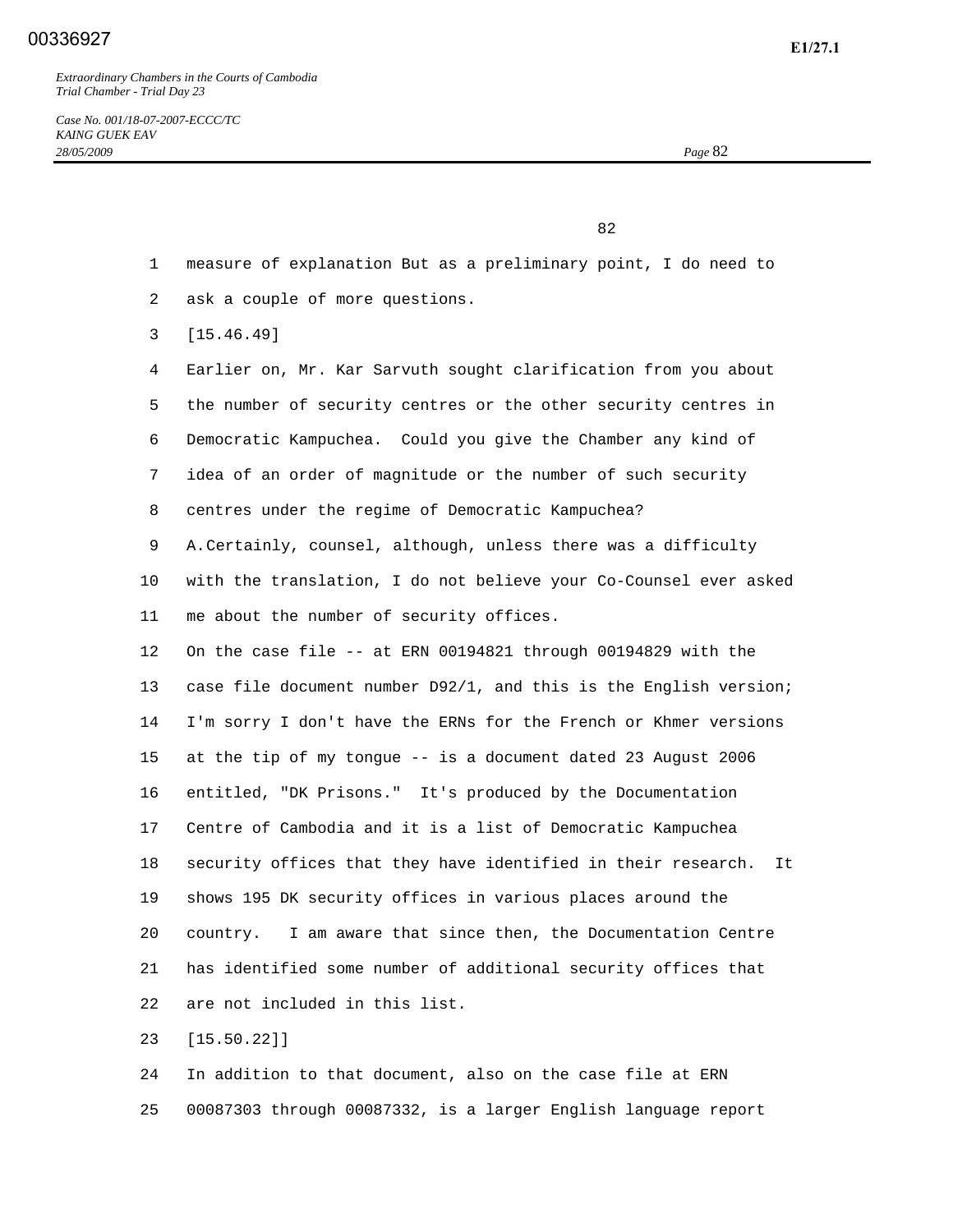measure of explanation But as a preliminary point, I do need to ask a couple of more questions.

[15.46.49]

Earlier on, Mr. Kar Sarvuth sought clarification from you about the number of security centres or the other security centres in Democratic Kampuchea. Could you give the Chamber any kind of idea of an order of magnitude or the number of such security centres under the regime of Democratic Kampuchea?

A. Certainly, counsel, although, unless there was a difficulty with the translation, I do not believe your Co-Counsel ever asked me about the number of security offices.

On the case file -- at ERN 00194821 through 00194829 with the case file document number D92/1, and this is the English version; I'm sorry I don't have the ERNs for the French or Khmer versions at the tip of my tongue -- is a document dated 23 August 2006 entitled, "DK Prisons." It's produced by the Documentation Centre of Cambodia and it is a list of Democratic Kampuchea security offices that they have identified in their research. It shows 195 DK security offices in various places around the country. I am aware that since then, the Documentation Centre has identified some number of additional security offices that are not included in this list.

[15.50.22]]

In addition to that document, also on the case file at ERN 00087303 through 00087332, is a larger English language report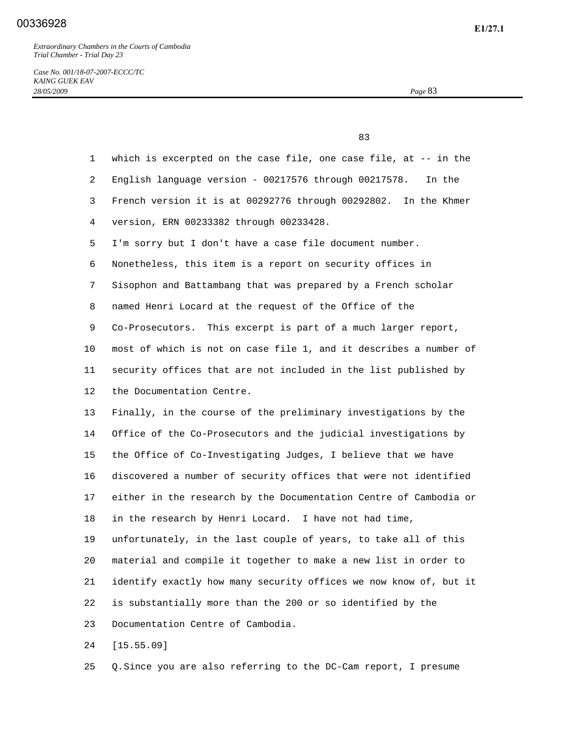which is excerpted on the case file, one case file, at -- in the English language version - 00217576 through 00217578. In the French version it is at 00292776 through 00292802. In the Khmer version, ERN 00233382 through 00233428.

I'm sorry but I don't have a case file document number. Nonetheless, this item is a report on security offices in Sisophon and Battambang that was prepared by a French scholar named Henri Locard at the request of the Office of the Co-Prosecutors. This excerpt is part of a much larger report, most of which is not on case file 1, and it describes a number of security offices that are not included in the list published by the Documentation Centre.

Finally, in the course of the preliminary investigations by the Office of the Co-Prosecutors and the judicial investigations by the Office of Co-Investigating Judges, I believe that we have discovered a number of security offices that were not identified either in the research by the Documentation Centre of Cambodia or in the research by Henri Locard. I have not had time, unfortunately, in the last couple of years, to take all of this material and compile it together to make a new list in order to identify exactly how many security offices we now know of, but it is substantially more than the 200 or so identified by the Documentation Centre of Cambodia.

[15.55.09]

Q. Since you are also referring to the DC-Cam report, I presume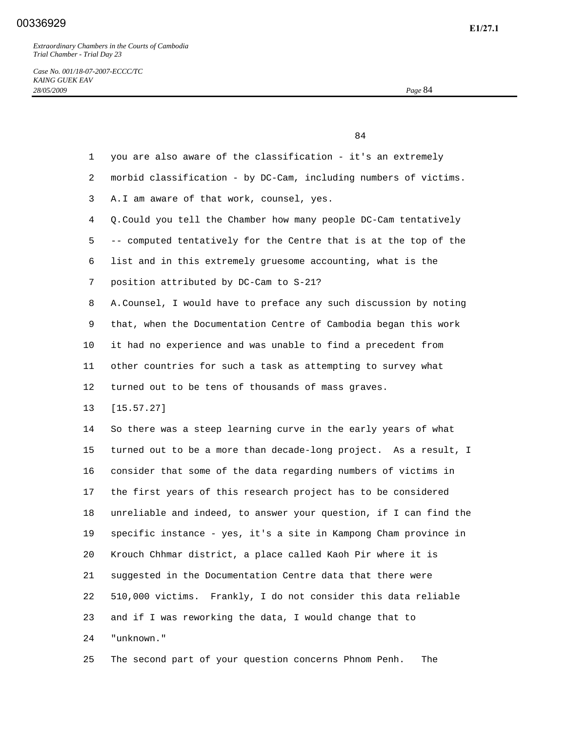you are also aware of the classification - it's an extremely morbid classification - by DC-Cam, including numbers of victims.

A. I am aware of that work, counsel, yes.

Q. Could you tell the Chamber how many people DC-Cam tentatively -- computed tentatively for the Centre that is at the top of the list and in this extremely gruesome accounting, what is the position attributed by DC-Cam to S-21?

A. Counsel, I would have to preface any such discussion by noting that, when the Documentation Centre of Cambodia began this work it had no experience and was unable to find a precedent from other countries for such a task as attempting to survey what turned out to be tens of thousands of mass graves.

[15.57.27]

So there was a steep learning curve in the early years of what turned out to be a more than decade-long project. As a result, I consider that some of the data regarding numbers of victims in the first years of this research project has to be considered unreliable and indeed, to answer your question, if I can find the specific instance - yes, it's a site in Kampong Cham province in Krouch Chhmar district, a place called Kaoh Pir where it is suggested in the Documentation Centre data that there were 510,000 victims. Frankly, I do not consider this data reliable and if I was reworking the data, I would change that to "unknown."

The second part of your question concerns Phnom Penh. The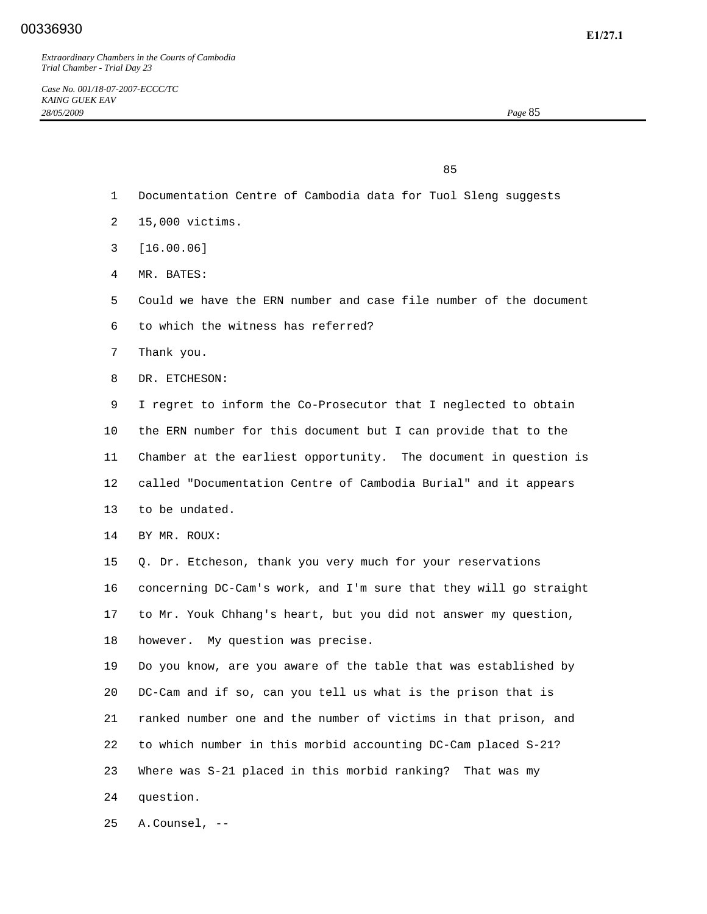Documentation Centre of Cambodia data for Tuol Sleng suggests 15,000 victims.

[16.00.06]

MR. BATES:

Could we have the ERN number and case file number of the document to which the witness has referred?

Thank you.

DR. ETCHESON:

I regret to inform the Co-Prosecutor that I neglected to obtain the ERN number for this document but I can provide that to the Chamber at the earliest opportunity. The document in question is called "Documentation Centre of Cambodia Burial" and it appears to be undated.

BY MR. ROUX:

Q. Dr. Etcheson, thank you very much for your reservations concerning DC-Cam's work, and I'm sure that they will go straight to Mr. Youk Chhang's heart, but you did not answer my question, however. My question was precise.

Do you know, are you aware of the table that was established by DC-Cam and if so, can you tell us what is the prison that is ranked number one and the number of victims in that prison, and to which number in this morbid accounting DC-Cam placed S-21? Where was S-21 placed in this morbid ranking? That was my question.

A. Counsel, --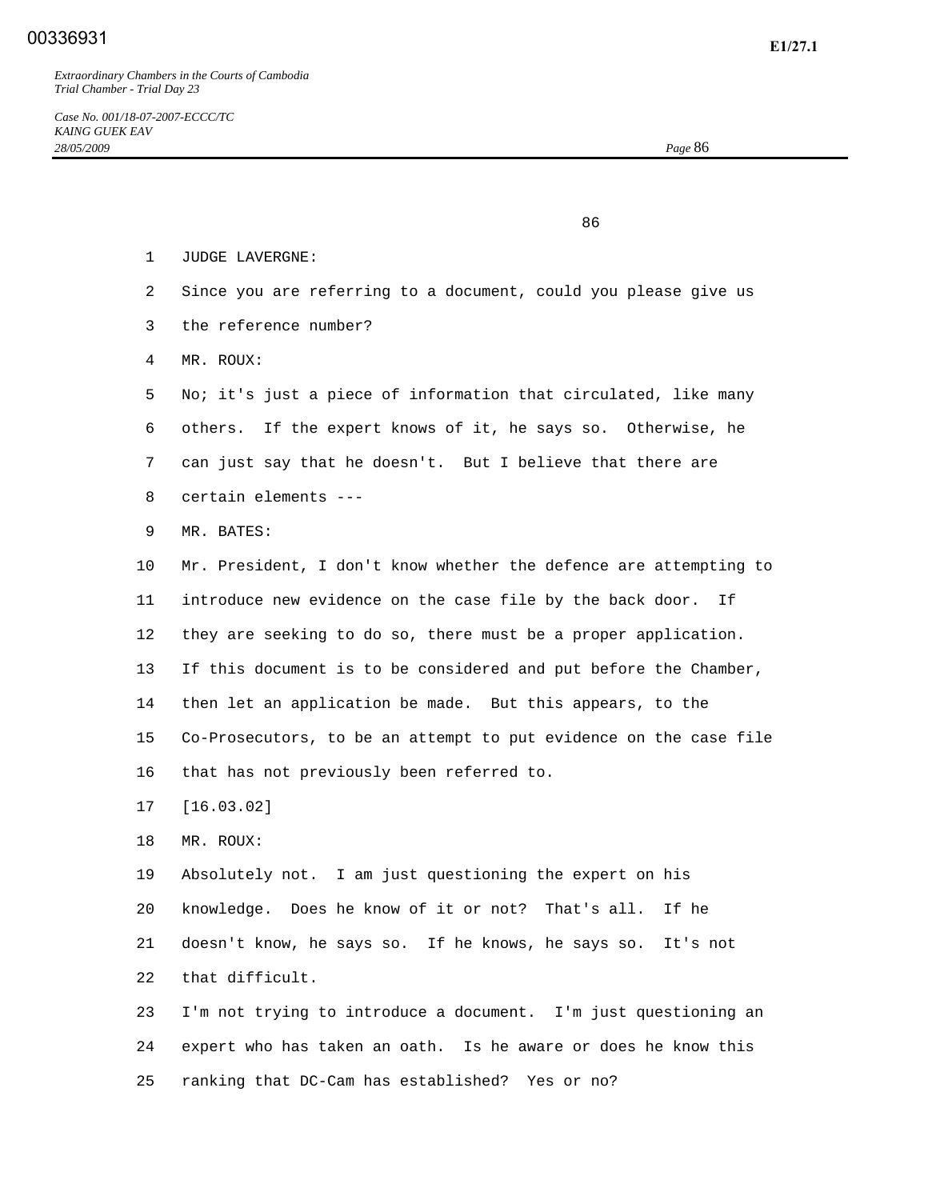JUDGE LAVERGNE:

Since you are referring to a document, could you please give us the reference number?

MR. ROUX:

No; it's just a piece of information that circulated, like many others. If the expert knows of it, he says so. Otherwise, he can just say that he doesn't. But I believe that there are certain elements ---

MR. BATES:

Mr. President, I don't know whether the defence are attempting to introduce new evidence on the case file by the back door. If they are seeking to do so, there must be a proper application. If this document is to be considered and put before the Chamber, then let an application be made. But this appears, to the Co-Prosecutors, to be an attempt to put evidence on the case file that has not previously been referred to.

[16.03.02]

MR. ROUX:

Absolutely not. I am just questioning the expert on his knowledge. Does he know of it or not? That's all. If he doesn't know, he says so. If he knows, he says so. It's not that difficult.

I'm not trying to introduce a document. I'm just questioning an expert who has taken an oath. Is he aware or does he know this ranking that DC-Cam has established? Yes or no?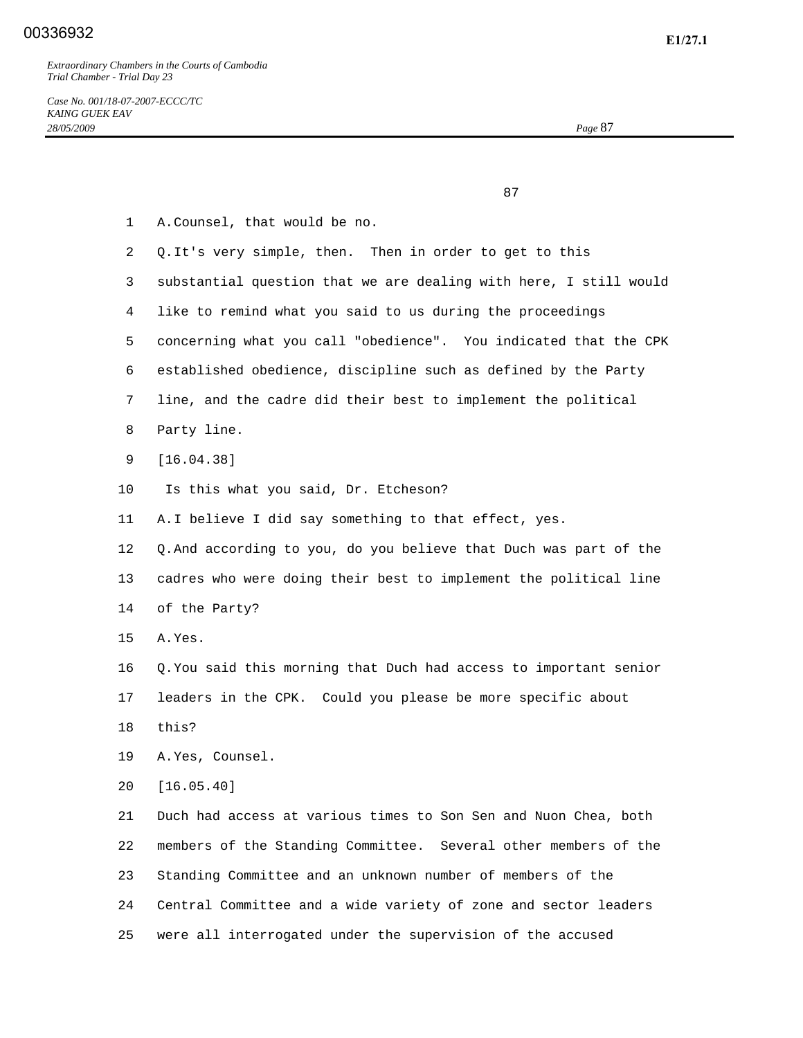A. Counsel, that would be no.

Q. It's very simple, then. Then in order to get to this substantial question that we are dealing with here, I still would like to remind what you said to us during the proceedings concerning what you call "obedience". You indicated that the CPK established obedience, discipline such as defined by the Party line, and the cadre did their best to implement the political Party line.

[16.04.38]

Is this what you said, Dr. Etcheson?

A. I believe I did say something to that effect, yes.

Q. And according to you, do you believe that Duch was part of the cadres who were doing their best to implement the political line of the Party?

A. Yes.

Q. You said this morning that Duch had access to important senior leaders in the CPK. Could you please be more specific about this?

A. Yes, Counsel.

[16.05.40]

Duch had access at various times to Son Sen and Nuon Chea, both members of the Standing Committee. Several other members of the Standing Committee and an unknown number of members of the Central Committee and a wide variety of zone and sector leaders were all interrogated under the supervision of the accused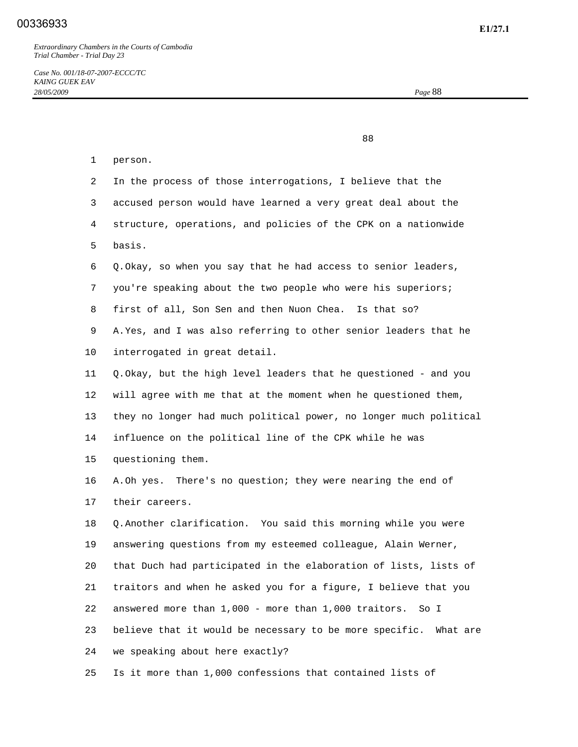person.

In the process of those interrogations, I believe that the accused person would have learned a very great deal about the structure, operations, and policies of the CPK on a nationwide basis.

Q. Okay, so when you say that he had access to senior leaders, you're speaking about the two people who were his superiors; first of all, Son Sen and then Nuon Chea. Is that so?

A. Yes, and I was also referring to other senior leaders that he interrogated in great detail.

Q. Okay, but the high level leaders that he questioned - and you will agree with me that at the moment when he questioned them, they no longer had much political power, no longer much political influence on the political line of the CPK while he was questioning them.

A. Oh yes. There's no question; they were nearing the end of their careers.

Q. Another clarification. You said this morning while you were answering questions from my esteemed colleague, Alain Werner, that Duch had participated in the elaboration of lists, lists of traitors and when he asked you for a figure, I believe that you answered more than 1,000 - more than 1,000 traitors. So I believe that it would be necessary to be more specific. What are we speaking about here exactly?

Is it more than 1,000 confessions that contained lists of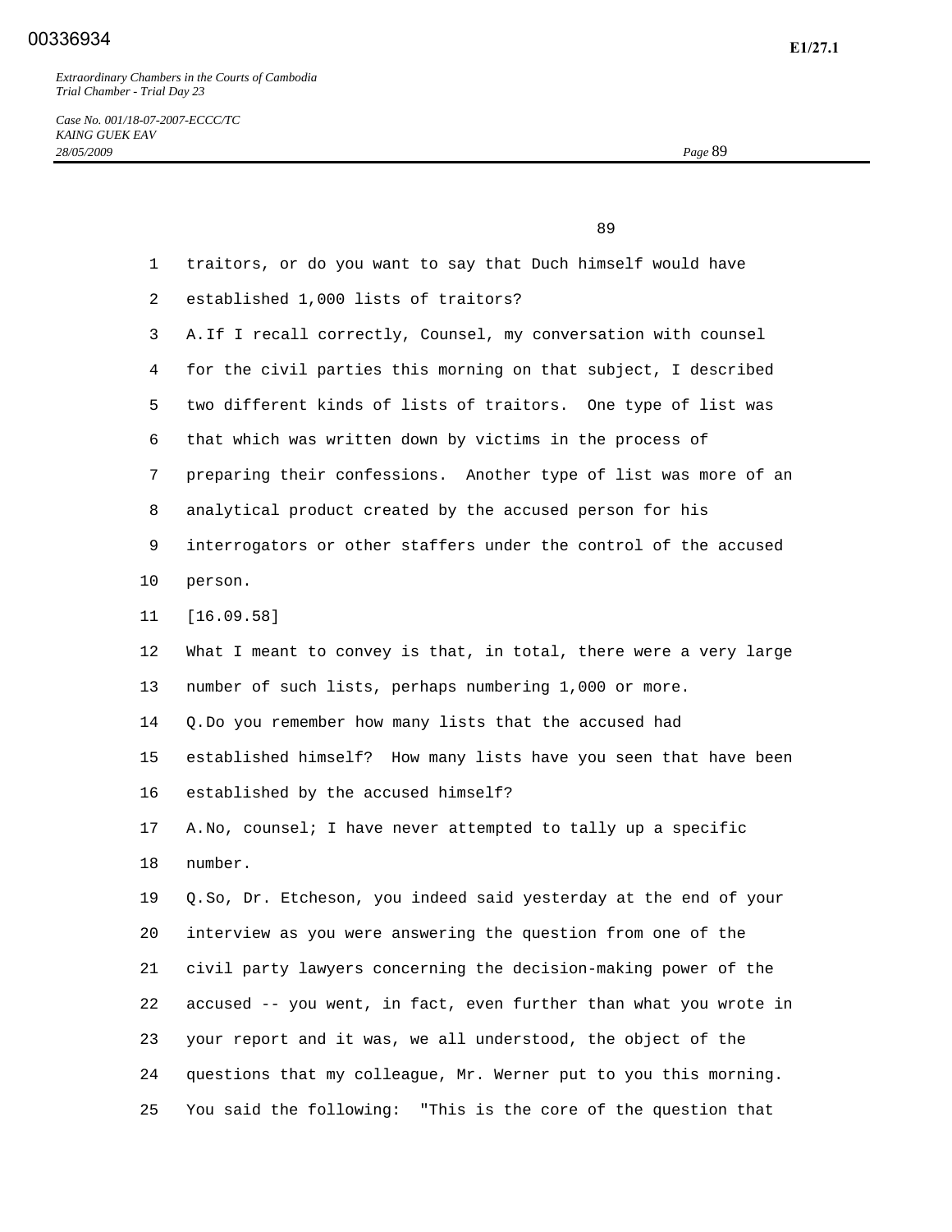traitors, or do you want to say that Duch himself would have established 1,000 lists of traitors?

A. If I recall correctly, Counsel, my conversation with counsel for the civil parties this morning on that subject, I described two different kinds of lists of traitors. One type of list was that which was written down by victims in the process of preparing their confessions. Another type of list was more of an analytical product created by the accused person for his interrogators or other staffers under the control of the accused person.

[16.09.58]

What I meant to convey is that, in total, there were a very large number of such lists, perhaps numbering 1,000 or more.

Q. Do you remember how many lists that the accused had established himself? How many lists have you seen that have been established by the accused himself?

A. No, counsel; I have never attempted to tally up a specific number.

Q. So, Dr. Etcheson, you indeed said yesterday at the end of your interview as you were answering the question from one of the civil party lawyers concerning the decision-making power of the accused -- you went, in fact, even further than what you wrote in your report and it was, we all understood, the object of the questions that my colleague, Mr. Werner put to you this morning. You said the following: "This is the core of the question that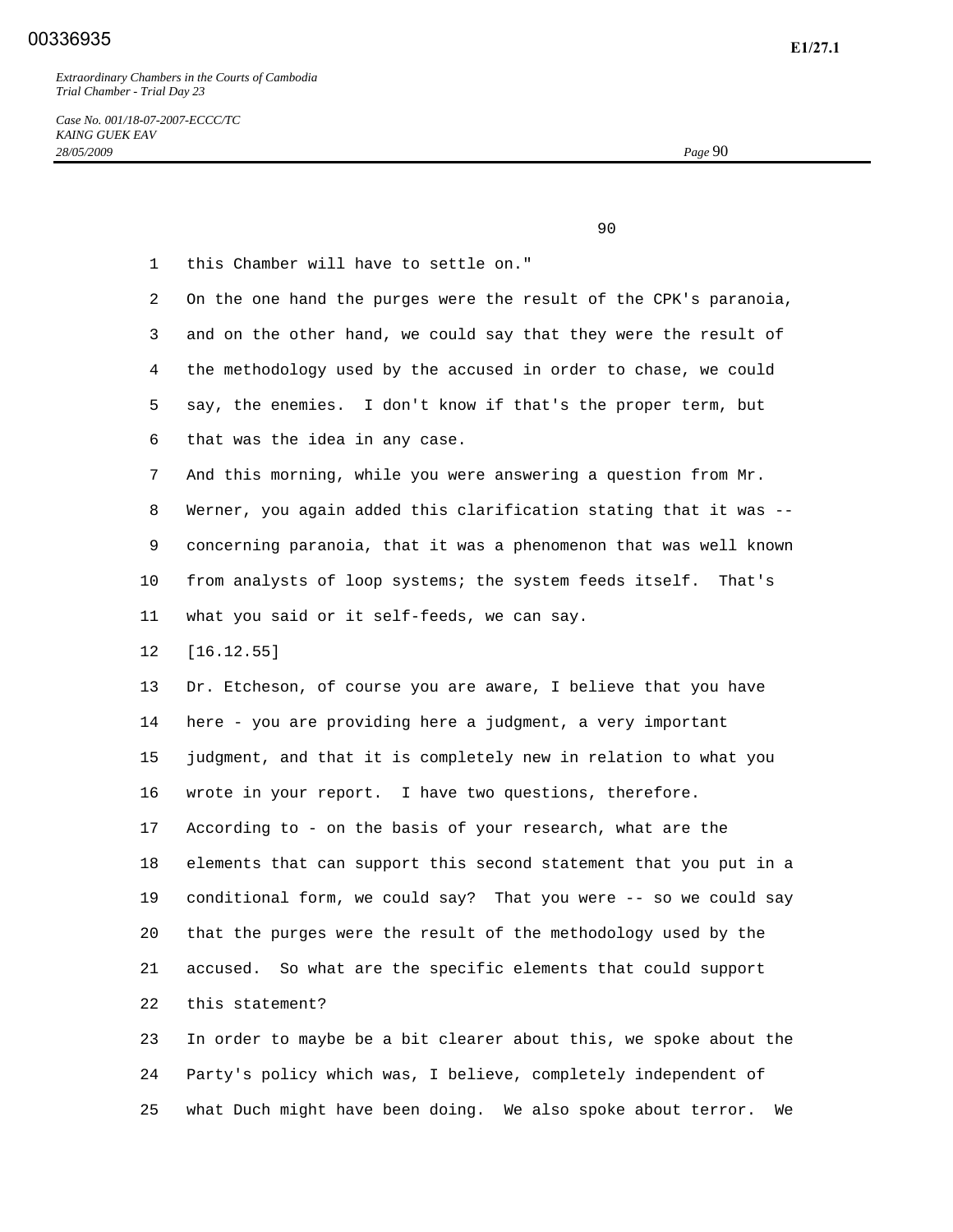this Chamber will have to settle on."

On the one hand the purges were the result of the CPK's paranoia, and on the other hand, we could say that they were the result of the methodology used by the accused in order to chase, we could say, the enemies. I don't know if that's the proper term, but that was the idea in any case.

And this morning, while you were answering a question from Mr. Werner, you again added this clarification stating that it was -- concerning paranoia, that it was a phenomenon that was well known from analysts of loop systems; the system feeds itself. That's what you said or it self-feeds, we can say.

[16.12.55]

Dr. Etcheson, of course you are aware, I believe that you have here - you are providing here a judgment, a very important judgment, and that it is completely new in relation to what you wrote in your report. I have two questions, therefore.

According to - on the basis of your research, what are the elements that can support this second statement that you put in a conditional form, we could say? That you were -- so we could say that the purges were the result of the methodology used by the accused. So what are the specific elements that could support this statement?

In order to maybe be a bit clearer about this, we spoke about the Party's policy which was, I believe, completely independent of what Duch might have been doing. We also spoke about terror. We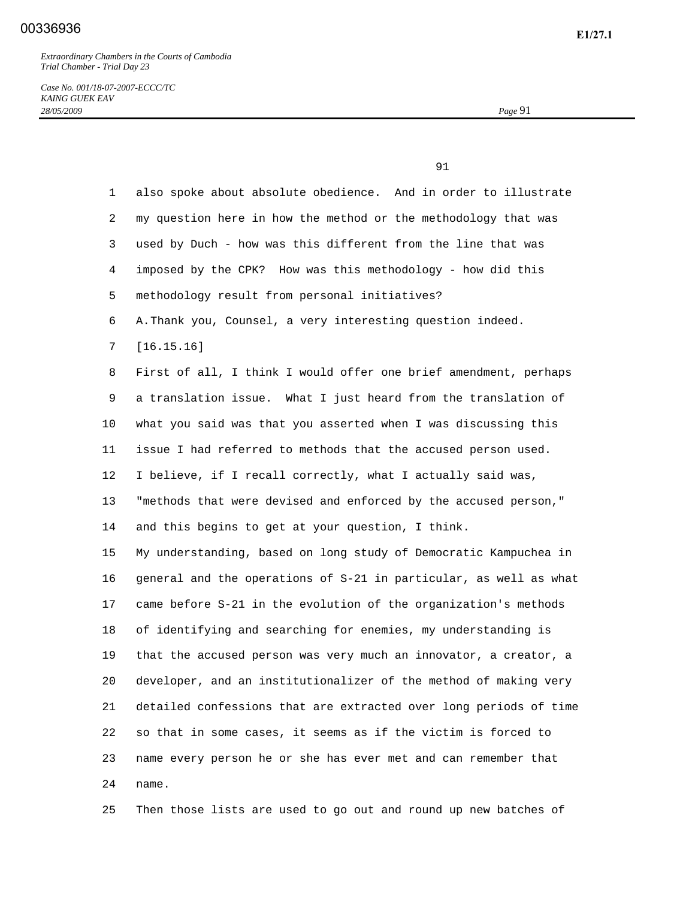also spoke about absolute obedience.  And in order to illustrate my question here in how the method or the methodology that was used by Duch - how was this different from the line that was imposed by the CPK?  How was this methodology - how did this methodology result from personal initiatives?

A. Thank you, Counsel, a very interesting question indeed.

[16.15.16]

First of all, I think I would offer one brief amendment, perhaps a translation issue.  What I just heard from the translation of what you said was that you asserted when I was discussing this issue I had referred to methods that the accused person used. I believe, if I recall correctly, what I actually said was, "methods that were devised and enforced by the accused person," and this begins to get at your question, I think.

My understanding, based on long study of Democratic Kampuchea in general and the operations of S-21 in particular, as well as what came before S-21 in the evolution of the organization's methods of identifying and searching for enemies, my understanding is that the accused person was very much an innovator, a creator, a developer, and an institutionalizer of the method of making very detailed confessions that are extracted over long periods of time so that in some cases, it seems as if the victim is forced to name every person he or she has ever met and can remember that name.

Then those lists are used to go out and round up new batches of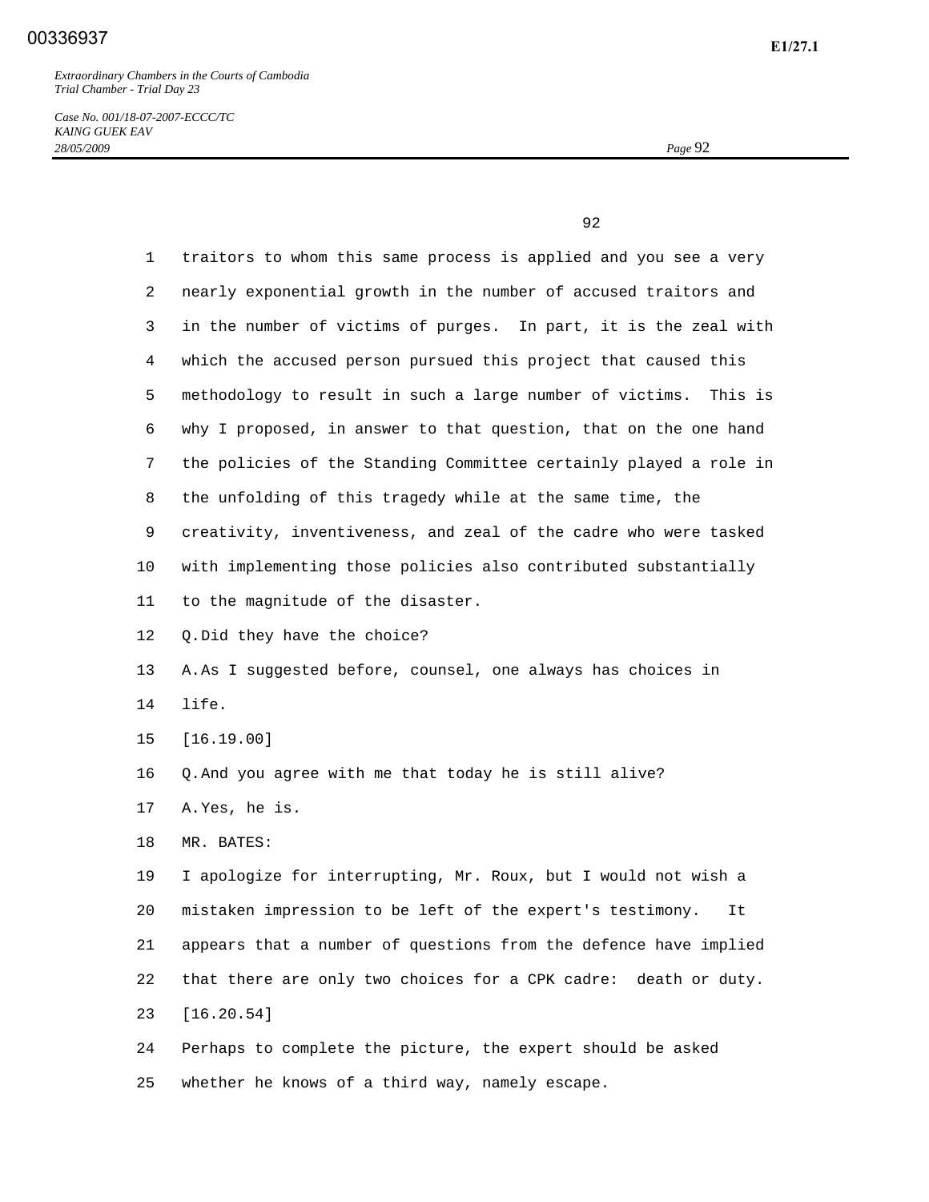traitors to whom this same process is applied and you see a very nearly exponential growth in the number of accused traitors and in the number of victims of purges. In part, it is the zeal with which the accused person pursued this project that caused this methodology to result in such a large number of victims. This is why I proposed, in answer to that question, that on the one hand the policies of the Standing Committee certainly played a role in the unfolding of this tragedy while at the same time, the creativity, inventiveness, and zeal of the cadre who were tasked with implementing those policies also contributed substantially to the magnitude of the disaster.

Q. Did they have the choice?

A. As I suggested before, counsel, one always has choices in life.

[16.19.00]

Q. And you agree with me that today he is still alive?

A. Yes, he is.

MR. BATES:

I apologize for interrupting, Mr. Roux, but I would not wish a mistaken impression to be left of the expert's testimony. It appears that a number of questions from the defence have implied that there are only two choices for a CPK cadre: death or duty.

[16.20.54]

Perhaps to complete the picture, the expert should be asked whether he knows of a third way, namely escape.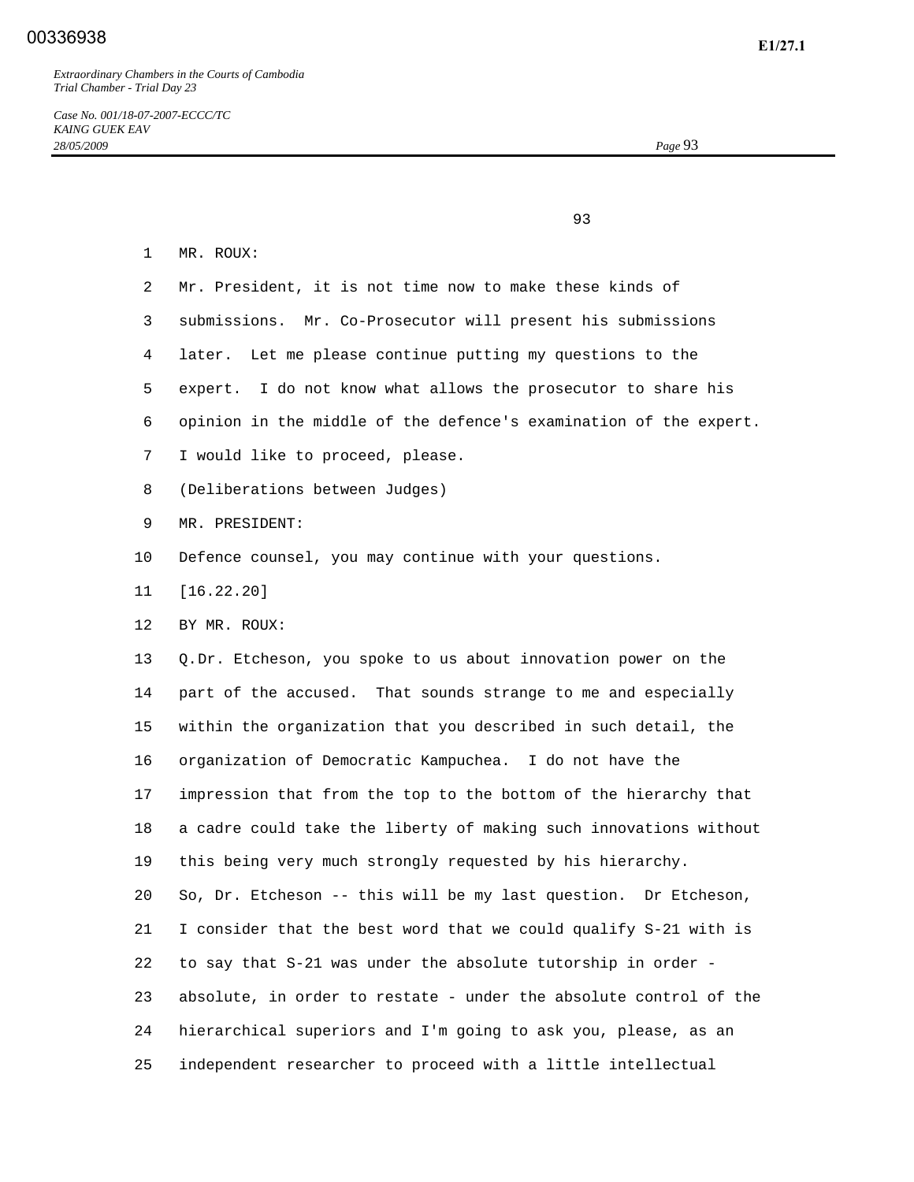MR. ROUX:

Mr. President, it is not time now to make these kinds of submissions. Mr. Co-Prosecutor will present his submissions later. Let me please continue putting my questions to the expert. I do not know what allows the prosecutor to share his opinion in the middle of the defence's examination of the expert. I would like to proceed, please.

(Deliberations between Judges)

MR. PRESIDENT:

Defence counsel, you may continue with your questions.

[16.22.20]

BY MR. ROUX:

Q.Dr. Etcheson, you spoke to us about innovation power on the part of the accused. That sounds strange to me and especially within the organization that you described in such detail, the organization of Democratic Kampuchea. I do not have the impression that from the top to the bottom of the hierarchy that a cadre could take the liberty of making such innovations without this being very much strongly requested by his hierarchy.

So, Dr. Etcheson -- this will be my last question. Dr Etcheson, I consider that the best word that we could qualify S-21 with is to say that S-21 was under the absolute tutorship in order - absolute, in order to restate - under the absolute control of the hierarchical superiors and I'm going to ask you, please, as an independent researcher to proceed with a little intellectual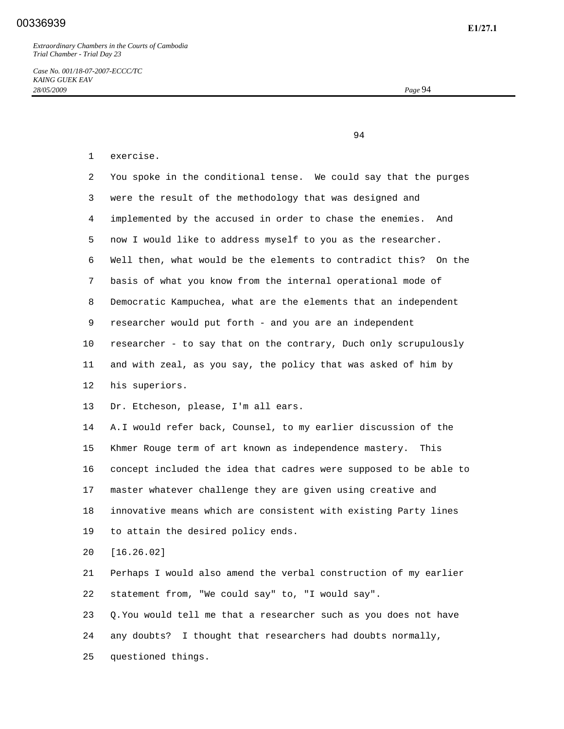exercise.

You spoke in the conditional tense. We could say that the purges were the result of the methodology that was designed and implemented by the accused in order to chase the enemies. And now I would like to address myself to you as the researcher. Well then, what would be the elements to contradict this? On the basis of what you know from the internal operational mode of Democratic Kampuchea, what are the elements that an independent researcher would put forth - and you are an independent researcher - to say that on the contrary, Duch only scrupulously and with zeal, as you say, the policy that was asked of him by his superiors.

Dr. Etcheson, please, I'm all ears.

A. I would refer back, Counsel, to my earlier discussion of the Khmer Rouge term of art known as independence mastery. This concept included the idea that cadres were supposed to be able to master whatever challenge they are given using creative and innovative means which are consistent with existing Party lines to attain the desired policy ends.

[16.26.02]

Perhaps I would also amend the verbal construction of my earlier statement from, "We could say" to, "I would say".

Q. You would tell me that a researcher such as you does not have any doubts? I thought that researchers had doubts normally, questioned things.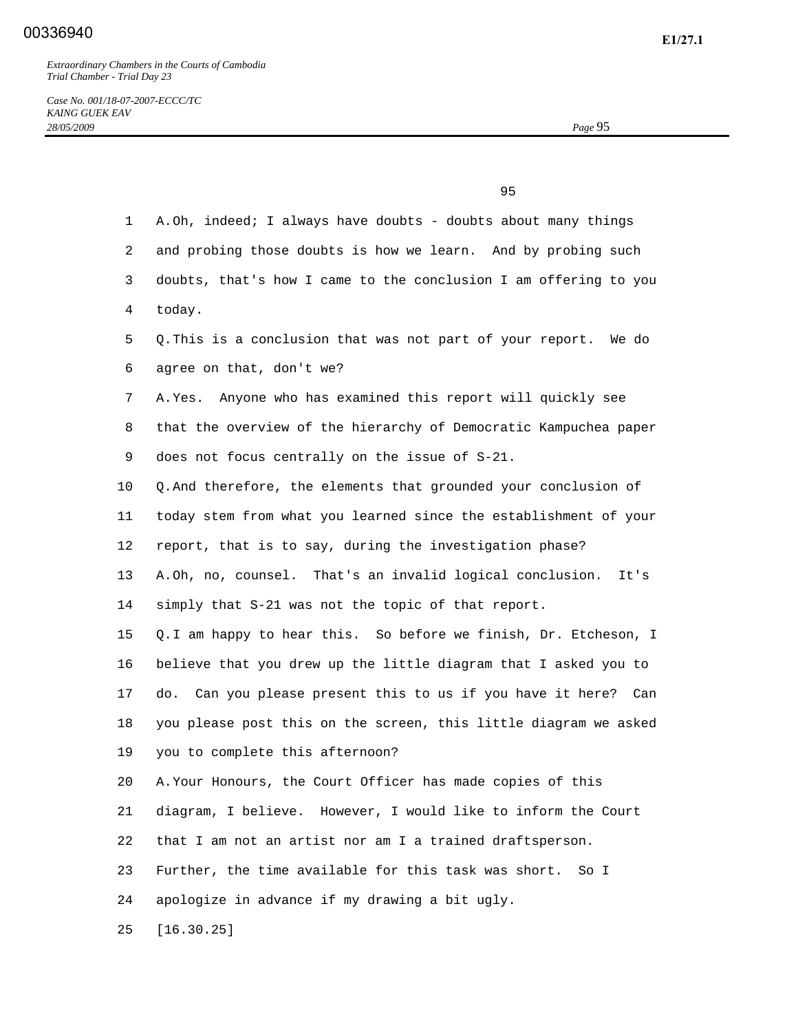A. Oh, indeed; I always have doubts - doubts about many things and probing those doubts is how we learn. And by probing such doubts, that's how I came to the conclusion I am offering to you today.

Q. This is a conclusion that was not part of your report. We do agree on that, don't we?

A. Yes. Anyone who has examined this report will quickly see that the overview of the hierarchy of Democratic Kampuchea paper does not focus centrally on the issue of S-21.

Q. And therefore, the elements that grounded your conclusion of today stem from what you learned since the establishment of your report, that is to say, during the investigation phase?

A. Oh, no, counsel. That's an invalid logical conclusion. It's simply that S-21 was not the topic of that report.

Q. I am happy to hear this. So before we finish, Dr. Etcheson, I believe that you drew up the little diagram that I asked you to do. Can you please present this to us if you have it here? Can you please post this on the screen, this little diagram we asked you to complete this afternoon?

A. Your Honours, the Court Officer has made copies of this diagram, I believe. However, I would like to inform the Court that I am not an artist nor am I a trained draftsperson. Further, the time available for this task was short. So I apologize in advance if my drawing a bit ugly.

[16.30.25]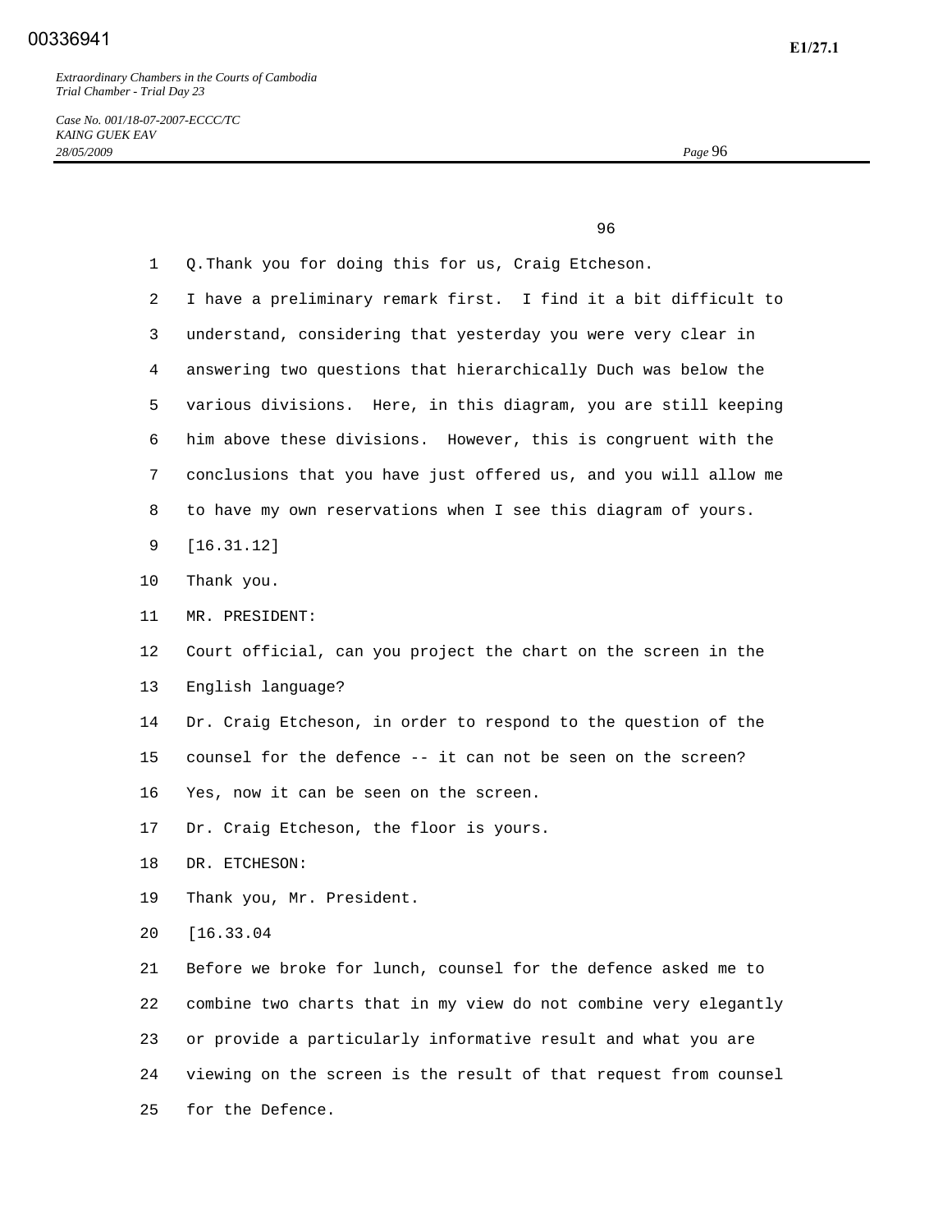Q. Thank you for doing this for us, Craig Etcheson.

I have a preliminary remark first. I find it a bit difficult to understand, considering that yesterday you were very clear in answering two questions that hierarchically Duch was below the various divisions. Here, in this diagram, you are still keeping him above these divisions. However, this is congruent with the conclusions that you have just offered us, and you will allow me to have my own reservations when I see this diagram of yours.

[16.31.12]

Thank you.

MR. PRESIDENT:

Court official, can you project the chart on the screen in the English language?

Dr. Craig Etcheson, in order to respond to the question of the counsel for the defence -- it can not be seen on the screen?

Yes, now it can be seen on the screen.

Dr. Craig Etcheson, the floor is yours.

DR. ETCHESON:

Thank you, Mr. President.

[16.33.04

Before we broke for lunch, counsel for the defence asked me to combine two charts that in my view do not combine very elegantly or provide a particularly informative result and what you are viewing on the screen is the result of that request from counsel for the Defence.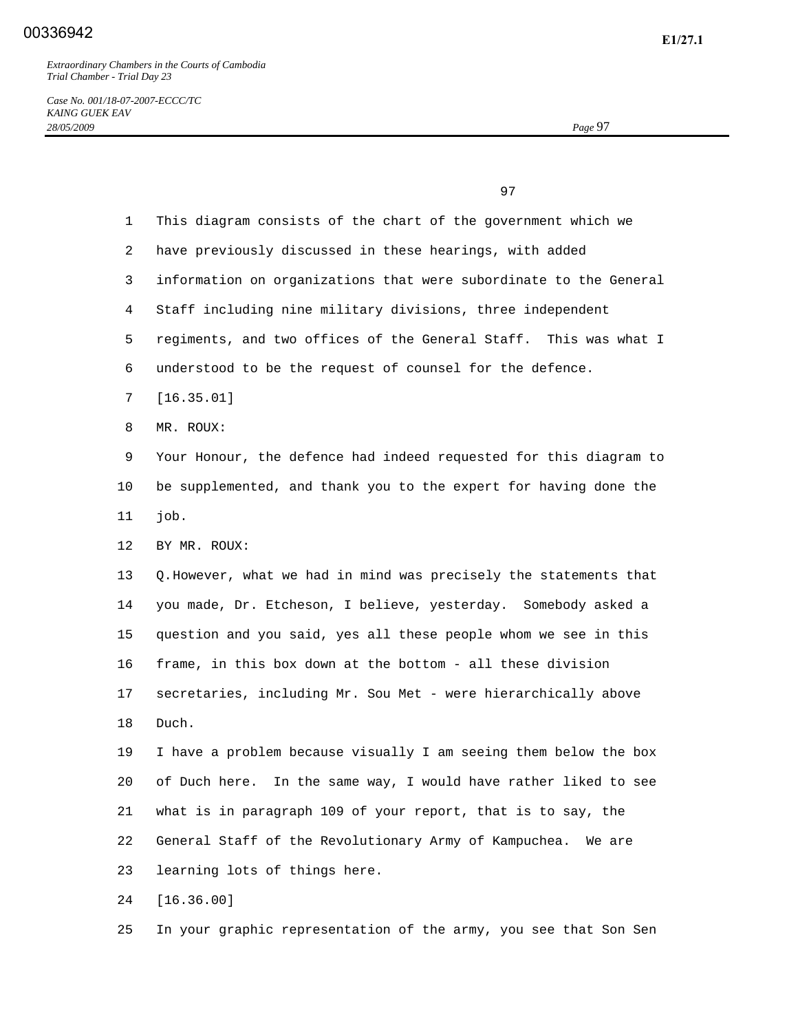This diagram consists of the chart of the government which we have previously discussed in these hearings, with added information on organizations that were subordinate to the General Staff including nine military divisions, three independent regiments, and two offices of the General Staff. This was what I understood to be the request of counsel for the defence.

[16.35.01]

MR. ROUX:

Your Honour, the defence had indeed requested for this diagram to be supplemented, and thank you to the expert for having done the job.

BY MR. ROUX:

Q. However, what we had in mind was precisely the statements that you made, Dr. Etcheson, I believe, yesterday. Somebody asked a question and you said, yes all these people whom we see in this frame, in this box down at the bottom - all these division secretaries, including Mr. Sou Met - were hierarchically above Duch.

I have a problem because visually I am seeing them below the box of Duch here. In the same way, I would have rather liked to see what is in paragraph 109 of your report, that is to say, the General Staff of the Revolutionary Army of Kampuchea. We are learning lots of things here.

[16.36.00]

In your graphic representation of the army, you see that Son Sen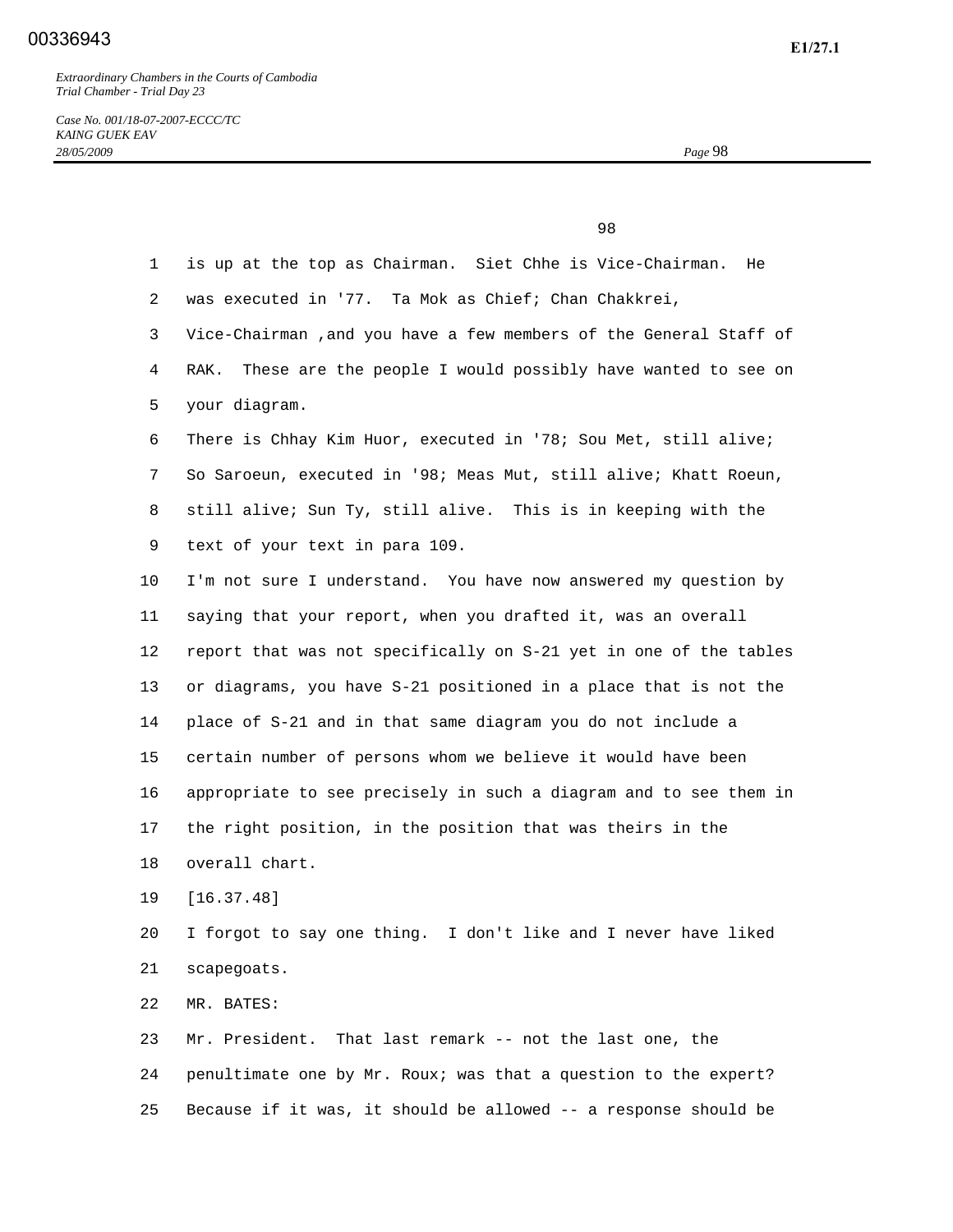is up at the top as Chairman. Siet Chhe is Vice-Chairman. He was executed in '77. Ta Mok as Chief; Chan Chakkrei, Vice-Chairman ,and you have a few members of the General Staff of RAK. These are the people I would possibly have wanted to see on your diagram.

There is Chhay Kim Huor, executed in '78; Sou Met, still alive; So Saroeun, executed in '98; Meas Mut, still alive; Khatt Roeun, still alive; Sun Ty, still alive. This is in keeping with the text of your text in para 109.

I'm not sure I understand. You have now answered my question by saying that your report, when you drafted it, was an overall report that was not specifically on S-21 yet in one of the tables or diagrams, you have S-21 positioned in a place that is not the place of S-21 and in that same diagram you do not include a certain number of persons whom we believe it would have been appropriate to see precisely in such a diagram and to see them in the right position, in the position that was theirs in the overall chart.

[16.37.48]

I forgot to say one thing. I don't like and I never have liked scapegoats.

MR. BATES:

Mr. President. That last remark -- not the last one, the penultimate one by Mr. Roux; was that a question to the expert? Because if it was, it should be allowed -- a response should be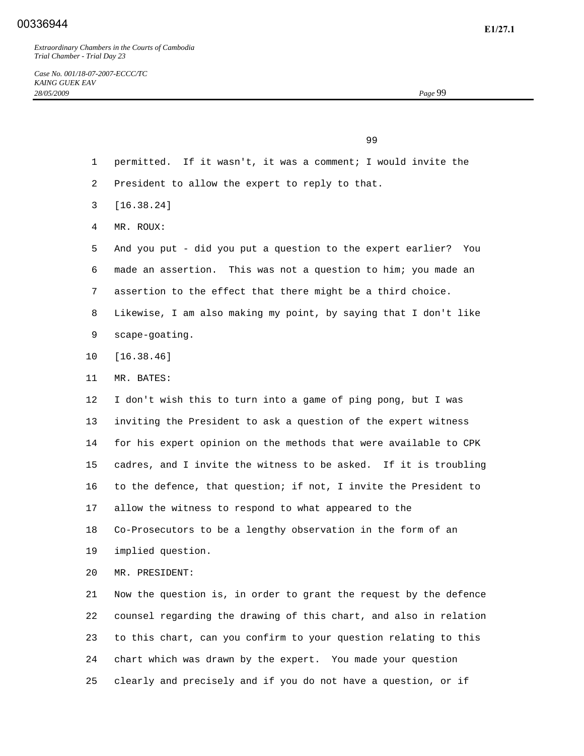permitted. If it wasn't, it was a comment; I would invite the President to allow the expert to reply to that.

[16.38.24]

MR. ROUX:

And you put - did you put a question to the expert earlier? You made an assertion. This was not a question to him; you made an assertion to the effect that there might be a third choice. Likewise, I am also making my point, by saying that I don't like scape-goating.

[16.38.46]

MR. BATES:

I don't wish this to turn into a game of ping pong, but I was inviting the President to ask a question of the expert witness for his expert opinion on the methods that were available to CPK cadres, and I invite the witness to be asked. If it is troubling to the defence, that question; if not, I invite the President to allow the witness to respond to what appeared to the Co-Prosecutors to be a lengthy observation in the form of an implied question.

MR. PRESIDENT:

Now the question is, in order to grant the request by the defence counsel regarding the drawing of this chart, and also in relation to this chart, can you confirm to your question relating to this chart which was drawn by the expert. You made your question clearly and precisely and if you do not have a question, or if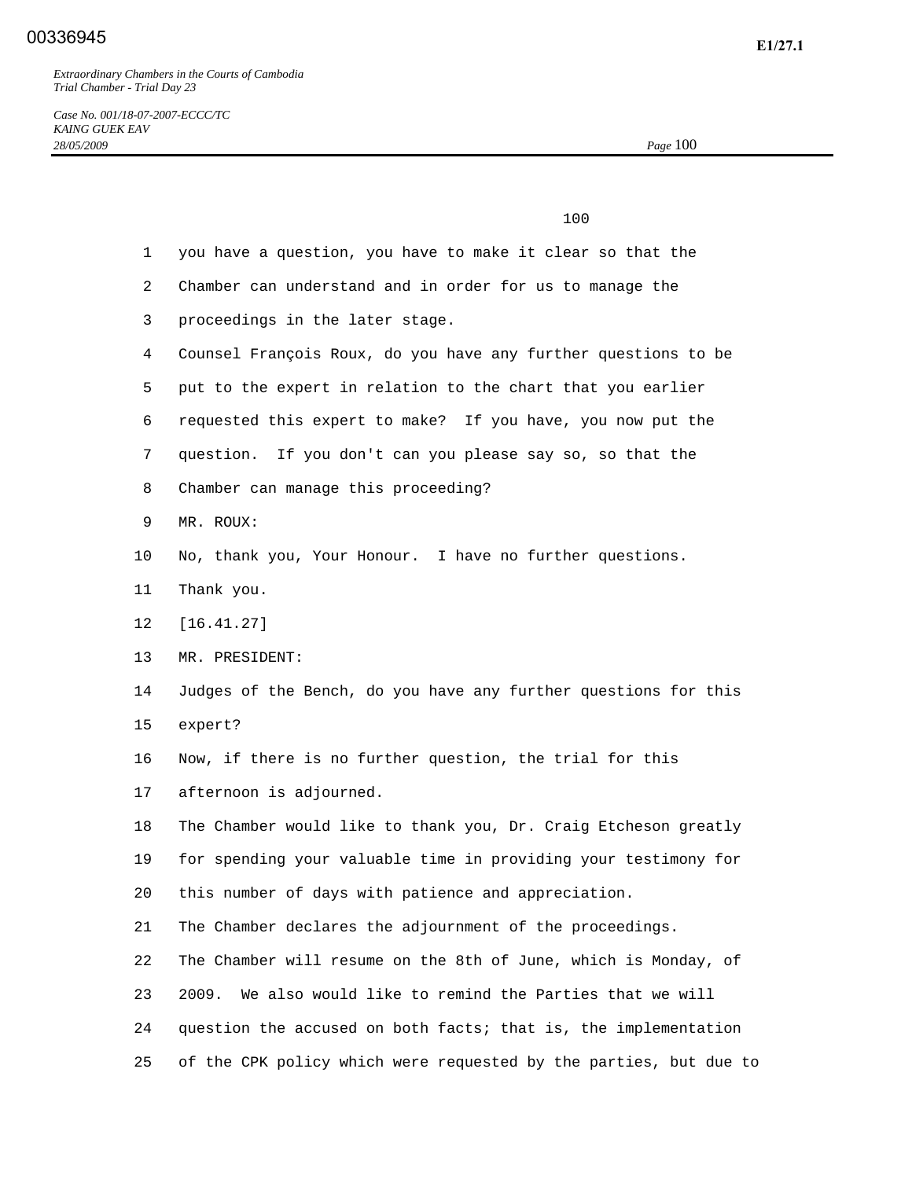you have a question, you have to make it clear so that the Chamber can understand and in order for us to manage the proceedings in the later stage.

Counsel François Roux, do you have any further questions to be put to the expert in relation to the chart that you earlier requested this expert to make? If you have, you now put the question. If you don't can you please say so, so that the Chamber can manage this proceeding?

MR. ROUX:

No, thank you, Your Honour. I have no further questions. Thank you.

[16.41.27]

MR. PRESIDENT:

Judges of the Bench, do you have any further questions for this expert?

Now, if there is no further question, the trial for this afternoon is adjourned.

The Chamber would like to thank you, Dr. Craig Etcheson greatly for spending your valuable time in providing your testimony for this number of days with patience and appreciation.

The Chamber declares the adjournment of the proceedings.

The Chamber will resume on the 8th of June, which is Monday, of 2009. We also would like to remind the Parties that we will question the accused on both facts; that is, the implementation of the CPK policy which were requested by the parties, but due to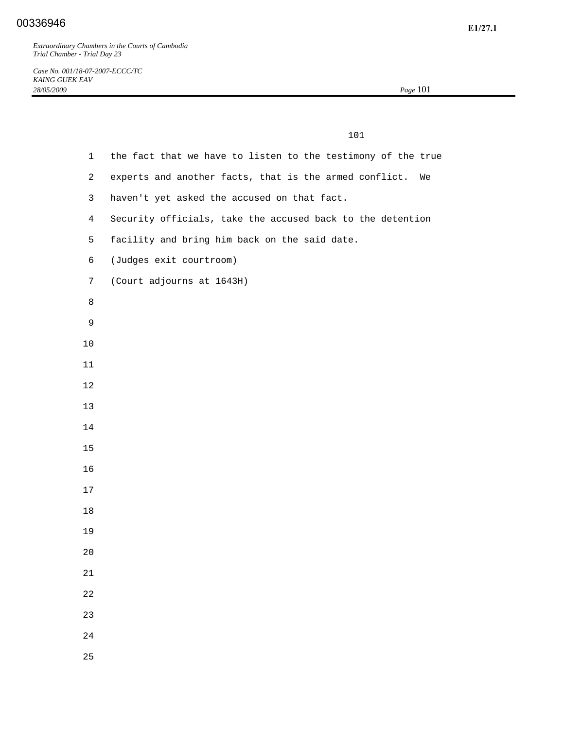the fact that we have to listen to the testimony of the true experts and another facts, that is the armed conflict. We haven't yet asked the accused on that fact.

Security officials, take the accused back to the detention facility and bring him back on the said date.

(Judges exit courtroom)

(Court adjourns at 1643H)